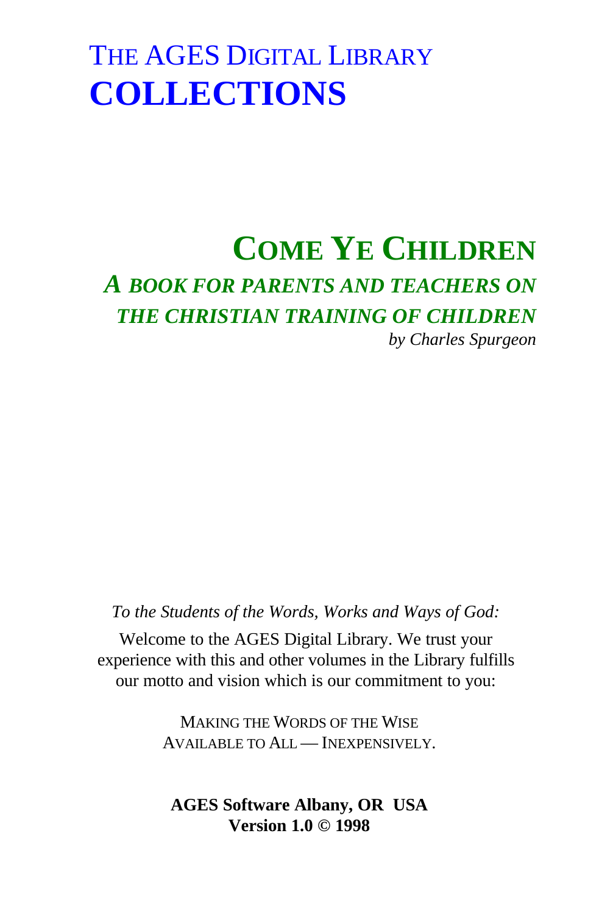# THE AGES DIGITAL LIBRARY
# COLLECTIONS

## COME YE CHILDREN

### *A BOOK FOR PARENTS AND TEACHERS ON THE CHRISTIAN TRAINING OF CHILDREN*

*by Charles Spurgeon*

*To the Students of the Words, Works and Ways of God:*

Welcome to the AGES Digital Library. We trust your experience with this and other volumes in the Library fulfills our motto and vision which is our commitment to you:

MAKING THE WORDS OF THE WISE
AVAILABLE TO ALL — INEXPENSIVELY.

**AGES Software Albany, OR USA**
**Version 1.0 © 1998**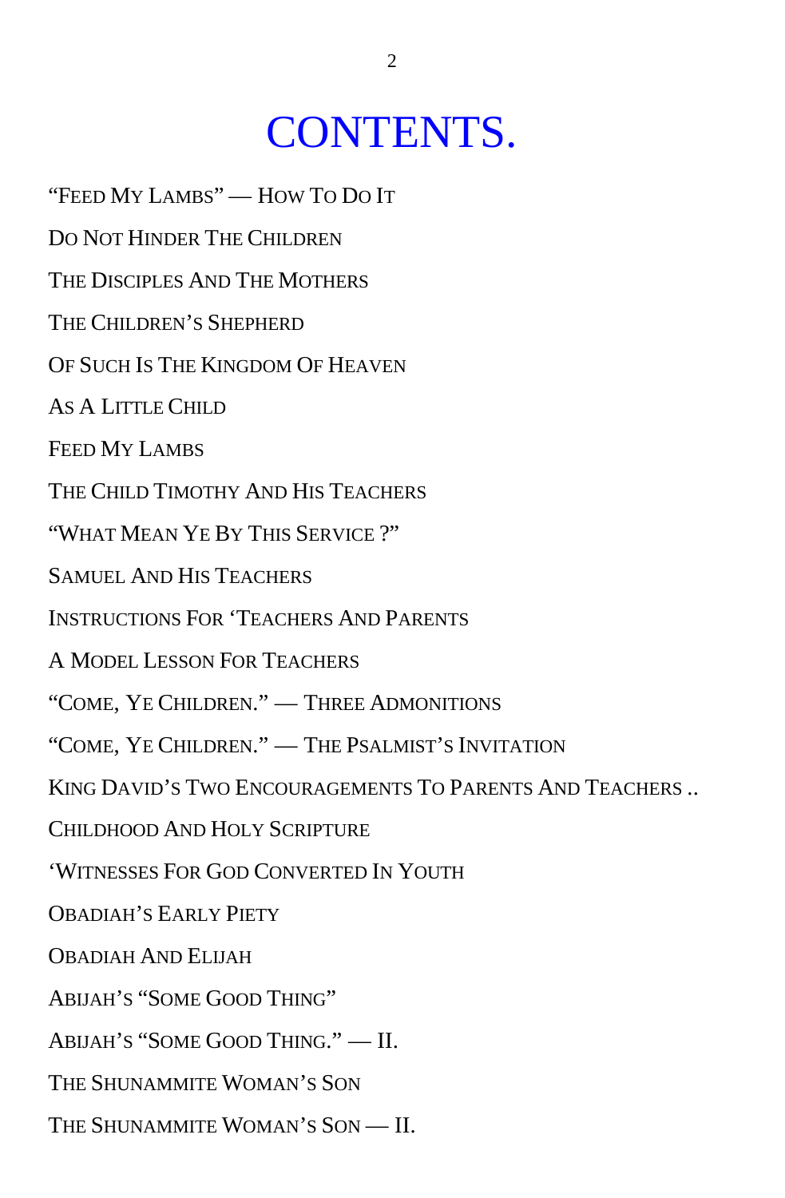# CONTENTS.

“FEED MY LAMBS” — HOW TO DO IT

DO NOT HINDER THE CHILDREN

THE DISCIPLES AND THE MOTHERS

THE CHILDREN’S SHEPHERD

OF SUCH IS THE KINGDOM OF HEAVEN

AS A LITTLE CHILD

FEED MY LAMBS

THE CHILD TIMOTHY AND HIS TEACHERS

“WHAT MEAN YE BY THIS SERVICE ?”

SAMUEL AND HIS TEACHERS

INSTRUCTIONS FOR ‘TEACHERS AND PARENTS

A MODEL LESSON FOR TEACHERS

“COME, YE CHILDREN.” — THREE ADMONITIONS

“COME, YE CHILDREN.” — THE PSALMIST’S INVITATION

KING DAVID’S TWO ENCOURAGEMENTS TO PARENTS AND TEACHERS ..

CHILDHOOD AND HOLY SCRIPTURE

‘WITNESSES FOR GOD CONVERTED IN YOUTH

OBADIAH’S EARLY PIETY

OBADIAH AND ELIJAH

ABIJAH’S “SOME GOOD THING”

ABIJAH’S “SOME GOOD THING.” — II.

THE SHUNAMMITE WOMAN’S SON

THE SHUNAMMITE WOMAN’S SON — II.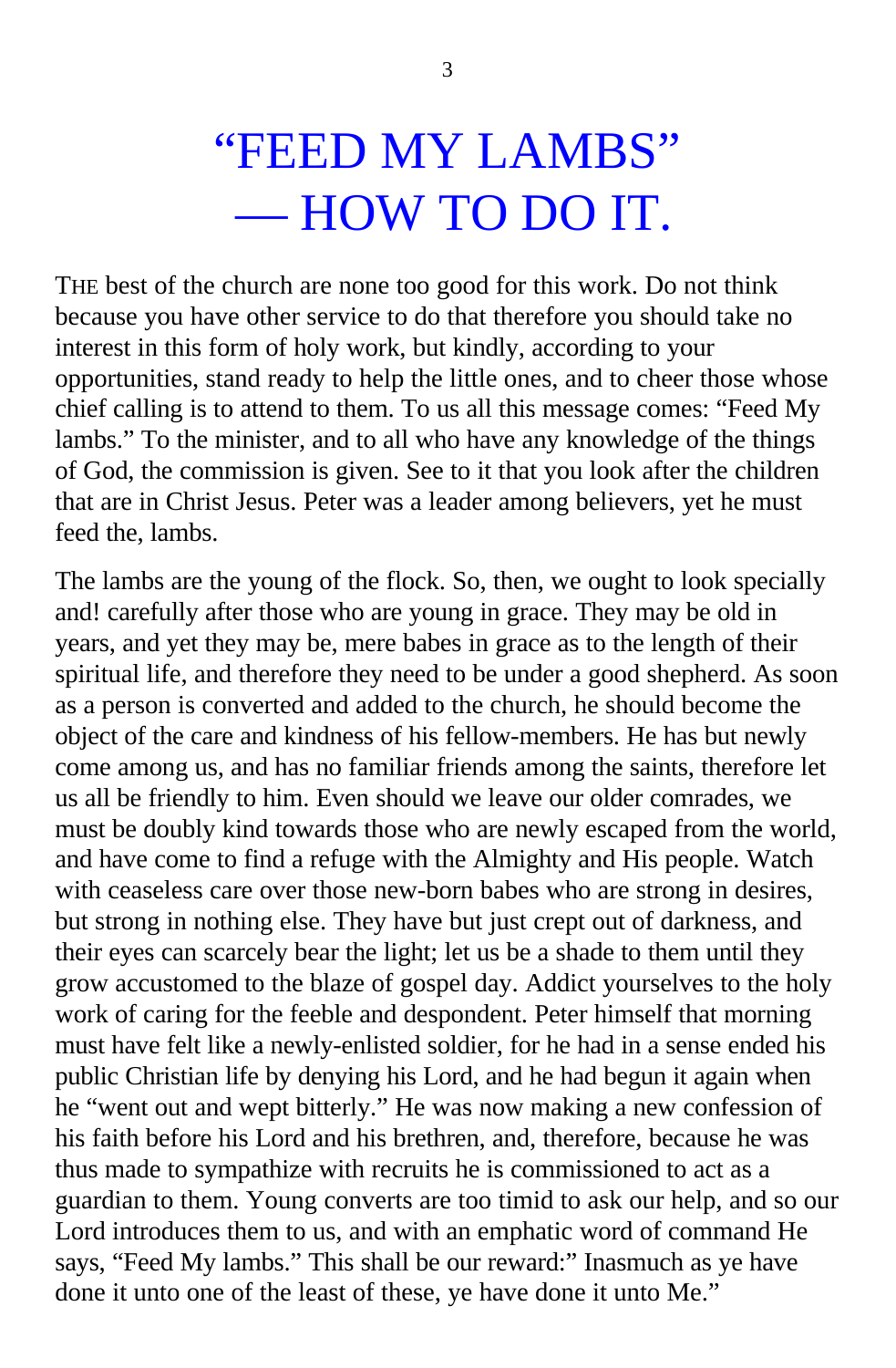# "FEED MY LAMBS" — HOW TO DO IT.

THE best of the church are none too good for this work. Do not think because you have other service to do that therefore you should take no interest in this form of holy work, but kindly, according to your opportunities, stand ready to help the little ones, and to cheer those whose chief calling is to attend to them. To us all this message comes: "Feed My lambs." To the minister, and to all who have any knowledge of the things of God, the commission is given. See to it that you look after the children that are in Christ Jesus. Peter was a leader among believers, yet he must feed the, lambs.

The lambs are the young of the flock. So, then, we ought to look specially and! carefully after those who are young in grace. They may be old in years, and yet they may be, mere babes in grace as to the length of their spiritual life, and therefore they need to be under a good shepherd. As soon as a person is converted and added to the church, he should become the object of the care and kindness of his fellow-members. He has but newly come among us, and has no familiar friends among the saints, therefore let us all be friendly to him. Even should we leave our older comrades, we must be doubly kind towards those who are newly escaped from the world, and have come to find a refuge with the Almighty and His people. Watch with ceaseless care over those new-born babes who are strong in desires, but strong in nothing else. They have but just crept out of darkness, and their eyes can scarcely bear the light; let us be a shade to them until they grow accustomed to the blaze of gospel day. Addict yourselves to the holy work of caring for the feeble and despondent. Peter himself that morning must have felt like a newly-enlisted soldier, for he had in a sense ended his public Christian life by denying his Lord, and he had begun it again when he "went out and wept bitterly." He was now making a new confession of his faith before his Lord and his brethren, and, therefore, because he was thus made to sympathize with recruits he is commissioned to act as a guardian to them. Young converts are too timid to ask our help, and so our Lord introduces them to us, and with an emphatic word of command He says, "Feed My lambs." This shall be our reward:" Inasmuch as ye have done it unto one of the least of these, ye have done it unto Me."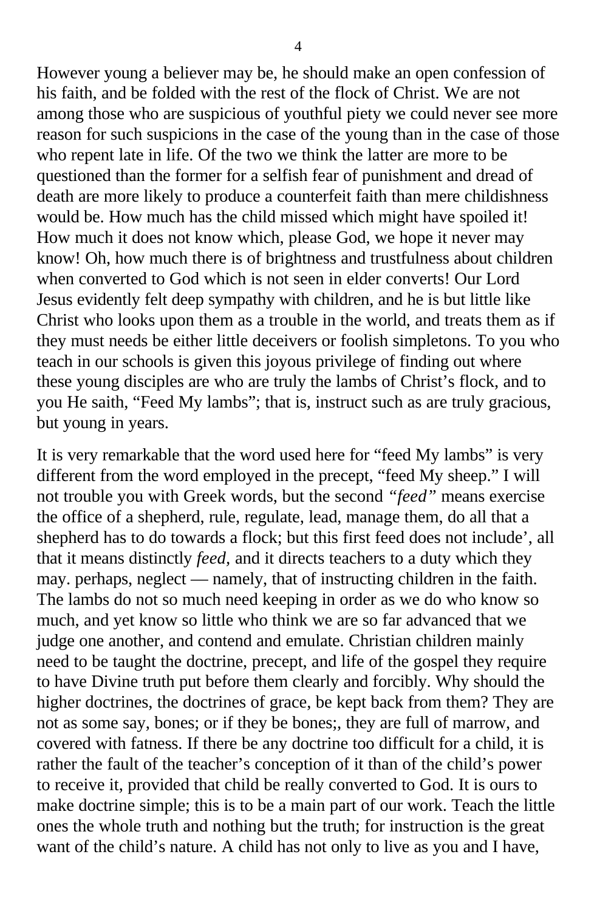However young a believer may be, he should make an open confession of his faith, and be folded with the rest of the flock of Christ. We are not among those who are suspicious of youthful piety we could never see more reason for such suspicions in the case of the young than in the case of those who repent late in life. Of the two we think the latter are more to be questioned than the former for a selfish fear of punishment and dread of death are more likely to produce a counterfeit faith than mere childishness would be. How much has the child missed which might have spoiled it! How much it does not know which, please God, we hope it never may know! Oh, how much there is of brightness and trustfulness about children when converted to God which is not seen in elder converts! Our Lord Jesus evidently felt deep sympathy with children, and he is but little like Christ who looks upon them as a trouble in the world, and treats them as if they must needs be either little deceivers or foolish simpletons. To you who teach in our schools is given this joyous privilege of finding out where these young disciples are who are truly the lambs of Christ's flock, and to you He saith, "Feed My lambs"; that is, instruct such as are truly gracious, but young in years.

It is very remarkable that the word used here for "feed My lambs" is very different from the word employed in the precept, "feed My sheep." I will not trouble you with Greek words, but the second *"feed"* means exercise the office of a shepherd, rule, regulate, lead, manage them, do all that a shepherd has to do towards a flock; but this first feed does not include', all that it means distinctly *feed,* and it directs teachers to a duty which they may. perhaps, neglect — namely, that of instructing children in the faith. The lambs do not so much need keeping in order as we do who know so much, and yet know so little who think we are so far advanced that we judge one another, and contend and emulate. Christian children mainly need to be taught the doctrine, precept, and life of the gospel they require to have Divine truth put before them clearly and forcibly. Why should the higher doctrines, the doctrines of grace, be kept back from them? They are not as some say, bones; or if they be bones;, they are full of marrow, and covered with fatness. If there be any doctrine too difficult for a child, it is rather the fault of the teacher's conception of it than of the child's power to receive it, provided that child be really converted to God. It is ours to make doctrine simple; this is to be a main part of our work. Teach the little ones the whole truth and nothing but the truth; for instruction is the great want of the child's nature. A child has not only to live as you and I have,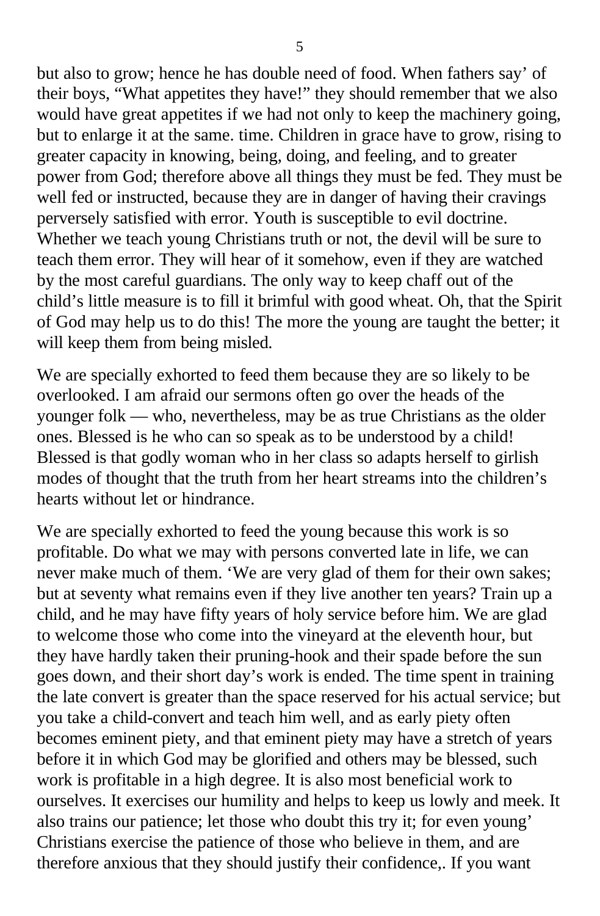but also to grow; hence he has double need of food. When fathers say' of their boys, "What appetites they have!" they should remember that we also would have great appetites if we had not only to keep the machinery going, but to enlarge it at the same. time. Children in grace have to grow, rising to greater capacity in knowing, being, doing, and feeling, and to greater power from God; therefore above all things they must be fed. They must be well fed or instructed, because they are in danger of having their cravings perversely satisfied with error. Youth is susceptible to evil doctrine. Whether we teach young Christians truth or not, the devil will be sure to teach them error. They will hear of it somehow, even if they are watched by the most careful guardians. The only way to keep chaff out of the child's little measure is to fill it brimful with good wheat. Oh, that the Spirit of God may help us to do this! The more the young are taught the better; it will keep them from being misled.

We are specially exhorted to feed them because they are so likely to be overlooked. I am afraid our sermons often go over the heads of the younger folk — who, nevertheless, may be as true Christians as the older ones. Blessed is he who can so speak as to be understood by a child! Blessed is that godly woman who in her class so adapts herself to girlish modes of thought that the truth from her heart streams into the children's hearts without let or hindrance.

We are specially exhorted to feed the young because this work is so profitable. Do what we may with persons converted late in life, we can never make much of them. 'We are very glad of them for their own sakes; but at seventy what remains even if they live another ten years? Train up a child, and he may have fifty years of holy service before him. We are glad to welcome those who come into the vineyard at the eleventh hour, but they have hardly taken their pruning-hook and their spade before the sun goes down, and their short day's work is ended. The time spent in training the late convert is greater than the space reserved for his actual service; but you take a child-convert and teach him well, and as early piety often becomes eminent piety, and that eminent piety may have a stretch of years before it in which God may be glorified and others may be blessed, such work is profitable in a high degree. It is also most beneficial work to ourselves. It exercises our humility and helps to keep us lowly and meek. It also trains our patience; let those who doubt this try it; for even young' Christians exercise the patience of those who believe in them, and are therefore anxious that they should justify their confidence,. If you want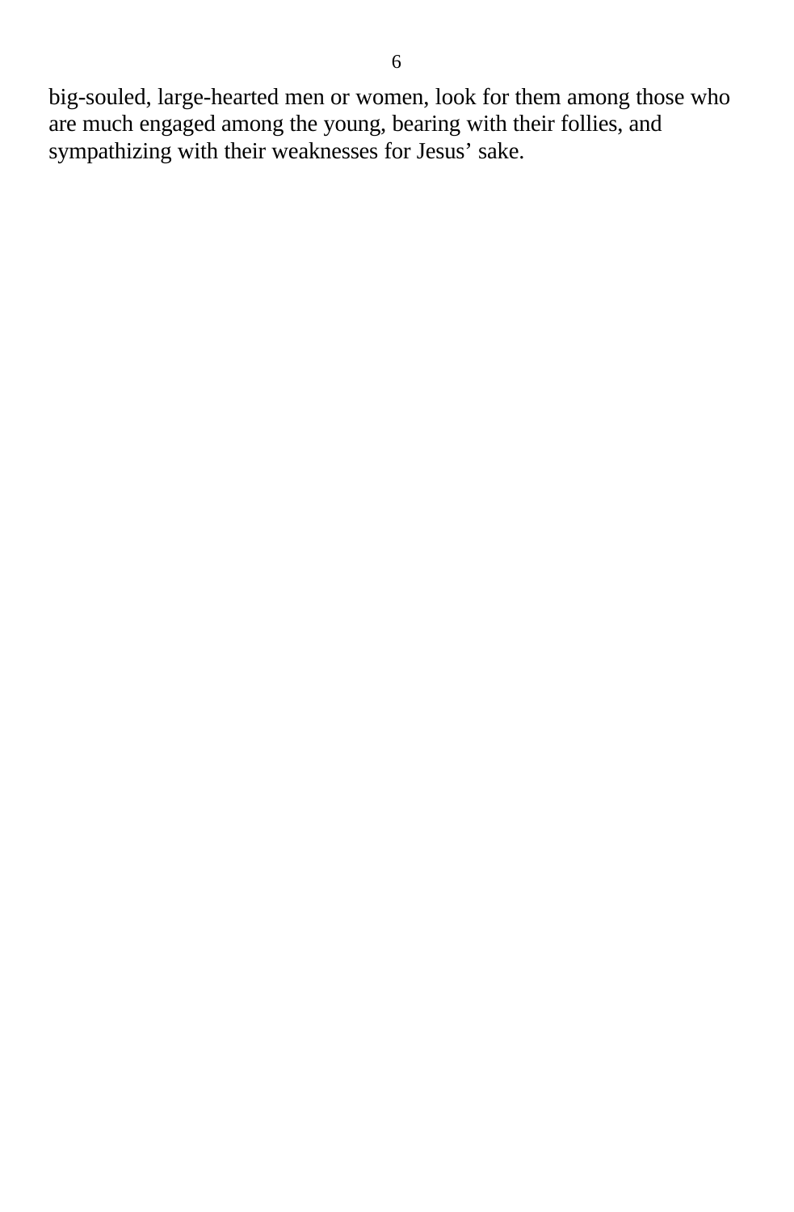big-souled, large-hearted men or women, look for them among those who are much engaged among the young, bearing with their follies, and sympathizing with their weaknesses for Jesus' sake.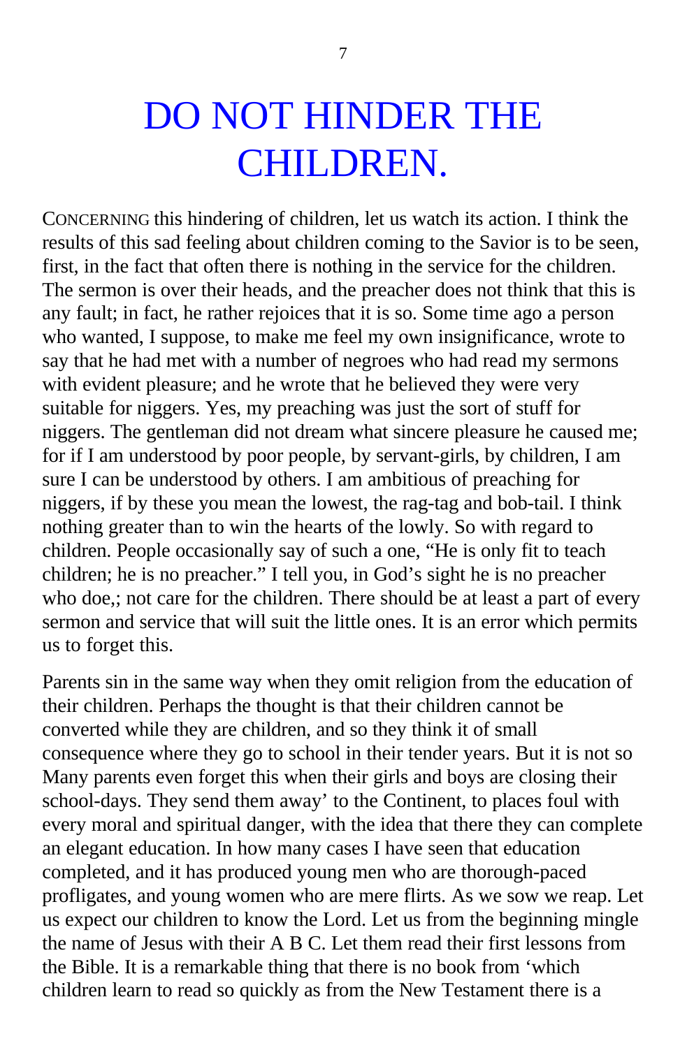# DO NOT HINDER THE CHILDREN.

CONCERNING this hindering of children, let us watch its action. I think the results of this sad feeling about children coming to the Savior is to be seen, first, in the fact that often there is nothing in the service for the children. The sermon is over their heads, and the preacher does not think that this is any fault; in fact, he rather rejoices that it is so. Some time ago a person who wanted, I suppose, to make me feel my own insignificance, wrote to say that he had met with a number of negroes who had read my sermons with evident pleasure; and he wrote that he believed they were very suitable for niggers. Yes, my preaching was just the sort of stuff for niggers. The gentleman did not dream what sincere pleasure he caused me; for if I am understood by poor people, by servant-girls, by children, I am sure I can be understood by others. I am ambitious of preaching for niggers, if by these you mean the lowest, the rag-tag and bob-tail. I think nothing greater than to win the hearts of the lowly. So with regard to children. People occasionally say of such a one, "He is only fit to teach children; he is no preacher." I tell you, in God's sight he is no preacher who doe,; not care for the children. There should be at least a part of every sermon and service that will suit the little ones. It is an error which permits us to forget this.

Parents sin in the same way when they omit religion from the education of their children. Perhaps the thought is that their children cannot be converted while they are children, and so they think it of small consequence where they go to school in their tender years. But it is not so Many parents even forget this when their girls and boys are closing their school-days. They send them away' to the Continent, to places foul with every moral and spiritual danger, with the idea that there they can complete an elegant education. In how many cases I have seen that education completed, and it has produced young men who are thorough-paced profligates, and young women who are mere flirts. As we sow we reap. Let us expect our children to know the Lord. Let us from the beginning mingle the name of Jesus with their A B C. Let them read their first lessons from the Bible. It is a remarkable thing that there is no book from 'which children learn to read so quickly as from the New Testament there is a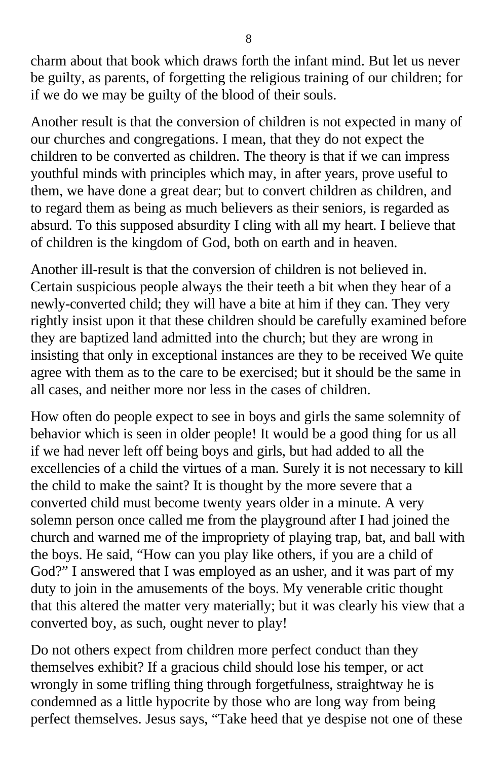charm about that book which draws forth the infant mind. But let us never be guilty, as parents, of forgetting the religious training of our children; for if we do we may be guilty of the blood of their souls.

Another result is that the conversion of children is not expected in many of our churches and congregations. I mean, that they do not expect the children to be converted as children. The theory is that if we can impress youthful minds with principles which may, in after years, prove useful to them, we have done a great dear; but to convert children as children, and to regard them as being as much believers as their seniors, is regarded as absurd. To this supposed absurdity I cling with all my heart. I believe that of children is the kingdom of God, both on earth and in heaven.

Another ill-result is that the conversion of children is not believed in. Certain suspicious people always the their teeth a bit when they hear of a newly-converted child; they will have a bite at him if they can. They very rightly insist upon it that these children should be carefully examined before they are baptized land admitted into the church; but they are wrong in insisting that only in exceptional instances are they to be received We quite agree with them as to the care to be exercised; but it should be the same in all cases, and neither more nor less in the cases of children.

How often do people expect to see in boys and girls the same solemnity of behavior which is seen in older people! It would be a good thing for us all if we had never left off being boys and girls, but had added to all the excellencies of a child the virtues of a man. Surely it is not necessary to kill the child to make the saint? It is thought by the more severe that a converted child must become twenty years older in a minute. A very solemn person once called me from the playground after I had joined the church and warned me of the impropriety of playing trap, bat, and ball with the boys. He said, “How can you play like others, if you are a child of God?” I answered that I was employed as an usher, and it was part of my duty to join in the amusements of the boys. My venerable critic thought that this altered the matter very materially; but it was clearly his view that a converted boy, as such, ought never to play!

Do not others expect from children more perfect conduct than they themselves exhibit? If a gracious child should lose his temper, or act wrongly in some trifling thing through forgetfulness, straightway he is condemned as a little hypocrite by those who are long way from being perfect themselves. Jesus says, “Take heed that ye despise not one of these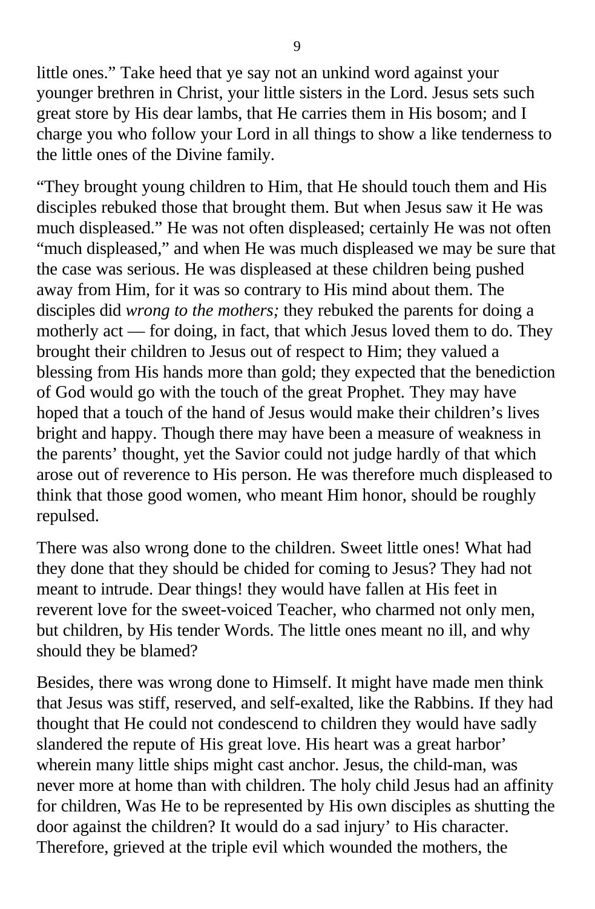little ones.” Take heed that ye say not an unkind word against your younger brethren in Christ, your little sisters in the Lord. Jesus sets such great store by His dear lambs, that He carries them in His bosom; and I charge you who follow your Lord in all things to show a like tenderness to the little ones of the Divine family.

“They brought young children to Him, that He should touch them and His disciples rebuked those that brought them. But when Jesus saw it He was much displeased.” He was not often displeased; certainly He was not often “much displeased,” and when He was much displeased we may be sure that the case was serious. He was displeased at these children being pushed away from Him, for it was so contrary to His mind about them. The disciples did *wrong to the mothers;* they rebuked the parents for doing a motherly act — for doing, in fact, that which Jesus loved them to do. They brought their children to Jesus out of respect to Him; they valued a blessing from His hands more than gold; they expected that the benediction of God would go with the touch of the great Prophet. They may have hoped that a touch of the hand of Jesus would make their children’s lives bright and happy. Though there may have been a measure of weakness in the parents’ thought, yet the Savior could not judge hardly of that which arose out of reverence to His person. He was therefore much displeased to think that those good women, who meant Him honor, should be roughly repulsed.

There was also wrong done to the children. Sweet little ones! What had they done that they should be chided for coming to Jesus? They had not meant to intrude. Dear things! they would have fallen at His feet in reverent love for the sweet-voiced Teacher, who charmed not only men, but children, by His tender Words. The little ones meant no ill, and why should they be blamed?

Besides, there was wrong done to Himself. It might have made men think that Jesus was stiff, reserved, and self-exalted, like the Rabbins. If they had thought that He could not condescend to children they would have sadly slandered the repute of His great love. His heart was a great harbor’ wherein many little ships might cast anchor. Jesus, the child-man, was never more at home than with children. The holy child Jesus had an affinity for children, Was He to be represented by His own disciples as shutting the door against the children? It would do a sad injury’ to His character. Therefore, grieved at the triple evil which wounded the mothers, the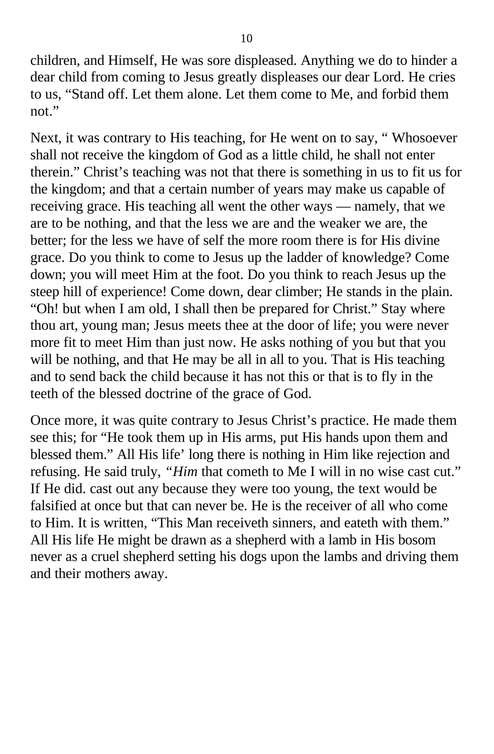children, and Himself, He was sore displeased. Anything we do to hinder a dear child from coming to Jesus greatly displeases our dear Lord. He cries to us, "Stand off. Let them alone. Let them come to Me, and forbid them not."

Next, it was contrary to His teaching, for He went on to say, " Whosoever shall not receive the kingdom of God as a little child, he shall not enter therein." Christ's teaching was not that there is something in us to fit us for the kingdom; and that a certain number of years may make us capable of receiving grace. His teaching all went the other ways — namely, that we are to be nothing, and that the less we are and the weaker we are, the better; for the less we have of self the more room there is for His divine grace. Do you think to come to Jesus up the ladder of knowledge? Come down; you will meet Him at the foot. Do you think to reach Jesus up the steep hill of experience! Come down, dear climber; He stands in the plain. "Oh! but when I am old, I shall then be prepared for Christ." Stay where thou art, young man; Jesus meets thee at the door of life; you were never more fit to meet Him than just now. He asks nothing of you but that you will be nothing, and that He may be all in all to you. That is His teaching and to send back the child because it has not this or that is to fly in the teeth of the blessed doctrine of the grace of God.

Once more, it was quite contrary to Jesus Christ's practice. He made them see this; for "He took them up in His arms, put His hands upon them and blessed them." All His life' long there is nothing in Him like rejection and refusing. He said truly, *"Him* that cometh to Me I will in no wise cast cut." If He did. cast out any because they were too young, the text would be falsified at once but that can never be. He is the receiver of all who come to Him. It is written, "This Man receiveth sinners, and eateth with them." All His life He might be drawn as a shepherd with a lamb in His bosom never as a cruel shepherd setting his dogs upon the lambs and driving them and their mothers away.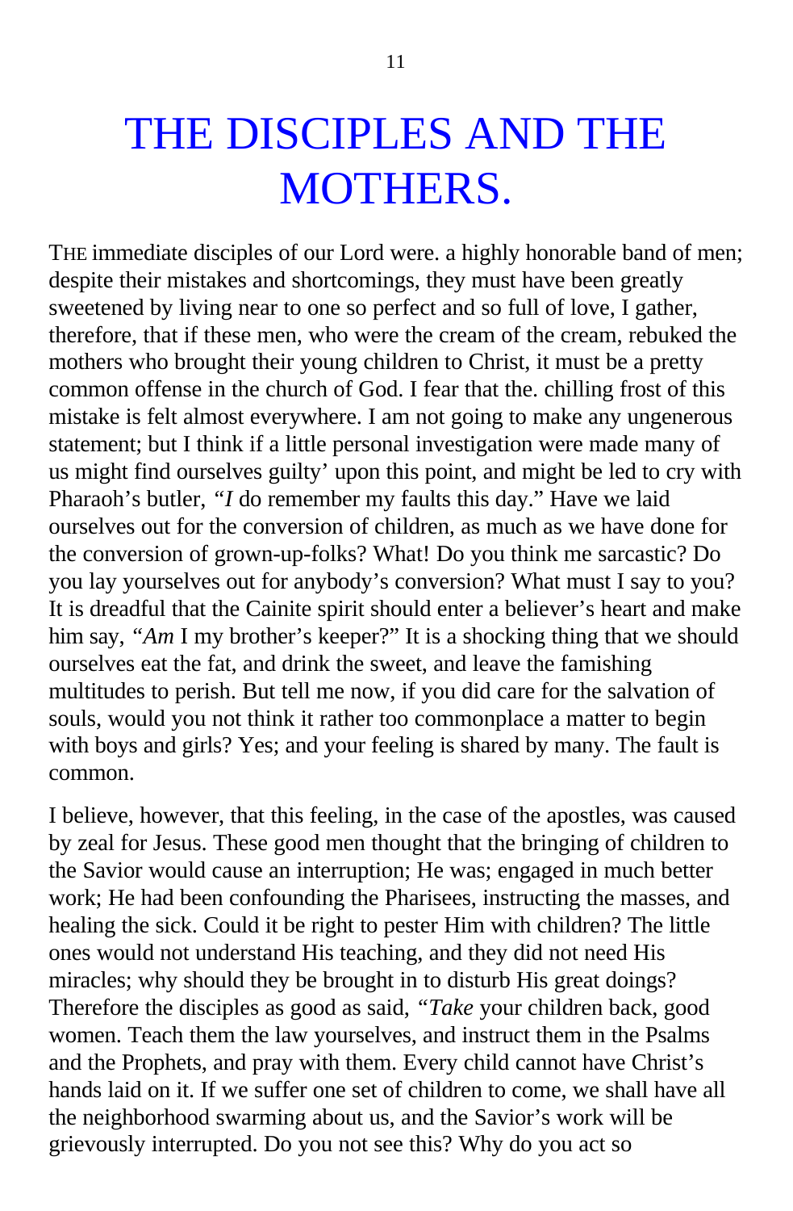# THE DISCIPLES AND THE MOTHERS.

THE immediate disciples of our Lord were. a highly honorable band of men; despite their mistakes and shortcomings, they must have been greatly sweetened by living near to one so perfect and so full of love, I gather, therefore, that if these men, who were the cream of the cream, rebuked the mothers who brought their young children to Christ, it must be a pretty common offense in the church of God. I fear that the. chilling frost of this mistake is felt almost everywhere. I am not going to make any ungenerous statement; but I think if a little personal investigation were made many of us might find ourselves guilty' upon this point, and might be led to cry with Pharaoh's butler, *"I* do remember my faults this day." Have we laid ourselves out for the conversion of children, as much as we have done for the conversion of grown-up-folks? What! Do you think me sarcastic? Do you lay yourselves out for anybody's conversion? What must I say to you? It is dreadful that the Cainite spirit should enter a believer's heart and make him say, *"Am* I my brother's keeper?" It is a shocking thing that we should ourselves eat the fat, and drink the sweet, and leave the famishing multitudes to perish. But tell me now, if you did care for the salvation of souls, would you not think it rather too commonplace a matter to begin with boys and girls? Yes; and your feeling is shared by many. The fault is common.

I believe, however, that this feeling, in the case of the apostles, was caused by zeal for Jesus. These good men thought that the bringing of children to the Savior would cause an interruption; He was; engaged in much better work; He had been confounding the Pharisees, instructing the masses, and healing the sick. Could it be right to pester Him with children? The little ones would not understand His teaching, and they did not need His miracles; why should they be brought in to disturb His great doings? Therefore the disciples as good as said, *"Take* your children back, good women. Teach them the law yourselves, and instruct them in the Psalms and the Prophets, and pray with them. Every child cannot have Christ's hands laid on it. If we suffer one set of children to come, we shall have all the neighborhood swarming about us, and the Savior's work will be grievously interrupted. Do you not see this? Why do you act so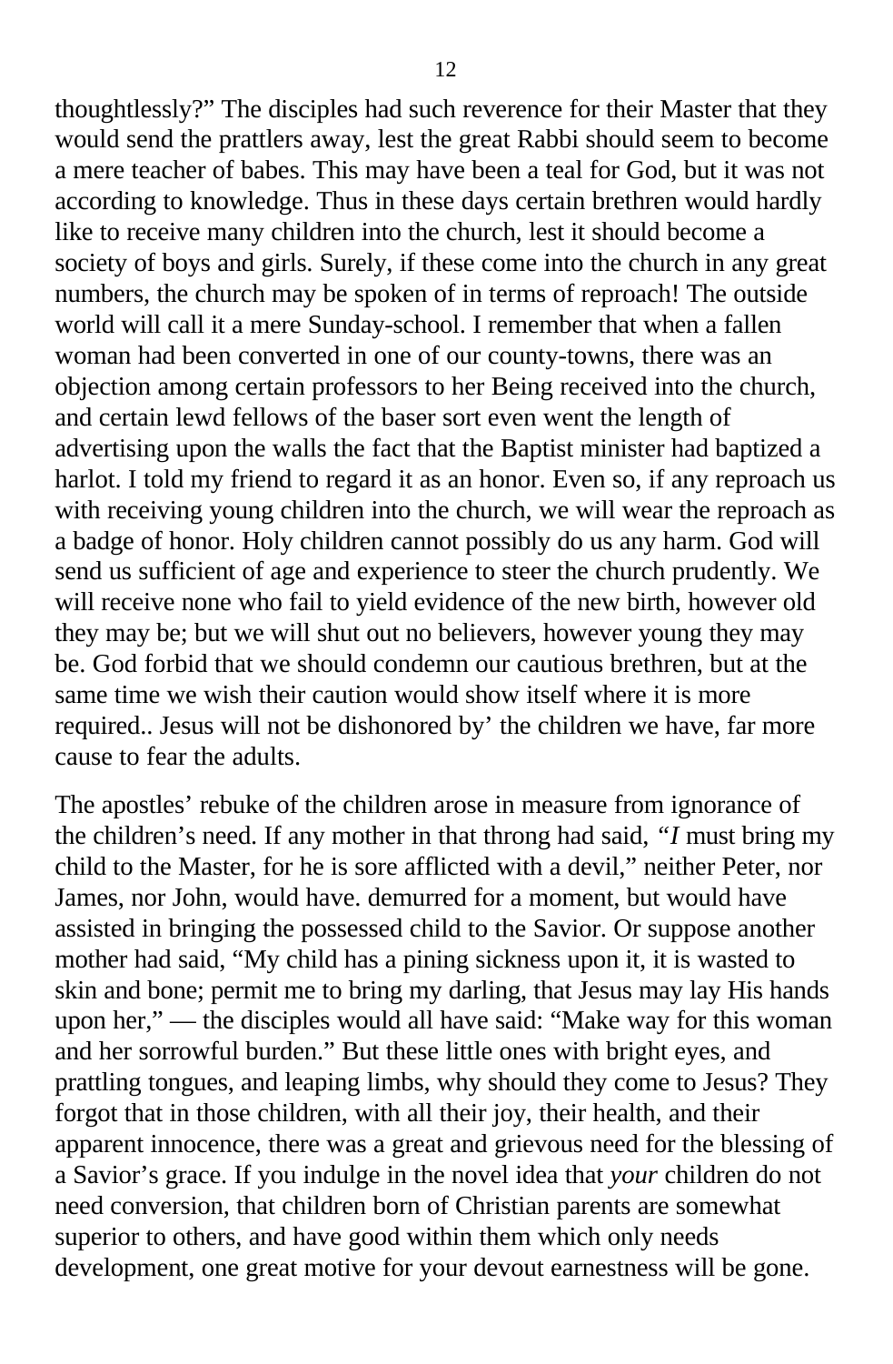thoughtlessly?" The disciples had such reverence for their Master that they would send the prattlers away, lest the great Rabbi should seem to become a mere teacher of babes. This may have been a teal for God, but it was not according to knowledge. Thus in these days certain brethren would hardly like to receive many children into the church, lest it should become a society of boys and girls. Surely, if these come into the church in any great numbers, the church may be spoken of in terms of reproach! The outside world will call it a mere Sunday-school. I remember that when a fallen woman had been converted in one of our county-towns, there was an objection among certain professors to her Being received into the church, and certain lewd fellows of the baser sort even went the length of advertising upon the walls the fact that the Baptist minister had baptized a harlot. I told my friend to regard it as an honor. Even so, if any reproach us with receiving young children into the church, we will wear the reproach as a badge of honor. Holy children cannot possibly do us any harm. God will send us sufficient of age and experience to steer the church prudently. We will receive none who fail to yield evidence of the new birth, however old they may be; but we will shut out no believers, however young they may be. God forbid that we should condemn our cautious brethren, but at the same time we wish their caution would show itself where it is more required.. Jesus will not be dishonored by' the children we have, far more cause to fear the adults.

The apostles' rebuke of the children arose in measure from ignorance of the children's need. If any mother in that throng had said, *"I* must bring my child to the Master, for he is sore afflicted with a devil," neither Peter, nor James, nor John, would have. demurred for a moment, but would have assisted in bringing the possessed child to the Savior. Or suppose another mother had said, "My child has a pining sickness upon it, it is wasted to skin and bone; permit me to bring my darling, that Jesus may lay His hands upon her," — the disciples would all have said: "Make way for this woman and her sorrowful burden." But these little ones with bright eyes, and prattling tongues, and leaping limbs, why should they come to Jesus? They forgot that in those children, with all their joy, their health, and their apparent innocence, there was a great and grievous need for the blessing of a Savior's grace. If you indulge in the novel idea that *your* children do not need conversion, that children born of Christian parents are somewhat superior to others, and have good within them which only needs development, one great motive for your devout earnestness will be gone.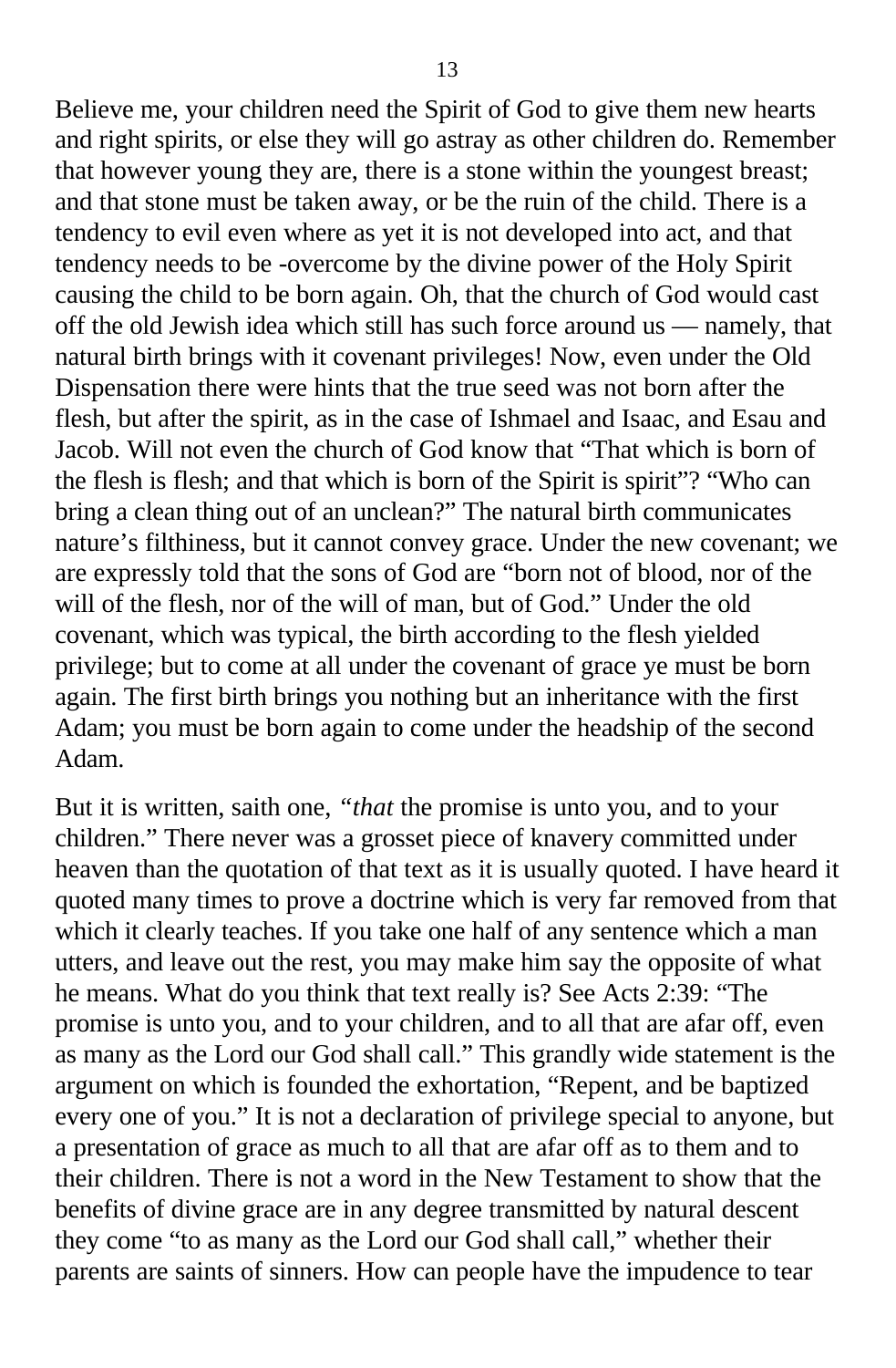Believe me, your children need the Spirit of God to give them new hearts and right spirits, or else they will go astray as other children do. Remember that however young they are, there is a stone within the youngest breast; and that stone must be taken away, or be the ruin of the child. There is a tendency to evil even where as yet it is not developed into act, and that tendency needs to be -overcome by the divine power of the Holy Spirit causing the child to be born again. Oh, that the church of God would cast off the old Jewish idea which still has such force around us — namely, that natural birth brings with it covenant privileges! Now, even under the Old Dispensation there were hints that the true seed was not born after the flesh, but after the spirit, as in the case of Ishmael and Isaac, and Esau and Jacob. Will not even the church of God know that "That which is born of the flesh is flesh; and that which is born of the Spirit is spirit"? "Who can bring a clean thing out of an unclean?" The natural birth communicates nature's filthiness, but it cannot convey grace. Under the new covenant; we are expressly told that the sons of God are "born not of blood, nor of the will of the flesh, nor of the will of man, but of God." Under the old covenant, which was typical, the birth according to the flesh yielded privilege; but to come at all under the covenant of grace ye must be born again. The first birth brings you nothing but an inheritance with the first Adam; you must be born again to come under the headship of the second Adam.

But it is written, saith one, *"that* the promise is unto you, and to your children." There never was a grosset piece of knavery committed under heaven than the quotation of that text as it is usually quoted. I have heard it quoted many times to prove a doctrine which is very far removed from that which it clearly teaches. If you take one half of any sentence which a man utters, and leave out the rest, you may make him say the opposite of what he means. What do you think that text really is? See Acts 2:39: "The promise is unto you, and to your children, and to all that are afar off, even as many as the Lord our God shall call." This grandly wide statement is the argument on which is founded the exhortation, "Repent, and be baptized every one of you." It is not a declaration of privilege special to anyone, but a presentation of grace as much to all that are afar off as to them and to their children. There is not a word in the New Testament to show that the benefits of divine grace are in any degree transmitted by natural descent they come "to as many as the Lord our God shall call," whether their parents are saints of sinners. How can people have the impudence to tear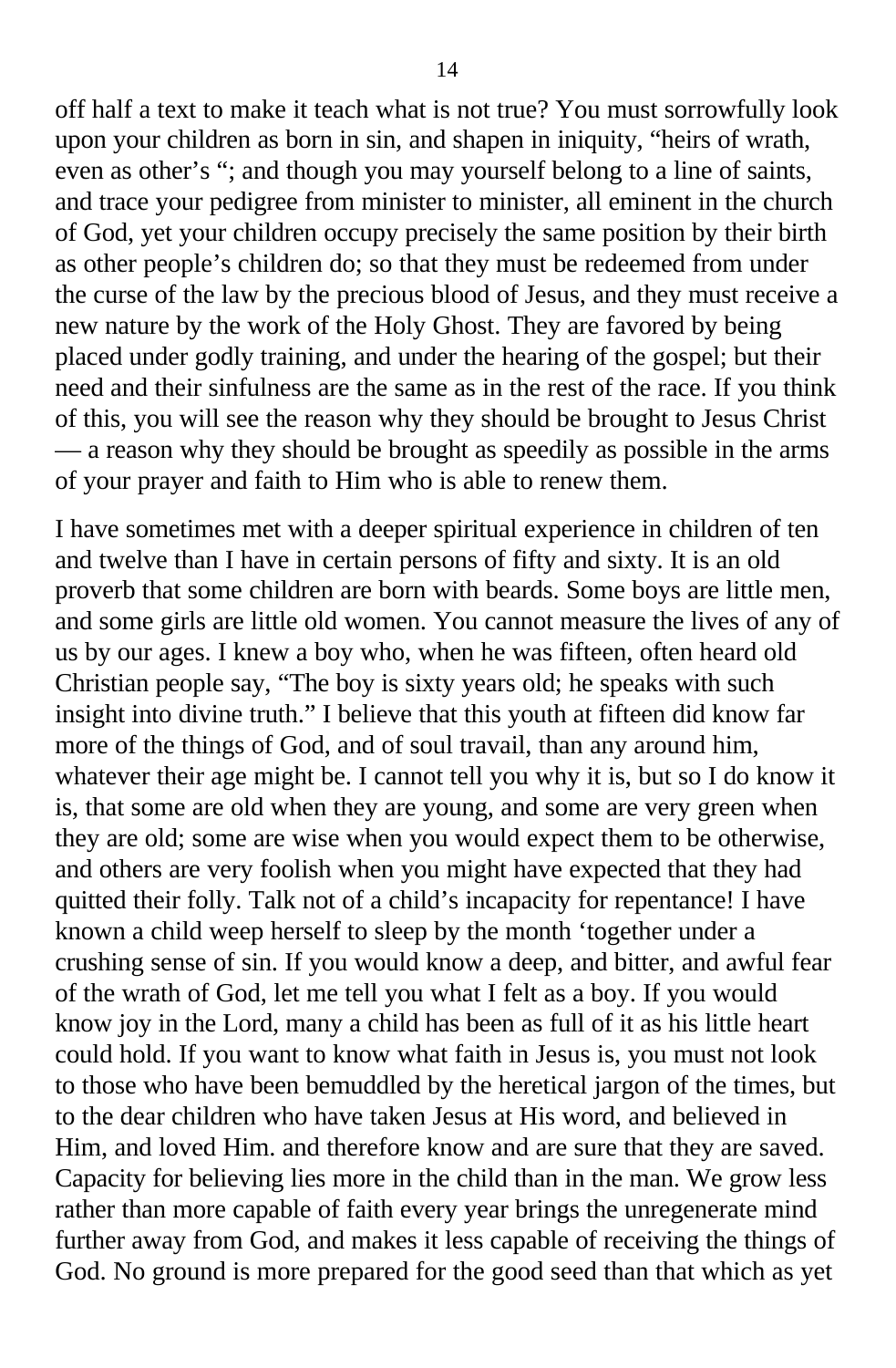off half a text to make it teach what is not true? You must sorrowfully look upon your children as born in sin, and shapen in iniquity, "heirs of wrath, even as other's "; and though you may yourself belong to a line of saints, and trace your pedigree from minister to minister, all eminent in the church of God, yet your children occupy precisely the same position by their birth as other people's children do; so that they must be redeemed from under the curse of the law by the precious blood of Jesus, and they must receive a new nature by the work of the Holy Ghost. They are favored by being placed under godly training, and under the hearing of the gospel; but their need and their sinfulness are the same as in the rest of the race. If you think of this, you will see the reason why they should be brought to Jesus Christ — a reason why they should be brought as speedily as possible in the arms of your prayer and faith to Him who is able to renew them.

I have sometimes met with a deeper spiritual experience in children of ten and twelve than I have in certain persons of fifty and sixty. It is an old proverb that some children are born with beards. Some boys are little men, and some girls are little old women. You cannot measure the lives of any of us by our ages. I knew a boy who, when he was fifteen, often heard old Christian people say, "The boy is sixty years old; he speaks with such insight into divine truth." I believe that this youth at fifteen did know far more of the things of God, and of soul travail, than any around him, whatever their age might be. I cannot tell you why it is, but so I do know it is, that some are old when they are young, and some are very green when they are old; some are wise when you would expect them to be otherwise, and others are very foolish when you might have expected that they had quitted their folly. Talk not of a child's incapacity for repentance! I have known a child weep herself to sleep by the month 'together under a crushing sense of sin. If you would know a deep, and bitter, and awful fear of the wrath of God, let me tell you what I felt as a boy. If you would know joy in the Lord, many a child has been as full of it as his little heart could hold. If you want to know what faith in Jesus is, you must not look to those who have been bemuddled by the heretical jargon of the times, but to the dear children who have taken Jesus at His word, and believed in Him, and loved Him. and therefore know and are sure that they are saved. Capacity for believing lies more in the child than in the man. We grow less rather than more capable of faith every year brings the unregenerate mind further away from God, and makes it less capable of receiving the things of God. No ground is more prepared for the good seed than that which as yet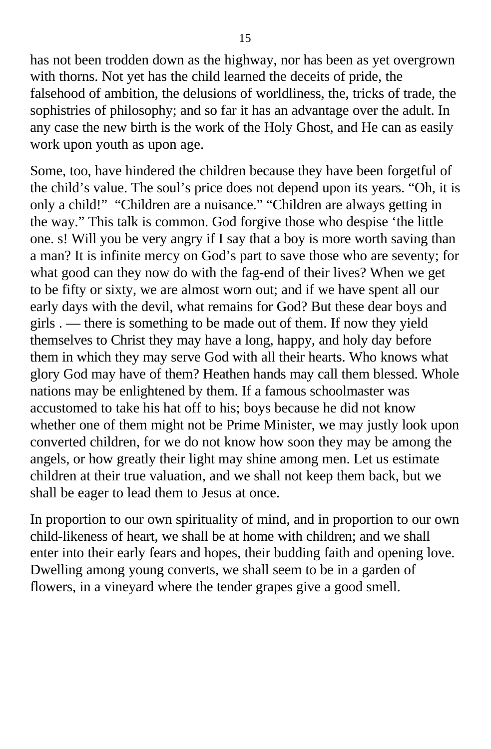has not been trodden down as the highway, nor has been as yet overgrown with thorns. Not yet has the child learned the deceits of pride, the falsehood of ambition, the delusions of worldliness, the, tricks of trade, the sophistries of philosophy; and so far it has an advantage over the adult. In any case the new birth is the work of the Holy Ghost, and He can as easily work upon youth as upon age.

Some, too, have hindered the children because they have been forgetful of the child's value. The soul's price does not depend upon its years. "Oh, it is only a child!" "Children are a nuisance." "Children are always getting in the way." This talk is common. God forgive those who despise 'the little one. s! Will you be very angry if I say that a boy is more worth saving than a man? It is infinite mercy on God's part to save those who are seventy; for what good can they now do with the fag-end of their lives? When we get to be fifty or sixty, we are almost worn out; and if we have spent all our early days with the devil, what remains for God? But these dear boys and girls . — there is something to be made out of them. If now they yield themselves to Christ they may have a long, happy, and holy day before them in which they may serve God with all their hearts. Who knows what glory God may have of them? Heathen hands may call them blessed. Whole nations may be enlightened by them. If a famous schoolmaster was accustomed to take his hat off to his; boys because he did not know whether one of them might not be Prime Minister, we may justly look upon converted children, for we do not know how soon they may be among the angels, or how greatly their light may shine among men. Let us estimate children at their true valuation, and we shall not keep them back, but we shall be eager to lead them to Jesus at once.

In proportion to our own spirituality of mind, and in proportion to our own child-likeness of heart, we shall be at home with children; and we shall enter into their early fears and hopes, their budding faith and opening love. Dwelling among young converts, we shall seem to be in a garden of flowers, in a vineyard where the tender grapes give a good smell.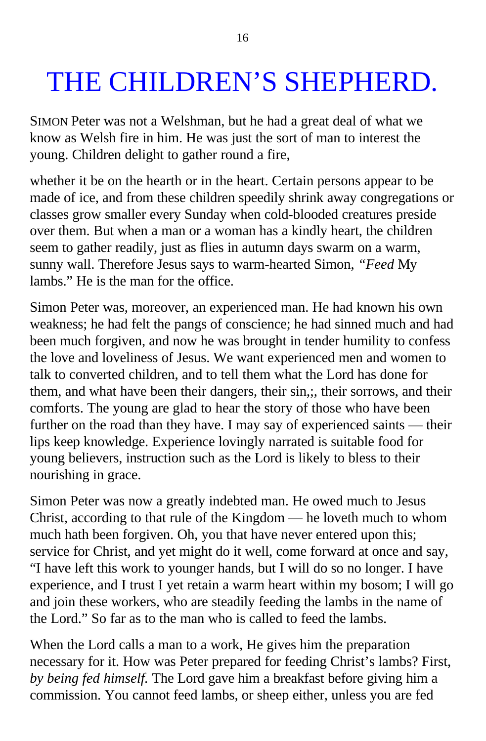# THE CHILDREN'S SHEPHERD.

SIMON Peter was not a Welshman, but he had a great deal of what we know as Welsh fire in him. He was just the sort of man to interest the young. Children delight to gather round a fire,

whether it be on the hearth or in the heart. Certain persons appear to be made of ice, and from these children speedily shrink away congregations or classes grow smaller every Sunday when cold-blooded creatures preside over them. But when a man or a woman has a kindly heart, the children seem to gather readily, just as flies in autumn days swarm on a warm, sunny wall. Therefore Jesus says to warm-hearted Simon, "*Feed* My lambs." He is the man for the office.

Simon Peter was, moreover, an experienced man. He had known his own weakness; he had felt the pangs of conscience; he had sinned much and had been much forgiven, and now he was brought in tender humility to confess the love and loveliness of Jesus. We want experienced men and women to talk to converted children, and to tell them what the Lord has done for them, and what have been their dangers, their sin,;, their sorrows, and their comforts. The young are glad to hear the story of those who have been further on the road than they have. I may say of experienced saints — their lips keep knowledge. Experience lovingly narrated is suitable food for young believers, instruction such as the Lord is likely to bless to their nourishing in grace.

Simon Peter was now a greatly indebted man. He owed much to Jesus Christ, according to that rule of the Kingdom — he loveth much to whom much hath been forgiven. Oh, you that have never entered upon this; service for Christ, and yet might do it well, come forward at once and say, "I have left this work to younger hands, but I will do so no longer. I have experience, and I trust I yet retain a warm heart within my bosom; I will go and join these workers, who are steadily feeding the lambs in the name of the Lord." So far as to the man who is called to feed the lambs.

When the Lord calls a man to a work, He gives him the preparation necessary for it. How was Peter prepared for feeding Christ's lambs? First, *by being fed himself.* The Lord gave him a breakfast before giving him a commission. You cannot feed lambs, or sheep either, unless you are fed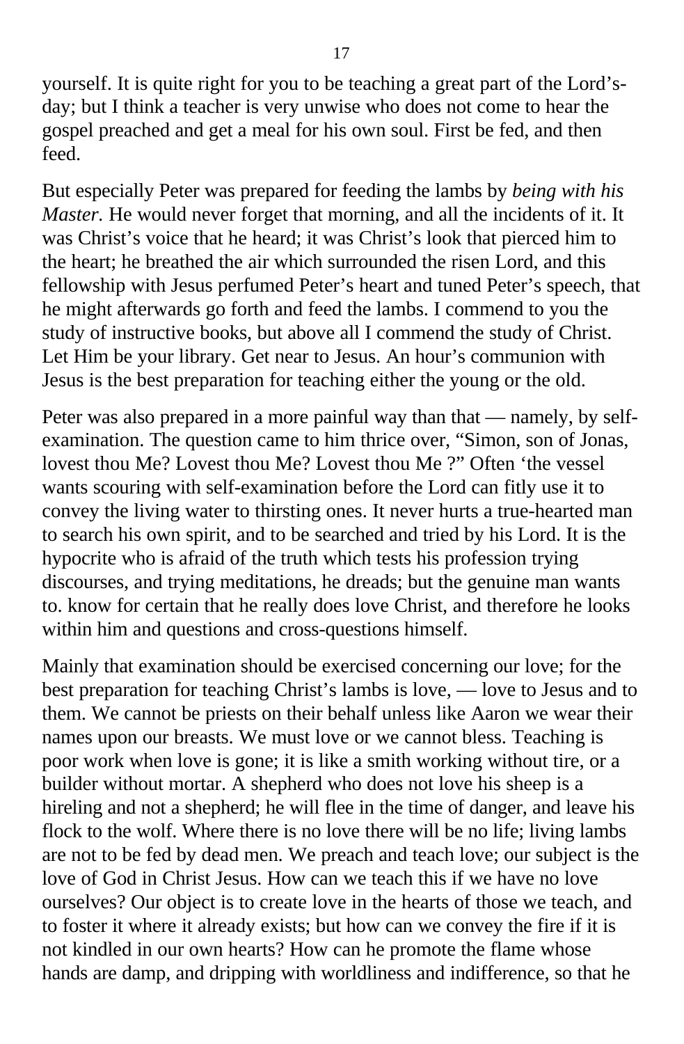yourself. It is quite right for you to be teaching a great part of the Lord's-day; but I think a teacher is very unwise who does not come to hear the gospel preached and get a meal for his own soul. First be fed, and then feed.

But especially Peter was prepared for feeding the lambs by *being with his Master.* He would never forget that morning, and all the incidents of it. It was Christ's voice that he heard; it was Christ's look that pierced him to the heart; he breathed the air which surrounded the risen Lord, and this fellowship with Jesus perfumed Peter's heart and tuned Peter's speech, that he might afterwards go forth and feed the lambs. I commend to you the study of instructive books, but above all I commend the study of Christ. Let Him be your library. Get near to Jesus. An hour's communion with Jesus is the best preparation for teaching either the young or the old.

Peter was also prepared in a more painful way than that — namely, by self-examination. The question came to him thrice over, "Simon, son of Jonas, lovest thou Me? Lovest thou Me? Lovest thou Me ?" Often 'the vessel wants scouring with self-examination before the Lord can fitly use it to convey the living water to thirsting ones. It never hurts a true-hearted man to search his own spirit, and to be searched and tried by his Lord. It is the hypocrite who is afraid of the truth which tests his profession trying discourses, and trying meditations, he dreads; but the genuine man wants to. know for certain that he really does love Christ, and therefore he looks within him and questions and cross-questions himself.

Mainly that examination should be exercised concerning our love; for the best preparation for teaching Christ's lambs is love, — love to Jesus and to them. We cannot be priests on their behalf unless like Aaron we wear their names upon our breasts. We must love or we cannot bless. Teaching is poor work when love is gone; it is like a smith working without tire, or a builder without mortar. A shepherd who does not love his sheep is a hireling and not a shepherd; he will flee in the time of danger, and leave his flock to the wolf. Where there is no love there will be no life; living lambs are not to be fed by dead men. We preach and teach love; our subject is the love of God in Christ Jesus. How can we teach this if we have no love ourselves? Our object is to create love in the hearts of those we teach, and to foster it where it already exists; but how can we convey the fire if it is not kindled in our own hearts? How can he promote the flame whose hands are damp, and dripping with worldliness and indifference, so that he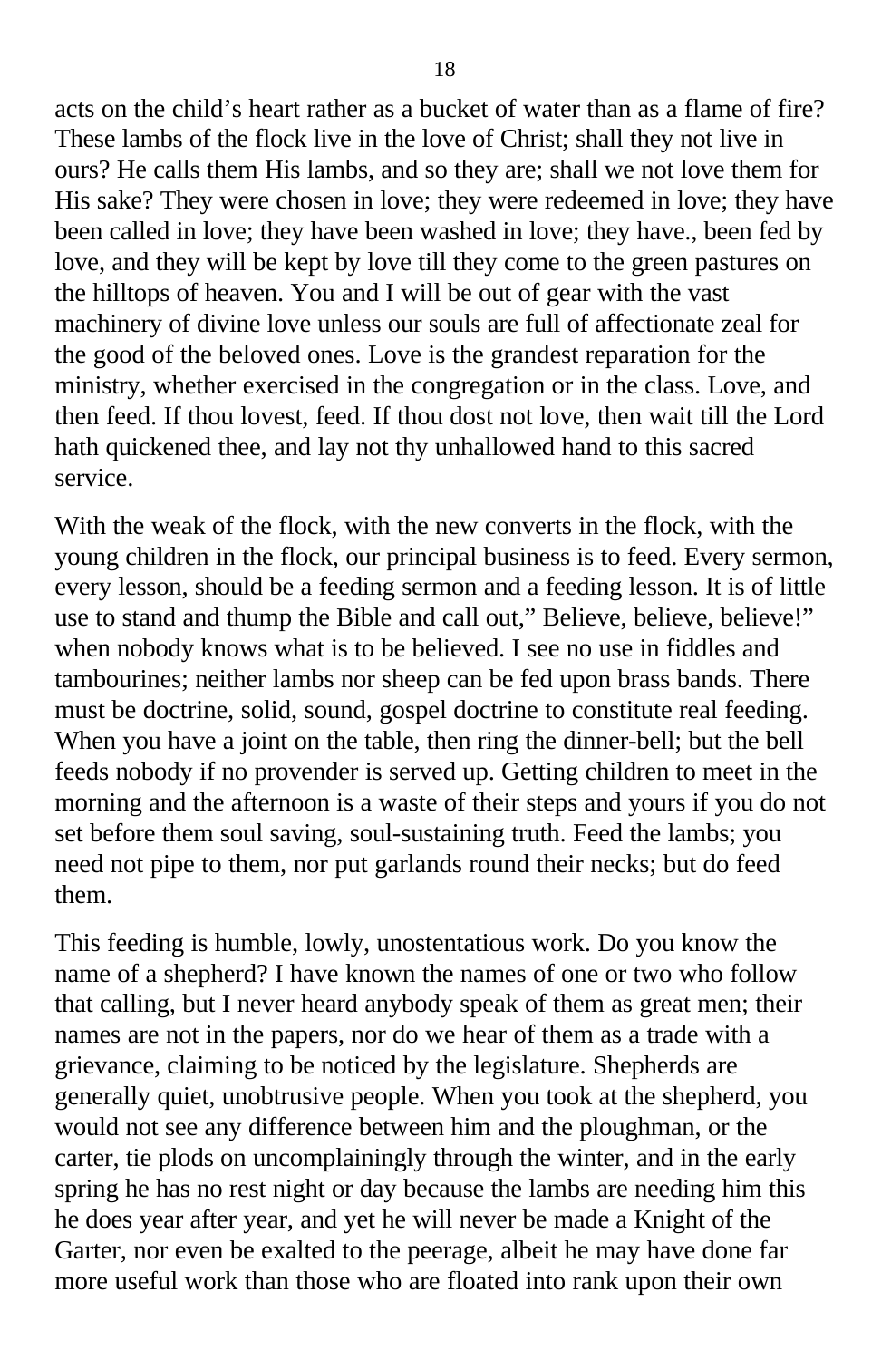acts on the child’s heart rather as a bucket of water than as a flame of fire? These lambs of the flock live in the love of Christ; shall they not live in ours? He calls them His lambs, and so they are; shall we not love them for His sake? They were chosen in love; they were redeemed in love; they have been called in love; they have been washed in love; they have., been fed by love, and they will be kept by love till they come to the green pastures on the hilltops of heaven. You and I will be out of gear with the vast machinery of divine love unless our souls are full of affectionate zeal for the good of the beloved ones. Love is the grandest reparation for the ministry, whether exercised in the congregation or in the class. Love, and then feed. If thou lovest, feed. If thou dost not love, then wait till the Lord hath quickened thee, and lay not thy unhallowed hand to this sacred service.

With the weak of the flock, with the new converts in the flock, with the young children in the flock, our principal business is to feed. Every sermon, every lesson, should be a feeding sermon and a feeding lesson. It is of little use to stand and thump the Bible and call out,” Believe, believe, believe!” when nobody knows what is to be believed. I see no use in fiddles and tambourines; neither lambs nor sheep can be fed upon brass bands. There must be doctrine, solid, sound, gospel doctrine to constitute real feeding. When you have a joint on the table, then ring the dinner-bell; but the bell feeds nobody if no provender is served up. Getting children to meet in the morning and the afternoon is a waste of their steps and yours if you do not set before them soul saving, soul-sustaining truth. Feed the lambs; you need not pipe to them, nor put garlands round their necks; but do feed them.

This feeding is humble, lowly, unostentatious work. Do you know the name of a shepherd? I have known the names of one or two who follow that calling, but I never heard anybody speak of them as great men; their names are not in the papers, nor do we hear of them as a trade with a grievance, claiming to be noticed by the legislature. Shepherds are generally quiet, unobtrusive people. When you took at the shepherd, you would not see any difference between him and the ploughman, or the carter, tie plods on uncomplainingly through the winter, and in the early spring he has no rest night or day because the lambs are needing him this he does year after year, and yet he will never be made a Knight of the Garter, nor even be exalted to the peerage, albeit he may have done far more useful work than those who are floated into rank upon their own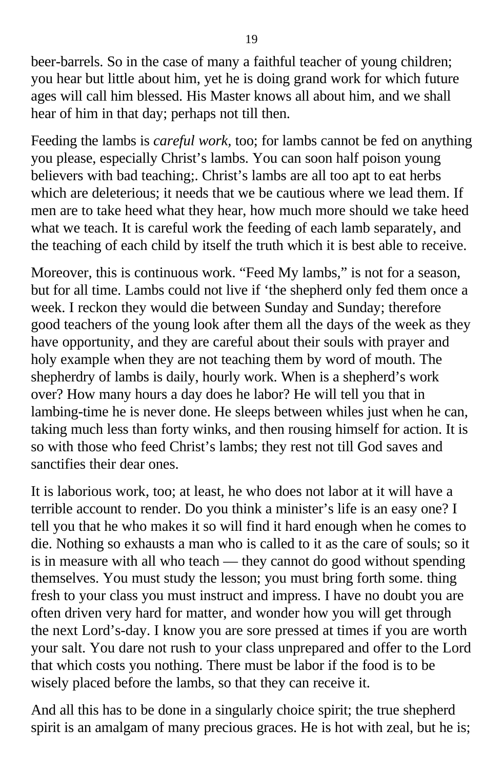beer-barrels. So in the case of many a faithful teacher of young children; you hear but little about him, yet he is doing grand work for which future ages will call him blessed. His Master knows all about him, and we shall hear of him in that day; perhaps not till then.

Feeding the lambs is *careful work*, too; for lambs cannot be fed on anything you please, especially Christ's lambs. You can soon half poison young believers with bad teaching;. Christ's lambs are all too apt to eat herbs which are deleterious; it needs that we be cautious where we lead them. If men are to take heed what they hear, how much more should we take heed what we teach. It is careful work the feeding of each lamb separately, and the teaching of each child by itself the truth which it is best able to receive.

Moreover, this is continuous work. "Feed My lambs," is not for a season, but for all time. Lambs could not live if 'the shepherd only fed them once a week. I reckon they would die between Sunday and Sunday; therefore good teachers of the young look after them all the days of the week as they have opportunity, and they are careful about their souls with prayer and holy example when they are not teaching them by word of mouth. The shepherdry of lambs is daily, hourly work. When is a shepherd's work over? How many hours a day does he labor? He will tell you that in lambing-time he is never done. He sleeps between whiles just when he can, taking much less than forty winks, and then rousing himself for action. It is so with those who feed Christ's lambs; they rest not till God saves and sanctifies their dear ones.

It is laborious work, too; at least, he who does not labor at it will have a terrible account to render. Do you think a minister's life is an easy one? I tell you that he who makes it so will find it hard enough when he comes to die. Nothing so exhausts a man who is called to it as the care of souls; so it is in measure with all who teach — they cannot do good without spending themselves. You must study the lesson; you must bring forth some. thing fresh to your class you must instruct and impress. I have no doubt you are often driven very hard for matter, and wonder how you will get through the next Lord's-day. I know you are sore pressed at times if you are worth your salt. You dare not rush to your class unprepared and offer to the Lord that which costs you nothing. There must be labor if the food is to be wisely placed before the lambs, so that they can receive it.

And all this has to be done in a singularly choice spirit; the true shepherd spirit is an amalgam of many precious graces. He is hot with zeal, but he is;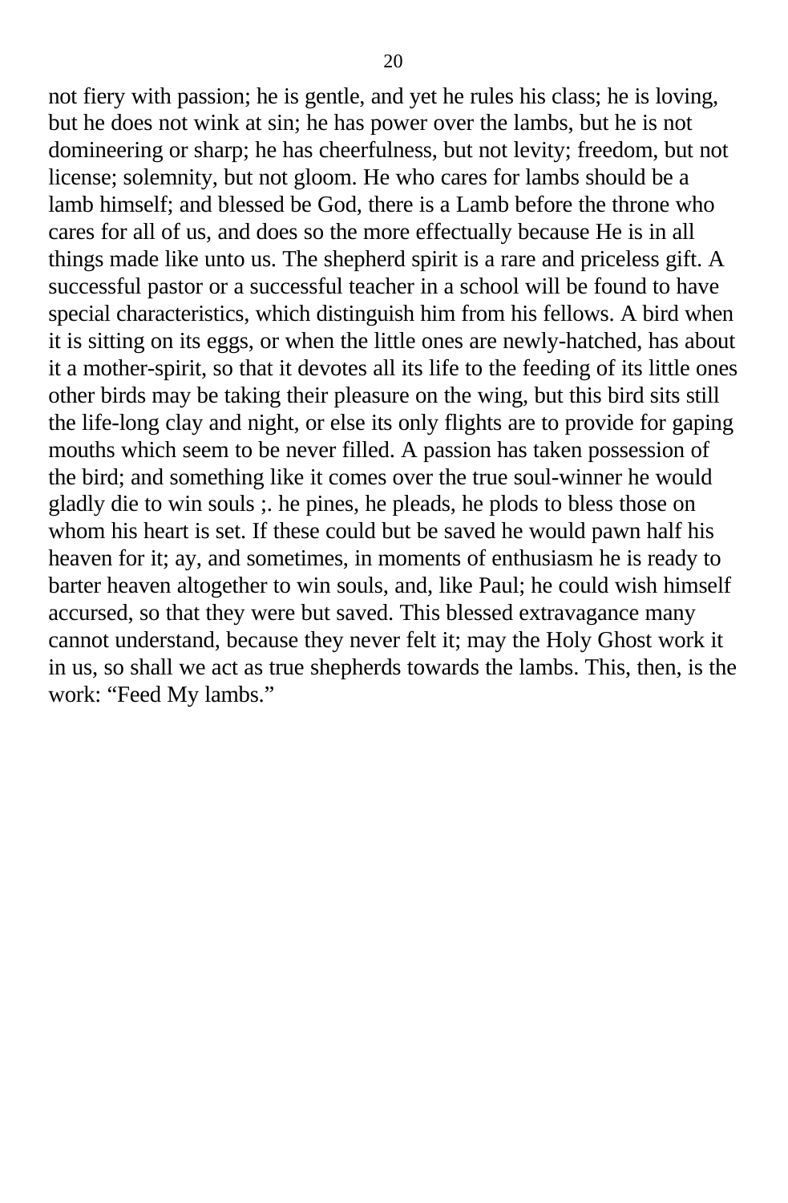not fiery with passion; he is gentle, and yet he rules his class; he is loving, but he does not wink at sin; he has power over the lambs, but he is not domineering or sharp; he has cheerfulness, but not levity; freedom, but not license; solemnity, but not gloom. He who cares for lambs should be a lamb himself; and blessed be God, there is a Lamb before the throne who cares for all of us, and does so the more effectually because He is in all things made like unto us. The shepherd spirit is a rare and priceless gift. A successful pastor or a successful teacher in a school will be found to have special characteristics, which distinguish him from his fellows. A bird when it is sitting on its eggs, or when the little ones are newly-hatched, has about it a mother-spirit, so that it devotes all its life to the feeding of its little ones other birds may be taking their pleasure on the wing, but this bird sits still the life-long clay and night, or else its only flights are to provide for gaping mouths which seem to be never filled. A passion has taken possession of the bird; and something like it comes over the true soul-winner he would gladly die to win souls ;. he pines, he pleads, he plods to bless those on whom his heart is set. If these could but be saved he would pawn half his heaven for it; ay, and sometimes, in moments of enthusiasm he is ready to barter heaven altogether to win souls, and, like Paul; he could wish himself accursed, so that they were but saved. This blessed extravagance many cannot understand, because they never felt it; may the Holy Ghost work it in us, so shall we act as true shepherds towards the lambs. This, then, is the work: “Feed My lambs.”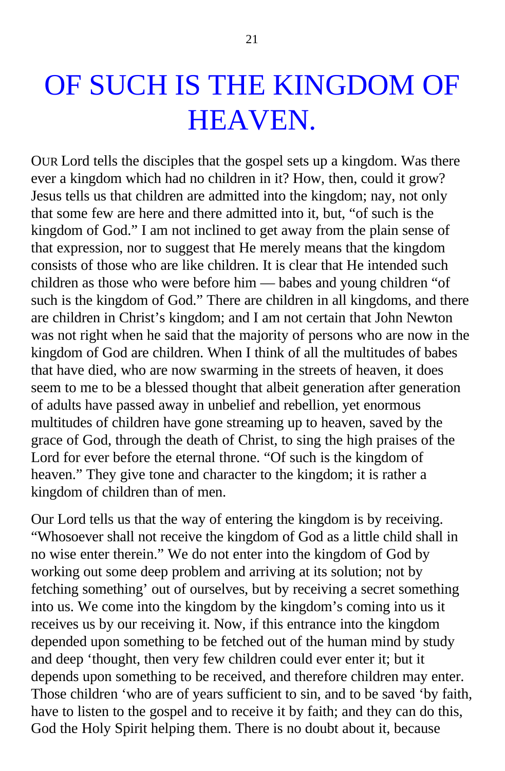# OF SUCH IS THE KINGDOM OF HEAVEN.

OUR Lord tells the disciples that the gospel sets up a kingdom. Was there ever a kingdom which had no children in it? How, then, could it grow? Jesus tells us that children are admitted into the kingdom; nay, not only that some few are here and there admitted into it, but, "of such is the kingdom of God." I am not inclined to get away from the plain sense of that expression, nor to suggest that He merely means that the kingdom consists of those who are like children. It is clear that He intended such children as those who were before him — babes and young children "of such is the kingdom of God." There are children in all kingdoms, and there are children in Christ's kingdom; and I am not certain that John Newton was not right when he said that the majority of persons who are now in the kingdom of God are children. When I think of all the multitudes of babes that have died, who are now swarming in the streets of heaven, it does seem to me to be a blessed thought that albeit generation after generation of adults have passed away in unbelief and rebellion, yet enormous multitudes of children have gone streaming up to heaven, saved by the grace of God, through the death of Christ, to sing the high praises of the Lord for ever before the eternal throne. "Of such is the kingdom of heaven." They give tone and character to the kingdom; it is rather a kingdom of children than of men.

Our Lord tells us that the way of entering the kingdom is by receiving. "Whosoever shall not receive the kingdom of God as a little child shall in no wise enter therein." We do not enter into the kingdom of God by working out some deep problem and arriving at its solution; not by fetching something' out of ourselves, but by receiving a secret something into us. We come into the kingdom by the kingdom's coming into us it receives us by our receiving it. Now, if this entrance into the kingdom depended upon something to be fetched out of the human mind by study and deep 'thought, then very few children could ever enter it; but it depends upon something to be received, and therefore children may enter. Those children 'who are of years sufficient to sin, and to be saved 'by faith, have to listen to the gospel and to receive it by faith; and they can do this, God the Holy Spirit helping them. There is no doubt about it, because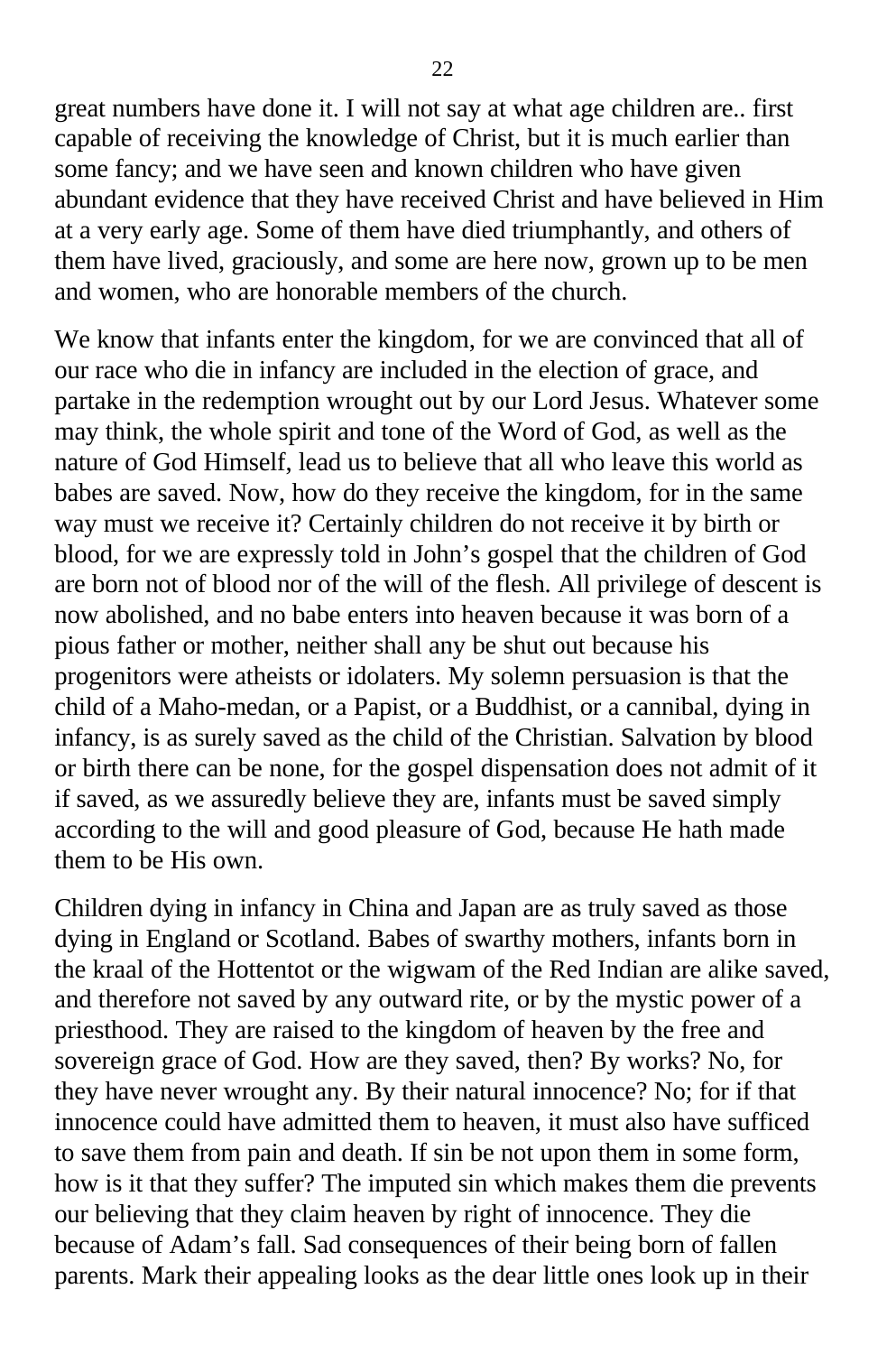great numbers have done it. I will not say at what age children are.. first capable of receiving the knowledge of Christ, but it is much earlier than some fancy; and we have seen and known children who have given abundant evidence that they have received Christ and have believed in Him at a very early age. Some of them have died triumphantly, and others of them have lived, graciously, and some are here now, grown up to be men and women, who are honorable members of the church.

We know that infants enter the kingdom, for we are convinced that all of our race who die in infancy are included in the election of grace, and partake in the redemption wrought out by our Lord Jesus. Whatever some may think, the whole spirit and tone of the Word of God, as well as the nature of God Himself, lead us to believe that all who leave this world as babes are saved. Now, how do they receive the kingdom, for in the same way must we receive it? Certainly children do not receive it by birth or blood, for we are expressly told in John's gospel that the children of God are born not of blood nor of the will of the flesh. All privilege of descent is now abolished, and no babe enters into heaven because it was born of a pious father or mother, neither shall any be shut out because his progenitors were atheists or idolaters. My solemn persuasion is that the child of a Maho-medan, or a Papist, or a Buddhist, or a cannibal, dying in infancy, is as surely saved as the child of the Christian. Salvation by blood or birth there can be none, for the gospel dispensation does not admit of it if saved, as we assuredly believe they are, infants must be saved simply according to the will and good pleasure of God, because He hath made them to be His own.

Children dying in infancy in China and Japan are as truly saved as those dying in England or Scotland. Babes of swarthy mothers, infants born in the kraal of the Hottentot or the wigwam of the Red Indian are alike saved, and therefore not saved by any outward rite, or by the mystic power of a priesthood. They are raised to the kingdom of heaven by the free and sovereign grace of God. How are they saved, then? By works? No, for they have never wrought any. By their natural innocence? No; for if that innocence could have admitted them to heaven, it must also have sufficed to save them from pain and death. If sin be not upon them in some form, how is it that they suffer? The imputed sin which makes them die prevents our believing that they claim heaven by right of innocence. They die because of Adam's fall. Sad consequences of their being born of fallen parents. Mark their appealing looks as the dear little ones look up in their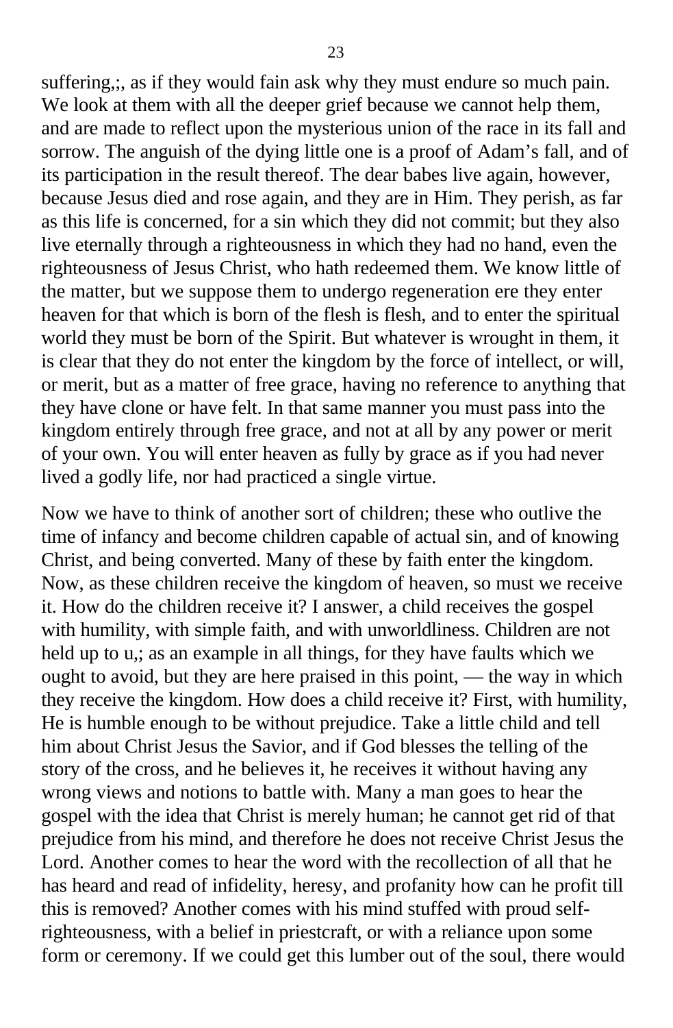suffering,;, as if they would fain ask why they must endure so much pain. We look at them with all the deeper grief because we cannot help them, and are made to reflect upon the mysterious union of the race in its fall and sorrow. The anguish of the dying little one is a proof of Adam's fall, and of its participation in the result thereof. The dear babes live again, however, because Jesus died and rose again, and they are in Him. They perish, as far as this life is concerned, for a sin which they did not commit; but they also live eternally through a righteousness in which they had no hand, even the righteousness of Jesus Christ, who hath redeemed them. We know little of the matter, but we suppose them to undergo regeneration ere they enter heaven for that which is born of the flesh is flesh, and to enter the spiritual world they must be born of the Spirit. But whatever is wrought in them, it is clear that they do not enter the kingdom by the force of intellect, or will, or merit, but as a matter of free grace, having no reference to anything that they have clone or have felt. In that same manner you must pass into the kingdom entirely through free grace, and not at all by any power or merit of your own. You will enter heaven as fully by grace as if you had never lived a godly life, nor had practiced a single virtue.

Now we have to think of another sort of children; these who outlive the time of infancy and become children capable of actual sin, and of knowing Christ, and being converted. Many of these by faith enter the kingdom. Now, as these children receive the kingdom of heaven, so must we receive it. How do the children receive it? I answer, a child receives the gospel with humility, with simple faith, and with unworldliness. Children are not held up to u,; as an example in all things, for they have faults which we ought to avoid, but they are here praised in this point, — the way in which they receive the kingdom. How does a child receive it? First, with humility, He is humble enough to be without prejudice. Take a little child and tell him about Christ Jesus the Savior, and if God blesses the telling of the story of the cross, and he believes it, he receives it without having any wrong views and notions to battle with. Many a man goes to hear the gospel with the idea that Christ is merely human; he cannot get rid of that prejudice from his mind, and therefore he does not receive Christ Jesus the Lord. Another comes to hear the word with the recollection of all that he has heard and read of infidelity, heresy, and profanity how can he profit till this is removed? Another comes with his mind stuffed with proud self-righteousness, with a belief in priestcraft, or with a reliance upon some form or ceremony. If we could get this lumber out of the soul, there would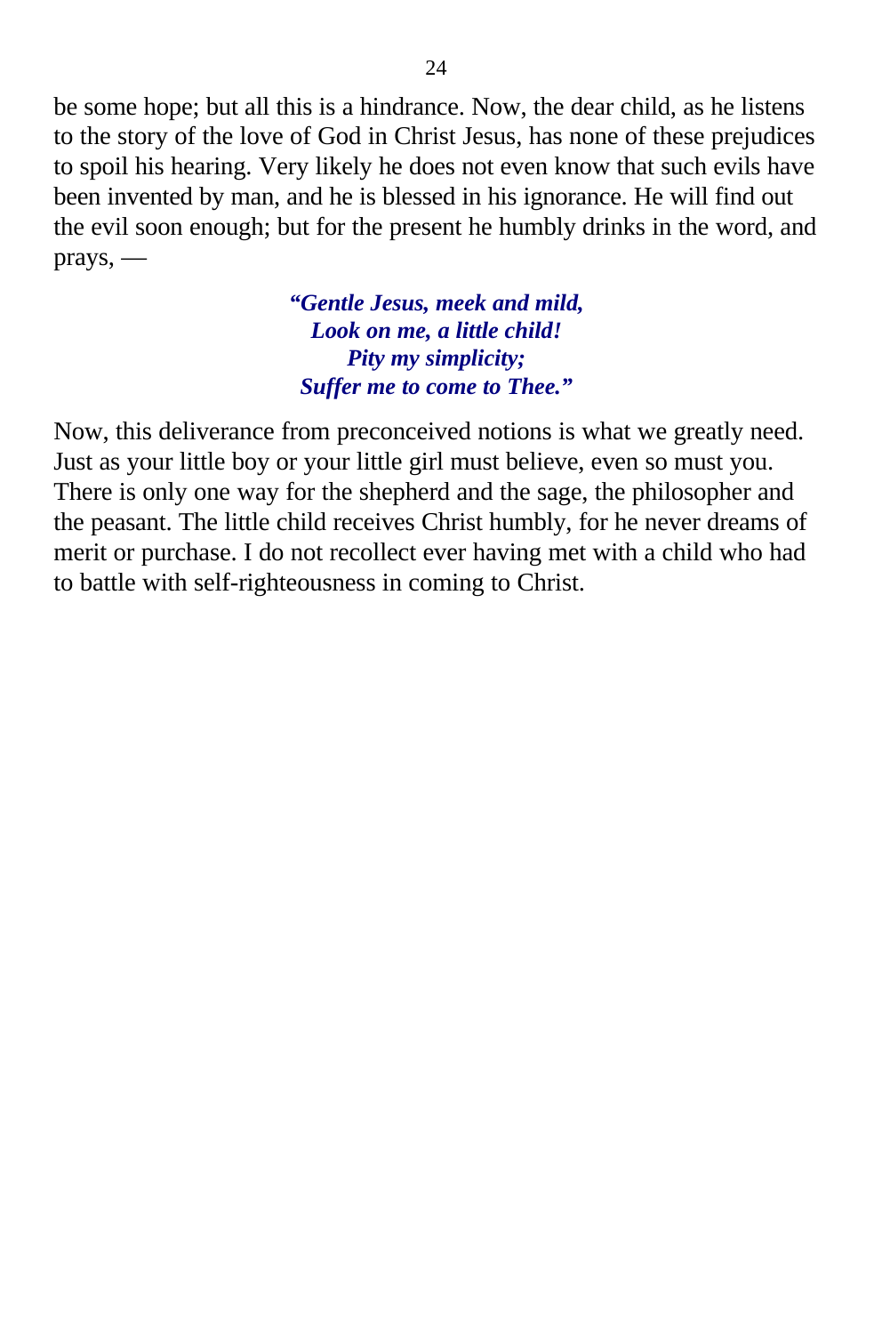be some hope; but all this is a hindrance. Now, the dear child, as he listens to the story of the love of God in Christ Jesus, has none of these prejudices to spoil his hearing. Very likely he does not even know that such evils have been invented by man, and he is blessed in his ignorance. He will find out the evil soon enough; but for the present he humbly drinks in the word, and prays, —

> ***"Gentle Jesus, meek and mild,***
> ***Look on me, a little child!***
> ***Pity my simplicity;***
> ***Suffer me to come to Thee."***

Now, this deliverance from preconceived notions is what we greatly need. Just as your little boy or your little girl must believe, even so must you. There is only one way for the shepherd and the sage, the philosopher and the peasant. The little child receives Christ humbly, for he never dreams of merit or purchase. I do not recollect ever having met with a child who had to battle with self-righteousness in coming to Christ.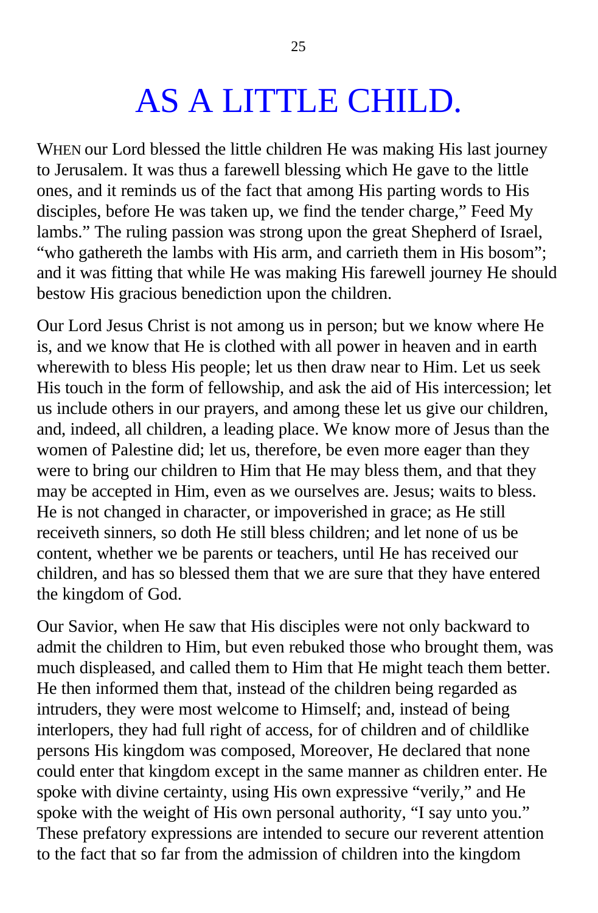# AS A LITTLE CHILD.

WHEN our Lord blessed the little children He was making His last journey to Jerusalem. It was thus a farewell blessing which He gave to the little ones, and it reminds us of the fact that among His parting words to His disciples, before He was taken up, we find the tender charge,” Feed My lambs.” The ruling passion was strong upon the great Shepherd of Israel, “who gathereth the lambs with His arm, and carrieth them in His bosom”; and it was fitting that while He was making His farewell journey He should bestow His gracious benediction upon the children.

Our Lord Jesus Christ is not among us in person; but we know where He is, and we know that He is clothed with all power in heaven and in earth wherewith to bless His people; let us then draw near to Him. Let us seek His touch in the form of fellowship, and ask the aid of His intercession; let us include others in our prayers, and among these let us give our children, and, indeed, all children, a leading place. We know more of Jesus than the women of Palestine did; let us, therefore, be even more eager than they were to bring our children to Him that He may bless them, and that they may be accepted in Him, even as we ourselves are. Jesus; waits to bless. He is not changed in character, or impoverished in grace; as He still receiveth sinners, so doth He still bless children; and let none of us be content, whether we be parents or teachers, until He has received our children, and has so blessed them that we are sure that they have entered the kingdom of God.

Our Savior, when He saw that His disciples were not only backward to admit the children to Him, but even rebuked those who brought them, was much displeased, and called them to Him that He might teach them better. He then informed them that, instead of the children being regarded as intruders, they were most welcome to Himself; and, instead of being interlopers, they had full right of access, for of children and of childlike persons His kingdom was composed, Moreover, He declared that none could enter that kingdom except in the same manner as children enter. He spoke with divine certainty, using His own expressive “verily,” and He spoke with the weight of His own personal authority, “I say unto you.” These prefatory expressions are intended to secure our reverent attention to the fact that so far from the admission of children into the kingdom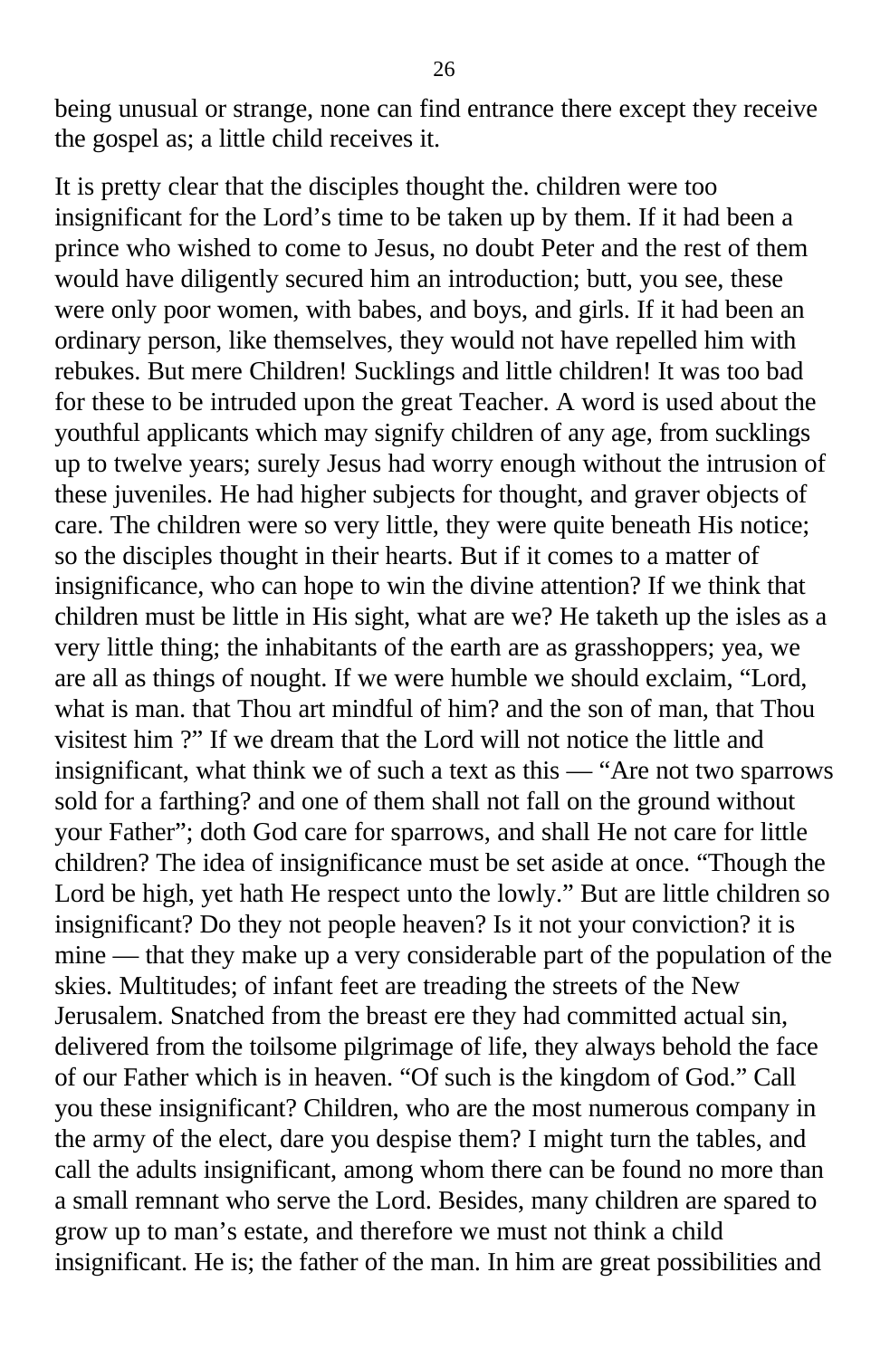being unusual or strange, none can find entrance there except they receive the gospel as; a little child receives it.

It is pretty clear that the disciples thought the. children were too insignificant for the Lord's time to be taken up by them. If it had been a prince who wished to come to Jesus, no doubt Peter and the rest of them would have diligently secured him an introduction; butt, you see, these were only poor women, with babes, and boys, and girls. If it had been an ordinary person, like themselves, they would not have repelled him with rebukes. But mere Children! Sucklings and little children! It was too bad for these to be intruded upon the great Teacher. A word is used about the youthful applicants which may signify children of any age, from sucklings up to twelve years; surely Jesus had worry enough without the intrusion of these juveniles. He had higher subjects for thought, and graver objects of care. The children were so very little, they were quite beneath His notice; so the disciples thought in their hearts. But if it comes to a matter of insignificance, who can hope to win the divine attention? If we think that children must be little in His sight, what are we? He taketh up the isles as a very little thing; the inhabitants of the earth are as grasshoppers; yea, we are all as things of nought. If we were humble we should exclaim, "Lord, what is man. that Thou art mindful of him? and the son of man, that Thou visitest him ?" If we dream that the Lord will not notice the little and insignificant, what think we of such a text as this — "Are not two sparrows sold for a farthing? and one of them shall not fall on the ground without your Father"; doth God care for sparrows, and shall He not care for little children? The idea of insignificance must be set aside at once. "Though the Lord be high, yet hath He respect unto the lowly." But are little children so insignificant? Do they not people heaven? Is it not your conviction? it is mine — that they make up a very considerable part of the population of the skies. Multitudes; of infant feet are treading the streets of the New Jerusalem. Snatched from the breast ere they had committed actual sin, delivered from the toilsome pilgrimage of life, they always behold the face of our Father which is in heaven. "Of such is the kingdom of God." Call you these insignificant? Children, who are the most numerous company in the army of the elect, dare you despise them? I might turn the tables, and call the adults insignificant, among whom there can be found no more than a small remnant who serve the Lord. Besides, many children are spared to grow up to man's estate, and therefore we must not think a child insignificant. He is; the father of the man. In him are great possibilities and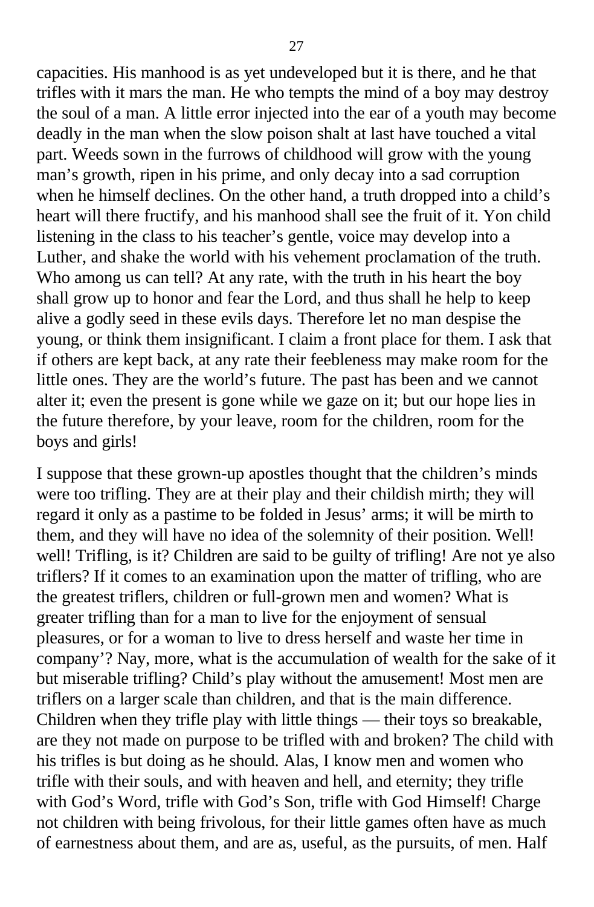capacities. His manhood is as yet undeveloped but it is there, and he that trifles with it mars the man. He who tempts the mind of a boy may destroy the soul of a man. A little error injected into the ear of a youth may become deadly in the man when the slow poison shalt at last have touched a vital part. Weeds sown in the furrows of childhood will grow with the young man's growth, ripen in his prime, and only decay into a sad corruption when he himself declines. On the other hand, a truth dropped into a child's heart will there fructify, and his manhood shall see the fruit of it. Yon child listening in the class to his teacher's gentle, voice may develop into a Luther, and shake the world with his vehement proclamation of the truth. Who among us can tell? At any rate, with the truth in his heart the boy shall grow up to honor and fear the Lord, and thus shall he help to keep alive a godly seed in these evils days. Therefore let no man despise the young, or think them insignificant. I claim a front place for them. I ask that if others are kept back, at any rate their feebleness may make room for the little ones. They are the world's future. The past has been and we cannot alter it; even the present is gone while we gaze on it; but our hope lies in the future therefore, by your leave, room for the children, room for the boys and girls!

I suppose that these grown-up apostles thought that the children's minds were too trifling. They are at their play and their childish mirth; they will regard it only as a pastime to be folded in Jesus' arms; it will be mirth to them, and they will have no idea of the solemnity of their position. Well! well! Trifling, is it? Children are said to be guilty of trifling! Are not ye also triflers? If it comes to an examination upon the matter of trifling, who are the greatest triflers, children or full-grown men and women? What is greater trifling than for a man to live for the enjoyment of sensual pleasures, or for a woman to live to dress herself and waste her time in company'? Nay, more, what is the accumulation of wealth for the sake of it but miserable trifling? Child's play without the amusement! Most men are triflers on a larger scale than children, and that is the main difference. Children when they trifle play with little things — their toys so breakable, are they not made on purpose to be trifled with and broken? The child with his trifles is but doing as he should. Alas, I know men and women who trifle with their souls, and with heaven and hell, and eternity; they trifle with God's Word, trifle with God's Son, trifle with God Himself! Charge not children with being frivolous, for their little games often have as much of earnestness about them, and are as, useful, as the pursuits, of men. Half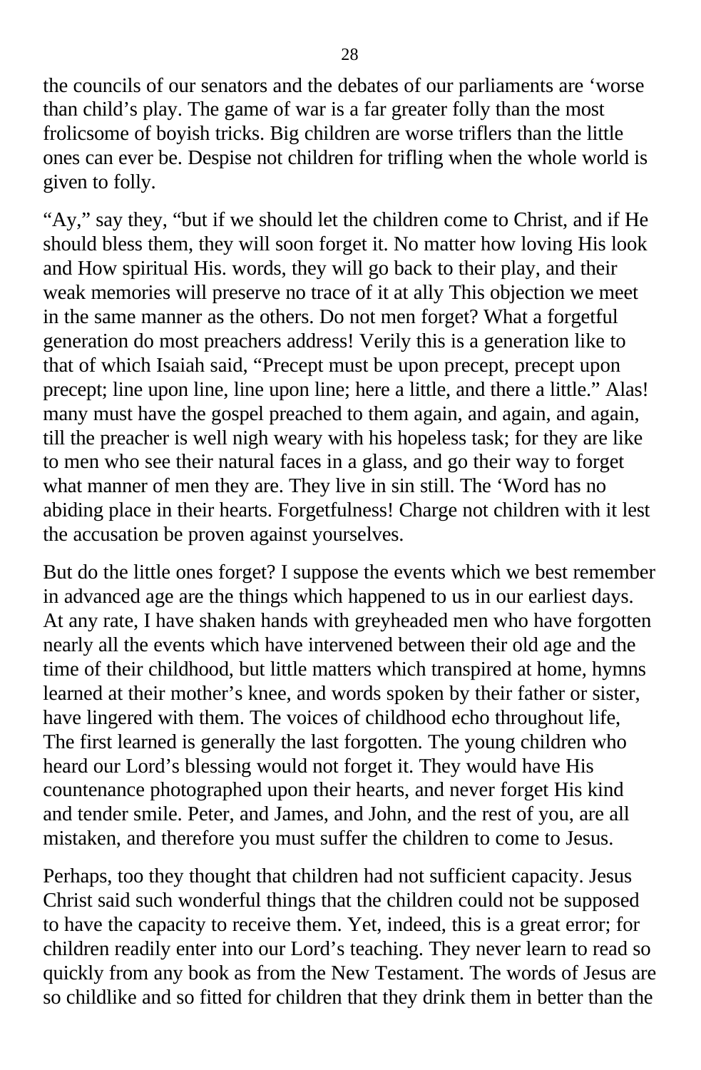the councils of our senators and the debates of our parliaments are 'worse than child's play. The game of war is a far greater folly than the most frolicsome of boyish tricks. Big children are worse triflers than the little ones can ever be. Despise not children for trifling when the whole world is given to folly.

"Ay," say they, "but if we should let the children come to Christ, and if He should bless them, they will soon forget it. No matter how loving His look and How spiritual His. words, they will go back to their play, and their weak memories will preserve no trace of it at ally This objection we meet in the same manner as the others. Do not men forget? What a forgetful generation do most preachers address! Verily this is a generation like to that of which Isaiah said, "Precept must be upon precept, precept upon precept; line upon line, line upon line; here a little, and there a little." Alas! many must have the gospel preached to them again, and again, and again, till the preacher is well nigh weary with his hopeless task; for they are like to men who see their natural faces in a glass, and go their way to forget what manner of men they are. They live in sin still. The 'Word has no abiding place in their hearts. Forgetfulness! Charge not children with it lest the accusation be proven against yourselves.

But do the little ones forget? I suppose the events which we best remember in advanced age are the things which happened to us in our earliest days. At any rate, I have shaken hands with greyheaded men who have forgotten nearly all the events which have intervened between their old age and the time of their childhood, but little matters which transpired at home, hymns learned at their mother's knee, and words spoken by their father or sister, have lingered with them. The voices of childhood echo throughout life, The first learned is generally the last forgotten. The young children who heard our Lord's blessing would not forget it. They would have His countenance photographed upon their hearts, and never forget His kind and tender smile. Peter, and James, and John, and the rest of you, are all mistaken, and therefore you must suffer the children to come to Jesus.

Perhaps, too they thought that children had not sufficient capacity. Jesus Christ said such wonderful things that the children could not be supposed to have the capacity to receive them. Yet, indeed, this is a great error; for children readily enter into our Lord's teaching. They never learn to read so quickly from any book as from the New Testament. The words of Jesus are so childlike and so fitted for children that they drink them in better than the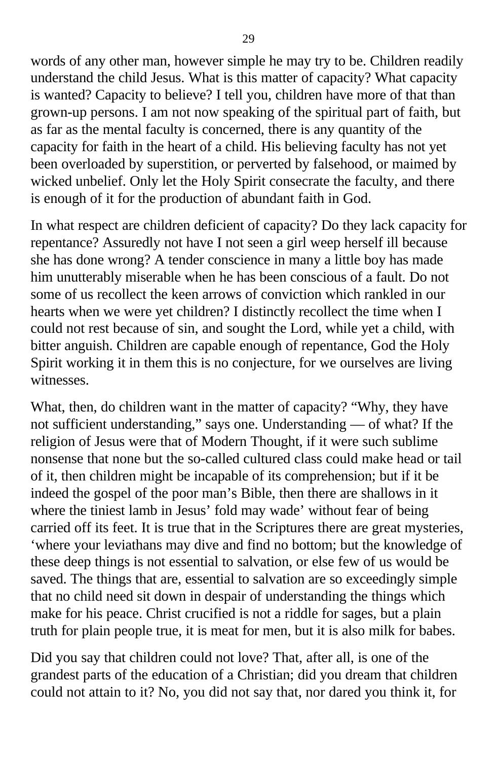words of any other man, however simple he may try to be. Children readily understand the child Jesus. What is this matter of capacity? What capacity is wanted? Capacity to believe? I tell you, children have more of that than grown-up persons. I am not now speaking of the spiritual part of faith, but as far as the mental faculty is concerned, there is any quantity of the capacity for faith in the heart of a child. His believing faculty has not yet been overloaded by superstition, or perverted by falsehood, or maimed by wicked unbelief. Only let the Holy Spirit consecrate the faculty, and there is enough of it for the production of abundant faith in God.

In what respect are children deficient of capacity? Do they lack capacity for repentance? Assuredly not have I not seen a girl weep herself ill because she has done wrong? A tender conscience in many a little boy has made him unutterably miserable when he has been conscious of a fault. Do not some of us recollect the keen arrows of conviction which rankled in our hearts when we were yet children? I distinctly recollect the time when I could not rest because of sin, and sought the Lord, while yet a child, with bitter anguish. Children are capable enough of repentance, God the Holy Spirit working it in them this is no conjecture, for we ourselves are living witnesses.

What, then, do children want in the matter of capacity? “Why, they have not sufficient understanding,” says one. Understanding — of what? If the religion of Jesus were that of Modern Thought, if it were such sublime nonsense that none but the so-called cultured class could make head or tail of it, then children might be incapable of its comprehension; but if it be indeed the gospel of the poor man’s Bible, then there are shallows in it where the tiniest lamb in Jesus’ fold may wade’ without fear of being carried off its feet. It is true that in the Scriptures there are great mysteries, ‘where your leviathans may dive and find no bottom; but the knowledge of these deep things is not essential to salvation, or else few of us would be saved. The things that are, essential to salvation are so exceedingly simple that no child need sit down in despair of understanding the things which make for his peace. Christ crucified is not a riddle for sages, but a plain truth for plain people true, it is meat for men, but it is also milk for babes.

Did you say that children could not love? That, after all, is one of the grandest parts of the education of a Christian; did you dream that children could not attain to it? No, you did not say that, nor dared you think it, for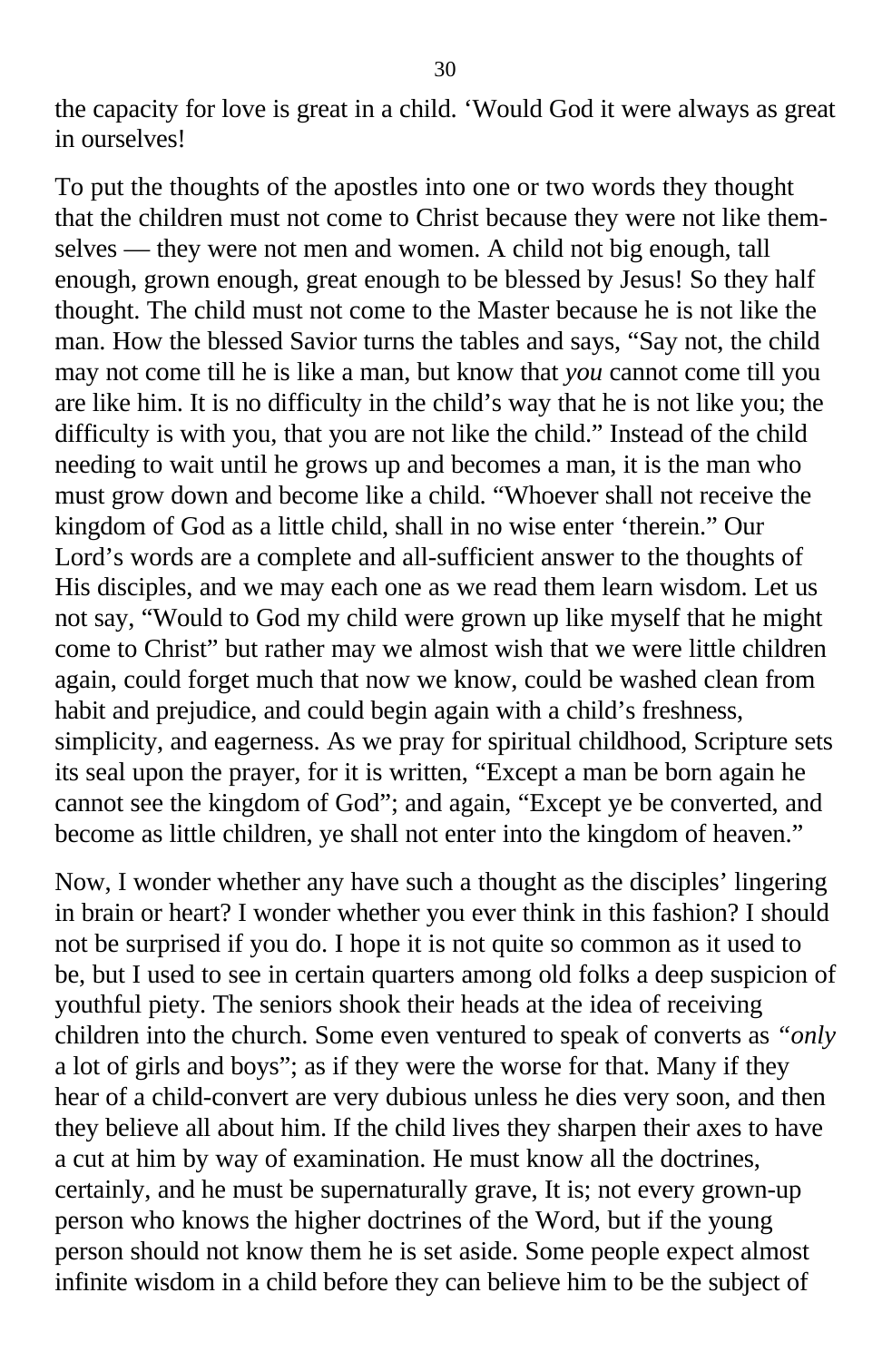the capacity for love is great in a child. 'Would God it were always as great in ourselves!

To put the thoughts of the apostles into one or two words they thought that the children must not come to Christ because they were not like them-selves — they were not men and women. A child not big enough, tall enough, grown enough, great enough to be blessed by Jesus! So they half thought. The child must not come to the Master because he is not like the man. How the blessed Savior turns the tables and says, "Say not, the child may not come till he is like a man, but know that *you* cannot come till you are like him. It is no difficulty in the child's way that he is not like you; the difficulty is with you, that you are not like the child." Instead of the child needing to wait until he grows up and becomes a man, it is the man who must grow down and become like a child. "Whoever shall not receive the kingdom of God as a little child, shall in no wise enter 'therein." Our Lord's words are a complete and all-sufficient answer to the thoughts of His disciples, and we may each one as we read them learn wisdom. Let us not say, "Would to God my child were grown up like myself that he might come to Christ" but rather may we almost wish that we were little children again, could forget much that now we know, could be washed clean from habit and prejudice, and could begin again with a child's freshness, simplicity, and eagerness. As we pray for spiritual childhood, Scripture sets its seal upon the prayer, for it is written, "Except a man be born again he cannot see the kingdom of God"; and again, "Except ye be converted, and become as little children, ye shall not enter into the kingdom of heaven."

Now, I wonder whether any have such a thought as the disciples' lingering in brain or heart? I wonder whether you ever think in this fashion? I should not be surprised if you do. I hope it is not quite so common as it used to be, but I used to see in certain quarters among old folks a deep suspicion of youthful piety. The seniors shook their heads at the idea of receiving children into the church. Some even ventured to speak of converts as *"only* a lot of girls and boys"; as if they were the worse for that. Many if they hear of a child-convert are very dubious unless he dies very soon, and then they believe all about him. If the child lives they sharpen their axes to have a cut at him by way of examination. He must know all the doctrines, certainly, and he must be supernaturally grave, It is; not every grown-up person who knows the higher doctrines of the Word, but if the young person should not know them he is set aside. Some people expect almost infinite wisdom in a child before they can believe him to be the subject of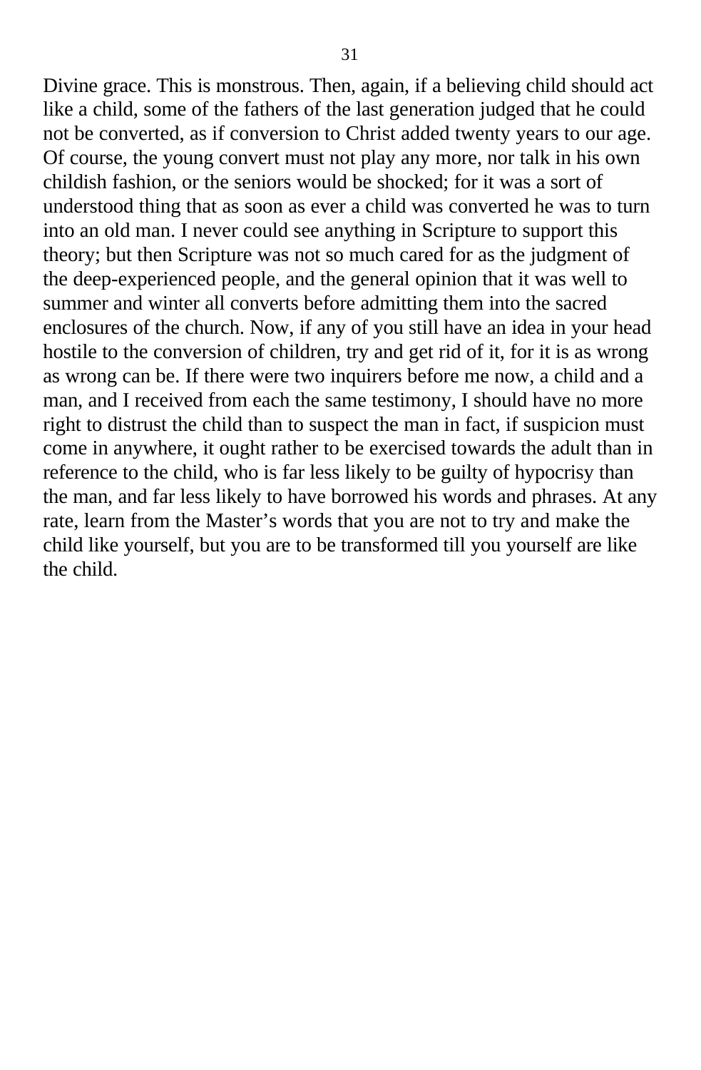Divine grace. This is monstrous. Then, again, if a believing child should act like a child, some of the fathers of the last generation judged that he could not be converted, as if conversion to Christ added twenty years to our age. Of course, the young convert must not play any more, nor talk in his own childish fashion, or the seniors would be shocked; for it was a sort of understood thing that as soon as ever a child was converted he was to turn into an old man. I never could see anything in Scripture to support this theory; but then Scripture was not so much cared for as the judgment of the deep-experienced people, and the general opinion that it was well to summer and winter all converts before admitting them into the sacred enclosures of the church. Now, if any of you still have an idea in your head hostile to the conversion of children, try and get rid of it, for it is as wrong as wrong can be. If there were two inquirers before me now, a child and a man, and I received from each the same testimony, I should have no more right to distrust the child than to suspect the man in fact, if suspicion must come in anywhere, it ought rather to be exercised towards the adult than in reference to the child, who is far less likely to be guilty of hypocrisy than the man, and far less likely to have borrowed his words and phrases. At any rate, learn from the Master's words that you are not to try and make the child like yourself, but you are to be transformed till you yourself are like the child.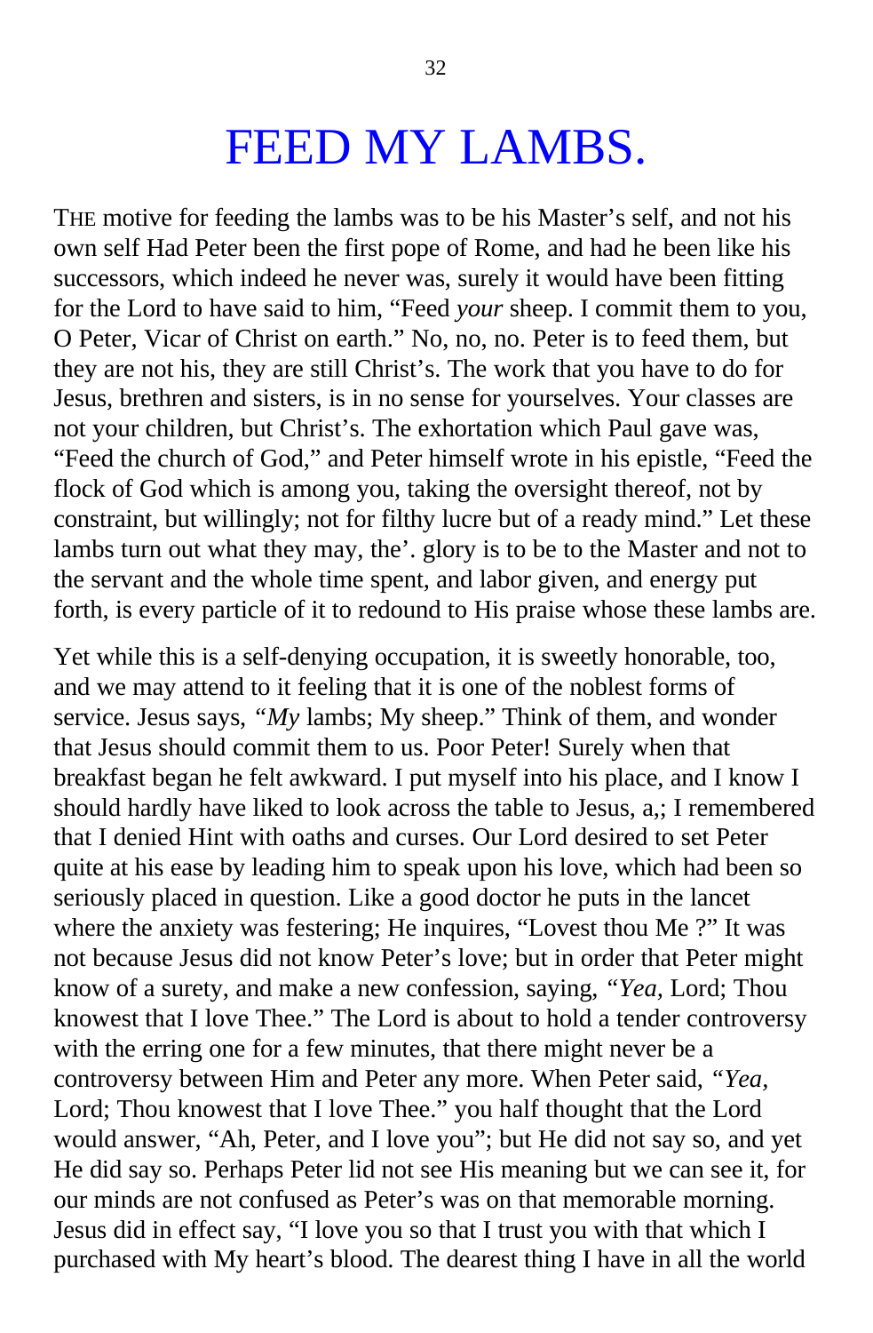# FEED MY LAMBS.

THE motive for feeding the lambs was to be his Master's self, and not his own self Had Peter been the first pope of Rome, and had he been like his successors, which indeed he never was, surely it would have been fitting for the Lord to have said to him, "Feed *your* sheep. I commit them to you, O Peter, Vicar of Christ on earth." No, no, no. Peter is to feed them, but they are not his, they are still Christ's. The work that you have to do for Jesus, brethren and sisters, is in no sense for yourselves. Your classes are not your children, but Christ's. The exhortation which Paul gave was, "Feed the church of God," and Peter himself wrote in his epistle, "Feed the flock of God which is among you, taking the oversight thereof, not by constraint, but willingly; not for filthy lucre but of a ready mind." Let these lambs turn out what they may, the'. glory is to be to the Master and not to the servant and the whole time spent, and labor given, and energy put forth, is every particle of it to redound to His praise whose these lambs are.

Yet while this is a self-denying occupation, it is sweetly honorable, too, and we may attend to it feeling that it is one of the noblest forms of service. Jesus says, *"My* lambs; My sheep." Think of them, and wonder that Jesus should commit them to us. Poor Peter! Surely when that breakfast began he felt awkward. I put myself into his place, and I know I should hardly have liked to look across the table to Jesus, a,; I remembered that I denied Hint with oaths and curses. Our Lord desired to set Peter quite at his ease by leading him to speak upon his love, which had been so seriously placed in question. Like a good doctor he puts in the lancet where the anxiety was festering; He inquires, "Lovest thou Me ?" It was not because Jesus did not know Peter's love; but in order that Peter might know of a surety, and make a new confession, saying, *"Yea,* Lord; Thou knowest that I love Thee." The Lord is about to hold a tender controversy with the erring one for a few minutes, that there might never be a controversy between Him and Peter any more. When Peter said, *"Yea,* Lord; Thou knowest that I love Thee." you half thought that the Lord would answer, "Ah, Peter, and I love you"; but He did not say so, and yet He did say so. Perhaps Peter lid not see His meaning but we can see it, for our minds are not confused as Peter's was on that memorable morning. Jesus did in effect say, "I love you so that I trust you with that which I purchased with My heart's blood. The dearest thing I have in all the world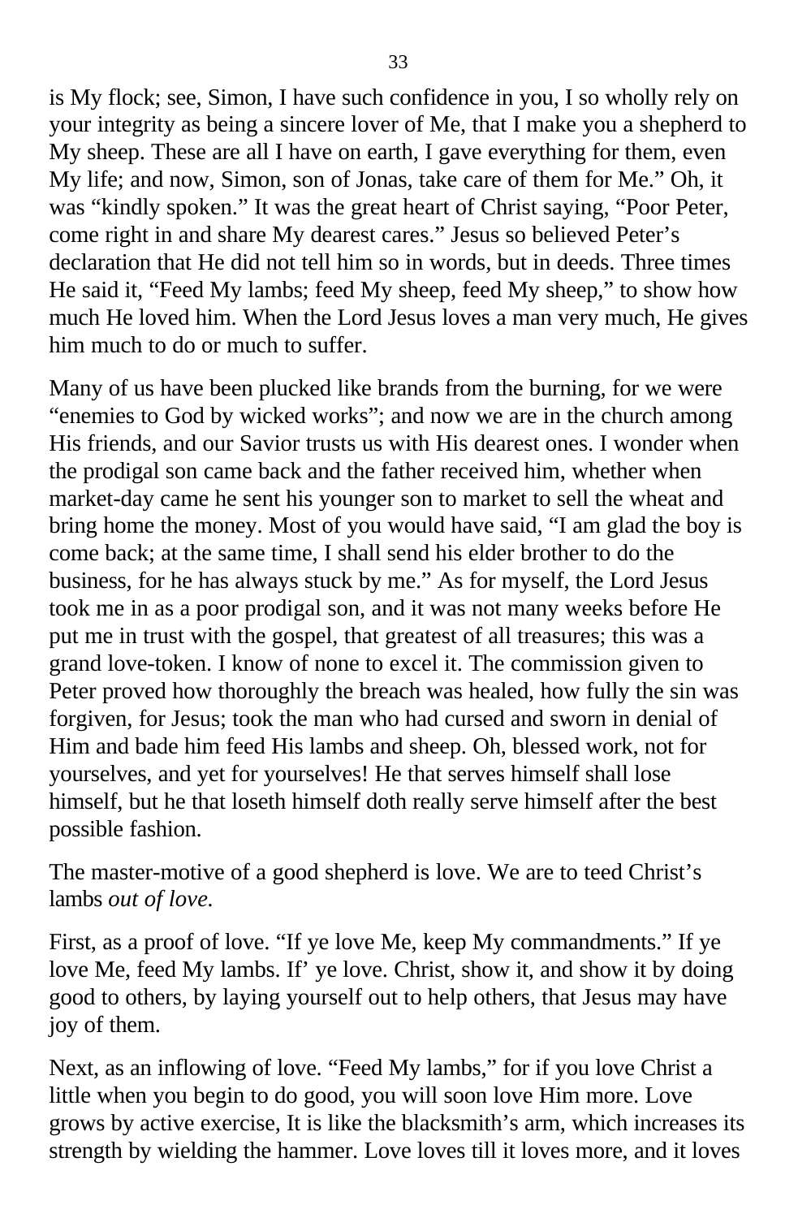is My flock; see, Simon, I have such confidence in you, I so wholly rely on your integrity as being a sincere lover of Me, that I make you a shepherd to My sheep. These are all I have on earth, I gave everything for them, even My life; and now, Simon, son of Jonas, take care of them for Me." Oh, it was "kindly spoken." It was the great heart of Christ saying, "Poor Peter, come right in and share My dearest cares." Jesus so believed Peter's declaration that He did not tell him so in words, but in deeds. Three times He said it, "Feed My lambs; feed My sheep, feed My sheep," to show how much He loved him. When the Lord Jesus loves a man very much, He gives him much to do or much to suffer.

Many of us have been plucked like brands from the burning, for we were "enemies to God by wicked works"; and now we are in the church among His friends, and our Savior trusts us with His dearest ones. I wonder when the prodigal son came back and the father received him, whether when market-day came he sent his younger son to market to sell the wheat and bring home the money. Most of you would have said, "I am glad the boy is come back; at the same time, I shall send his elder brother to do the business, for he has always stuck by me." As for myself, the Lord Jesus took me in as a poor prodigal son, and it was not many weeks before He put me in trust with the gospel, that greatest of all treasures; this was a grand love-token. I know of none to excel it. The commission given to Peter proved how thoroughly the breach was healed, how fully the sin was forgiven, for Jesus; took the man who had cursed and sworn in denial of Him and bade him feed His lambs and sheep. Oh, blessed work, not for yourselves, and yet for yourselves! He that serves himself shall lose himself, but he that loseth himself doth really serve himself after the best possible fashion.

The master-motive of a good shepherd is love. We are to teed Christ's lambs *out of love.*

First, as a proof of love. "If ye love Me, keep My commandments." If ye love Me, feed My lambs. If' ye love. Christ, show it, and show it by doing good to others, by laying yourself out to help others, that Jesus may have joy of them.

Next, as an inflowing of love. "Feed My lambs," for if you love Christ a little when you begin to do good, you will soon love Him more. Love grows by active exercise, It is like the blacksmith's arm, which increases its strength by wielding the hammer. Love loves till it loves more, and it loves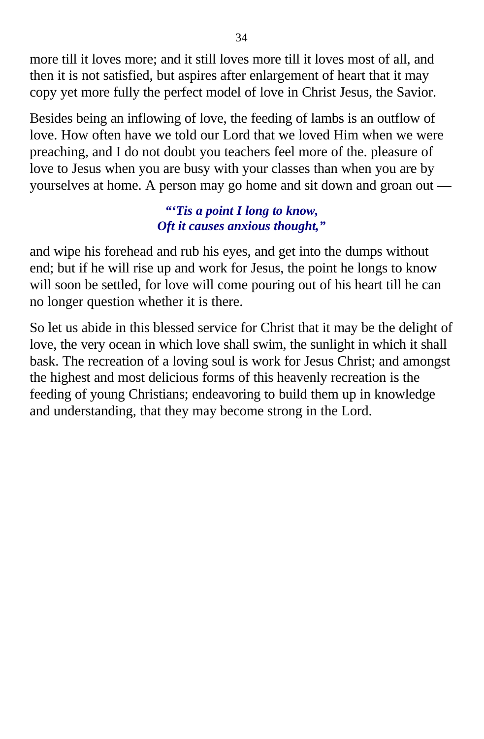more till it loves more; and it still loves more till it loves most of all, and then it is not satisfied, but aspires after enlargement of heart that it may copy yet more fully the perfect model of love in Christ Jesus, the Savior.

Besides being an inflowing of love, the feeding of lambs is an outflow of love. How often have we told our Lord that we loved Him when we were preaching, and I do not doubt you teachers feel more of the. pleasure of love to Jesus when you are busy with your classes than when you are by yourselves at home. A person may go home and sit down and groan out —

> ***"'Tis a point I long to know,***
> ***Oft it causes anxious thought,"***

and wipe his forehead and rub his eyes, and get into the dumps without end; but if he will rise up and work for Jesus, the point he longs to know will soon be settled, for love will come pouring out of his heart till he can no longer question whether it is there.

So let us abide in this blessed service for Christ that it may be the delight of love, the very ocean in which love shall swim, the sunlight in which it shall bask. The recreation of a loving soul is work for Jesus Christ; and amongst the highest and most delicious forms of this heavenly recreation is the feeding of young Christians; endeavoring to build them up in knowledge and understanding, that they may become strong in the Lord.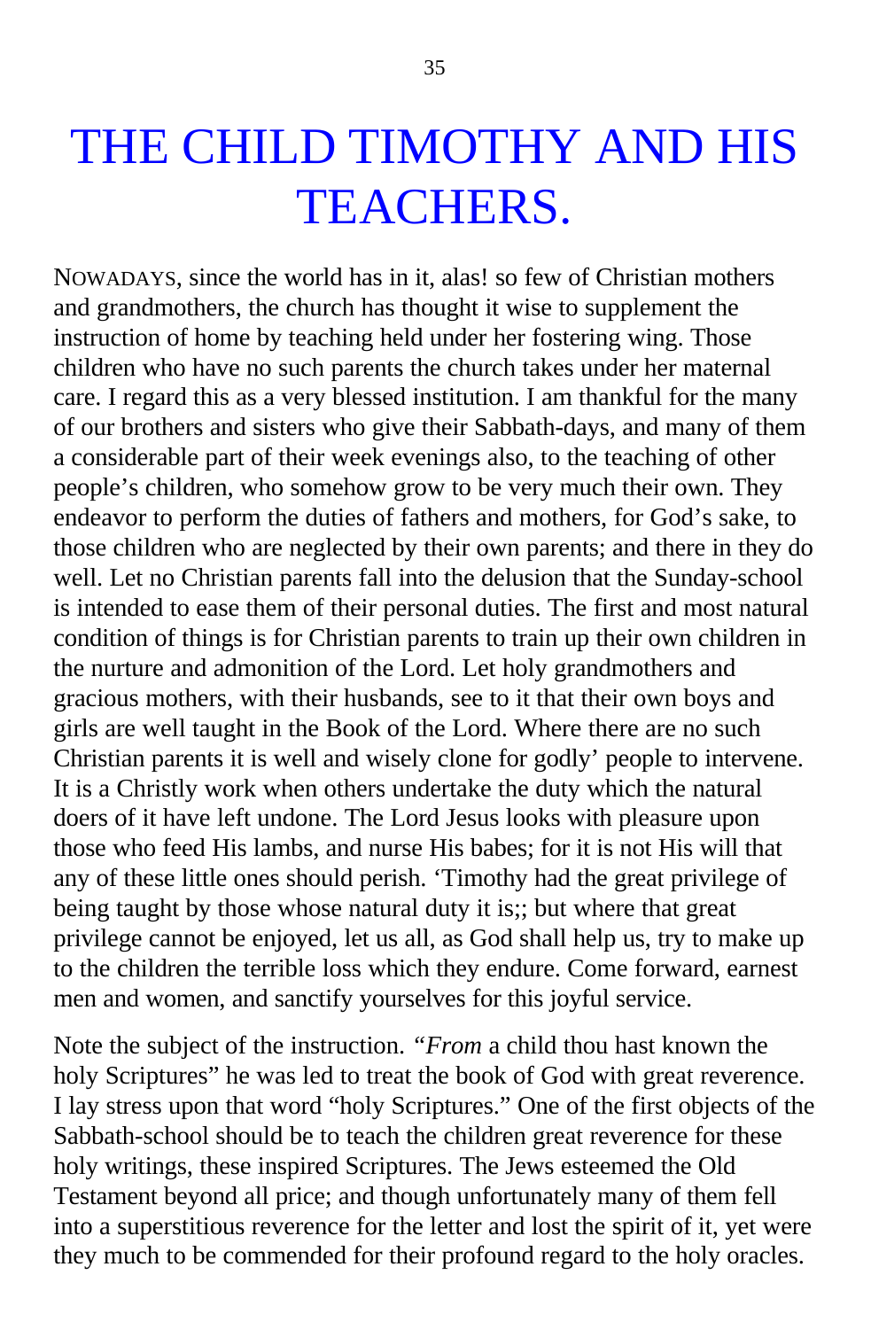# THE CHILD TIMOTHY AND HIS TEACHERS.

NOWADAYS, since the world has in it, alas! so few of Christian mothers and grandmothers, the church has thought it wise to supplement the instruction of home by teaching held under her fostering wing. Those children who have no such parents the church takes under her maternal care. I regard this as a very blessed institution. I am thankful for the many of our brothers and sisters who give their Sabbath-days, and many of them a considerable part of their week evenings also, to the teaching of other people's children, who somehow grow to be very much their own. They endeavor to perform the duties of fathers and mothers, for God's sake, to those children who are neglected by their own parents; and there in they do well. Let no Christian parents fall into the delusion that the Sunday-school is intended to ease them of their personal duties. The first and most natural condition of things is for Christian parents to train up their own children in the nurture and admonition of the Lord. Let holy grandmothers and gracious mothers, with their husbands, see to it that their own boys and girls are well taught in the Book of the Lord. Where there are no such Christian parents it is well and wisely clone for godly' people to intervene. It is a Christly work when others undertake the duty which the natural doers of it have left undone. The Lord Jesus looks with pleasure upon those who feed His lambs, and nurse His babes; for it is not His will that any of these little ones should perish. 'Timothy had the great privilege of being taught by those whose natural duty it is;; but where that great privilege cannot be enjoyed, let us all, as God shall help us, try to make up to the children the terrible loss which they endure. Come forward, earnest men and women, and sanctify yourselves for this joyful service.

Note the subject of the instruction. *"From* a child thou hast known the holy Scriptures" he was led to treat the book of God with great reverence. I lay stress upon that word "holy Scriptures." One of the first objects of the Sabbath-school should be to teach the children great reverence for these holy writings, these inspired Scriptures. The Jews esteemed the Old Testament beyond all price; and though unfortunately many of them fell into a superstitious reverence for the letter and lost the spirit of it, yet were they much to be commended for their profound regard to the holy oracles.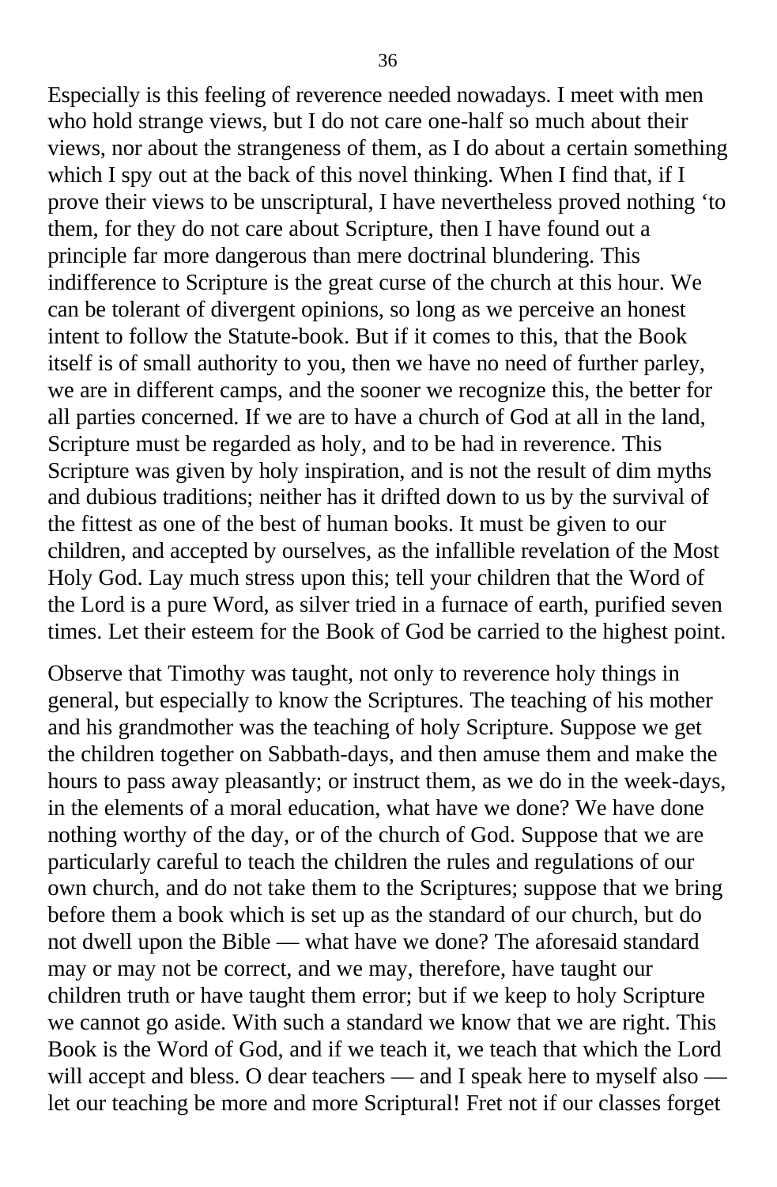Especially is this feeling of reverence needed nowadays. I meet with men who hold strange views, but I do not care one-half so much about their views, nor about the strangeness of them, as I do about a certain something which I spy out at the back of this novel thinking. When I find that, if I prove their views to be unscriptural, I have nevertheless proved nothing 'to them, for they do not care about Scripture, then I have found out a principle far more dangerous than mere doctrinal blundering. This indifference to Scripture is the great curse of the church at this hour. We can be tolerant of divergent opinions, so long as we perceive an honest intent to follow the Statute-book. But if it comes to this, that the Book itself is of small authority to you, then we have no need of further parley, we are in different camps, and the sooner we recognize this, the better for all parties concerned. If we are to have a church of God at all in the land, Scripture must be regarded as holy, and to be had in reverence. This Scripture was given by holy inspiration, and is not the result of dim myths and dubious traditions; neither has it drifted down to us by the survival of the fittest as one of the best of human books. It must be given to our children, and accepted by ourselves, as the infallible revelation of the Most Holy God. Lay much stress upon this; tell your children that the Word of the Lord is a pure Word, as silver tried in a furnace of earth, purified seven times. Let their esteem for the Book of God be carried to the highest point.

Observe that Timothy was taught, not only to reverence holy things in general, but especially to know the Scriptures. The teaching of his mother and his grandmother was the teaching of holy Scripture. Suppose we get the children together on Sabbath-days, and then amuse them and make the hours to pass away pleasantly; or instruct them, as we do in the week-days, in the elements of a moral education, what have we done? We have done nothing worthy of the day, or of the church of God. Suppose that we are particularly careful to teach the children the rules and regulations of our own church, and do not take them to the Scriptures; suppose that we bring before them a book which is set up as the standard of our church, but do not dwell upon the Bible — what have we done? The aforesaid standard may or may not be correct, and we may, therefore, have taught our children truth or have taught them error; but if we keep to holy Scripture we cannot go aside. With such a standard we know that we are right. This Book is the Word of God, and if we teach it, we teach that which the Lord will accept and bless. O dear teachers — and I speak here to myself also — let our teaching be more and more Scriptural! Fret not if our classes forget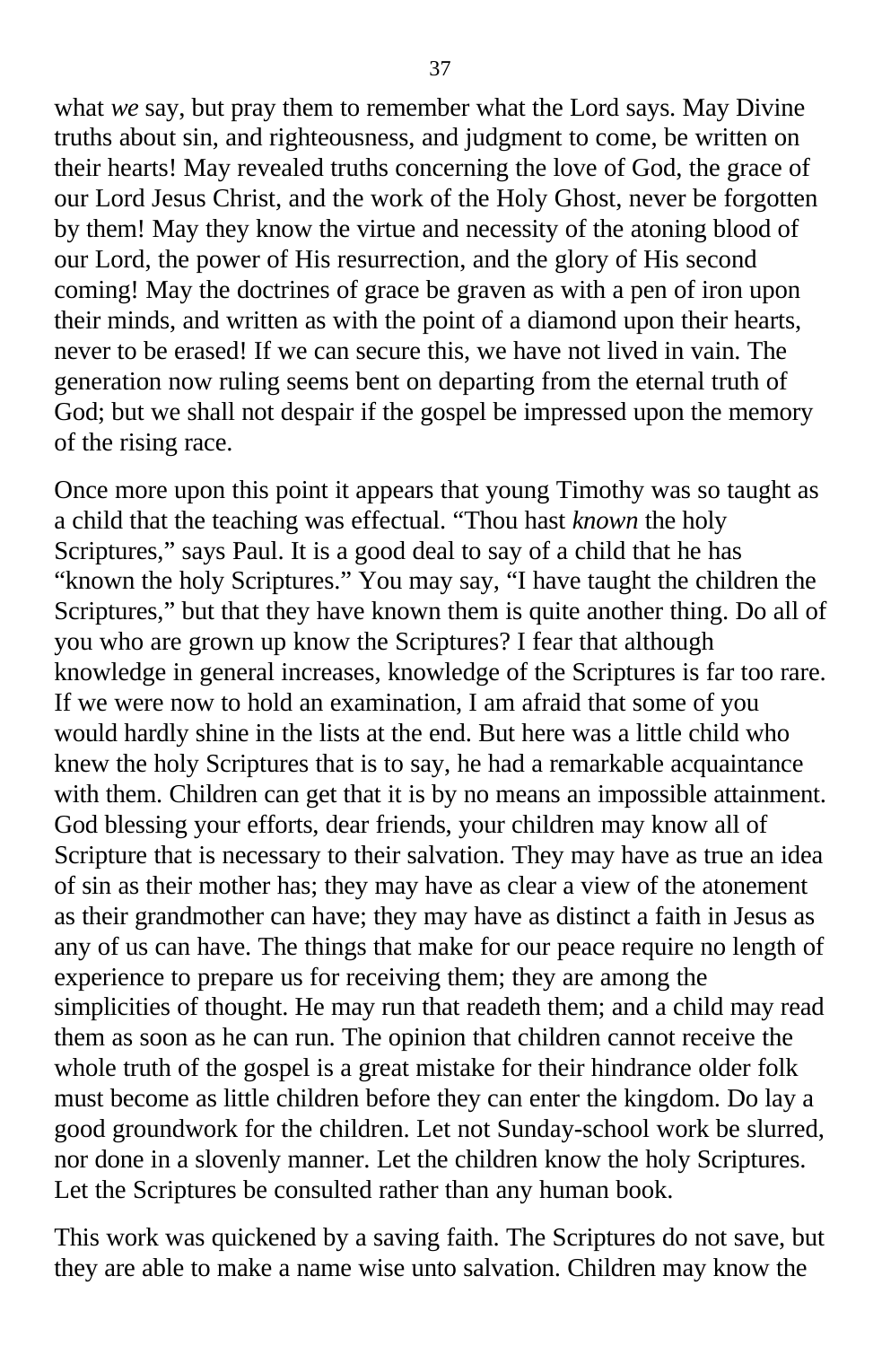what *we* say, but pray them to remember what the Lord says. May Divine truths about sin, and righteousness, and judgment to come, be written on their hearts! May revealed truths concerning the love of God, the grace of our Lord Jesus Christ, and the work of the Holy Ghost, never be forgotten by them! May they know the virtue and necessity of the atoning blood of our Lord, the power of His resurrection, and the glory of His second coming! May the doctrines of grace be graven as with a pen of iron upon their minds, and written as with the point of a diamond upon their hearts, never to be erased! If we can secure this, we have not lived in vain. The generation now ruling seems bent on departing from the eternal truth of God; but we shall not despair if the gospel be impressed upon the memory of the rising race.

Once more upon this point it appears that young Timothy was so taught as a child that the teaching was effectual. "Thou hast *known* the holy Scriptures," says Paul. It is a good deal to say of a child that he has "known the holy Scriptures." You may say, "I have taught the children the Scriptures," but that they have known them is quite another thing. Do all of you who are grown up know the Scriptures? I fear that although knowledge in general increases, knowledge of the Scriptures is far too rare. If we were now to hold an examination, I am afraid that some of you would hardly shine in the lists at the end. But here was a little child who knew the holy Scriptures that is to say, he had a remarkable acquaintance with them. Children can get that it is by no means an impossible attainment. God blessing your efforts, dear friends, your children may know all of Scripture that is necessary to their salvation. They may have as true an idea of sin as their mother has; they may have as clear a view of the atonement as their grandmother can have; they may have as distinct a faith in Jesus as any of us can have. The things that make for our peace require no length of experience to prepare us for receiving them; they are among the simplicities of thought. He may run that readeth them; and a child may read them as soon as he can run. The opinion that children cannot receive the whole truth of the gospel is a great mistake for their hindrance older folk must become as little children before they can enter the kingdom. Do lay a good groundwork for the children. Let not Sunday-school work be slurred, nor done in a slovenly manner. Let the children know the holy Scriptures. Let the Scriptures be consulted rather than any human book.

This work was quickened by a saving faith. The Scriptures do not save, but they are able to make a name wise unto salvation. Children may know the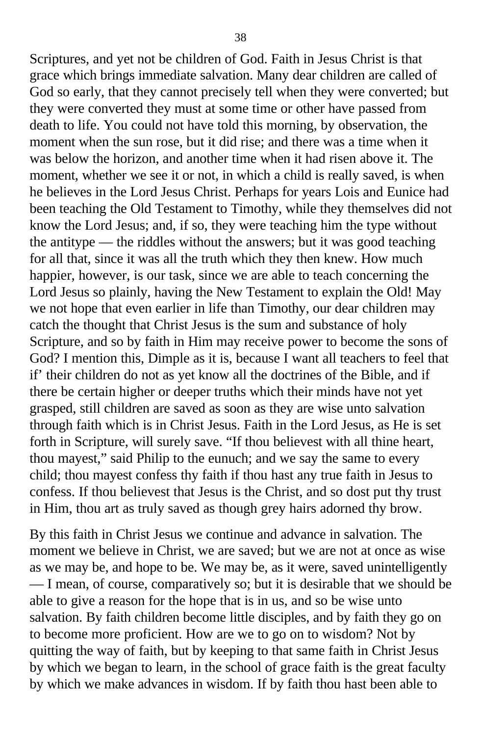Scriptures, and yet not be children of God. Faith in Jesus Christ is that grace which brings immediate salvation. Many dear children are called of God so early, that they cannot precisely tell when they were converted; but they were converted they must at some time or other have passed from death to life. You could not have told this morning, by observation, the moment when the sun rose, but it did rise; and there was a time when it was below the horizon, and another time when it had risen above it. The moment, whether we see it or not, in which a child is really saved, is when he believes in the Lord Jesus Christ. Perhaps for years Lois and Eunice had been teaching the Old Testament to Timothy, while they themselves did not know the Lord Jesus; and, if so, they were teaching him the type without the antitype — the riddles without the answers; but it was good teaching for all that, since it was all the truth which they then knew. How much happier, however, is our task, since we are able to teach concerning the Lord Jesus so plainly, having the New Testament to explain the Old! May we not hope that even earlier in life than Timothy, our dear children may catch the thought that Christ Jesus is the sum and substance of holy Scripture, and so by faith in Him may receive power to become the sons of God? I mention this, Dimple as it is, because I want all teachers to feel that if' their children do not as yet know all the doctrines of the Bible, and if there be certain higher or deeper truths which their minds have not yet grasped, still children are saved as soon as they are wise unto salvation through faith which is in Christ Jesus. Faith in the Lord Jesus, as He is set forth in Scripture, will surely save. "If thou believest with all thine heart, thou mayest," said Philip to the eunuch; and we say the same to every child; thou mayest confess thy faith if thou hast any true faith in Jesus to confess. If thou believest that Jesus is the Christ, and so dost put thy trust in Him, thou art as truly saved as though grey hairs adorned thy brow.

By this faith in Christ Jesus we continue and advance in salvation. The moment we believe in Christ, we are saved; but we are not at once as wise as we may be, and hope to be. We may be, as it were, saved unintelligently — I mean, of course, comparatively so; but it is desirable that we should be able to give a reason for the hope that is in us, and so be wise unto salvation. By faith children become little disciples, and by faith they go on to become more proficient. How are we to go on to wisdom? Not by quitting the way of faith, but by keeping to that same faith in Christ Jesus by which we began to learn, in the school of grace faith is the great faculty by which we make advances in wisdom. If by faith thou hast been able to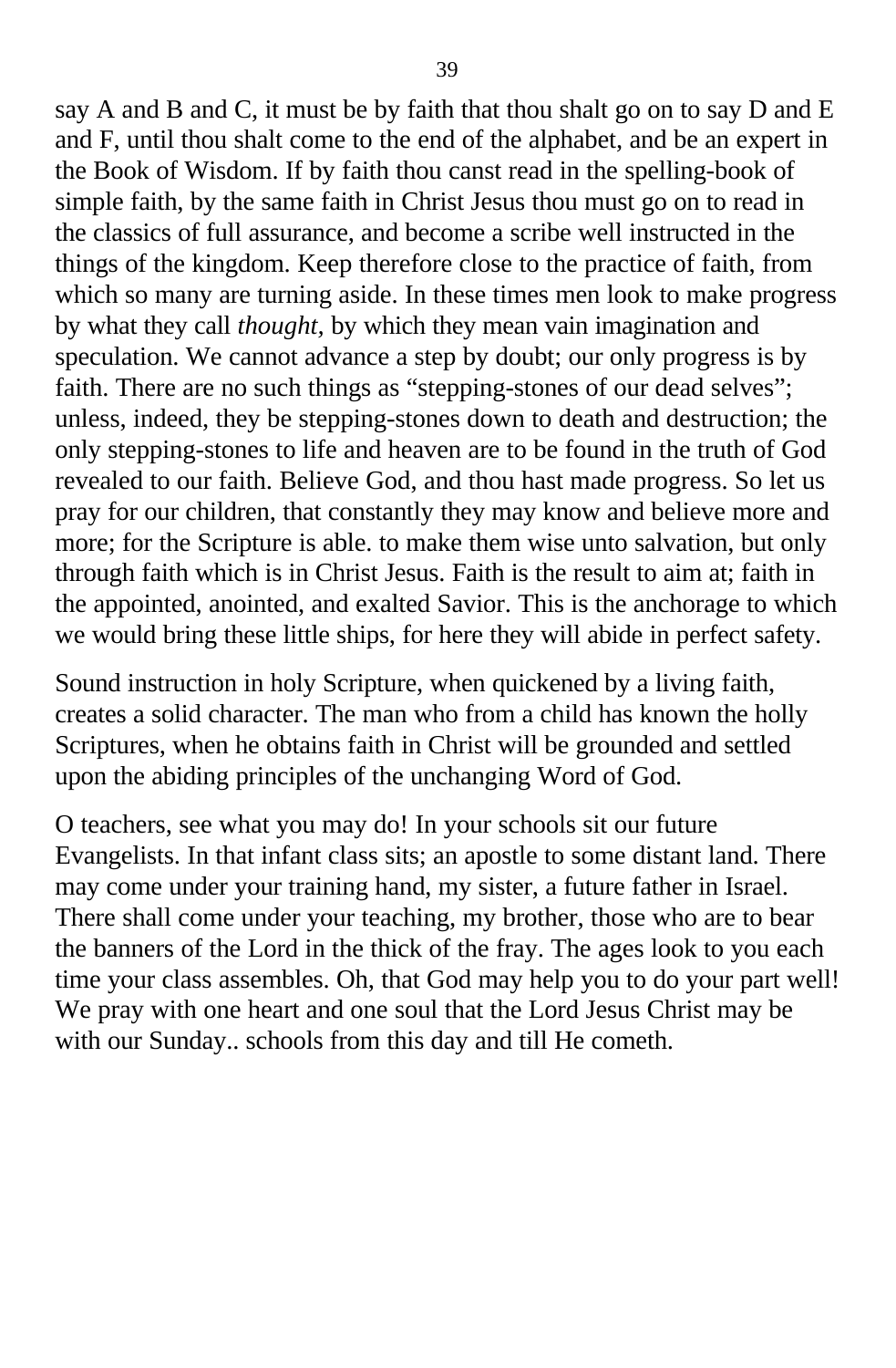say A and B and C, it must be by faith that thou shalt go on to say D and E and F, until thou shalt come to the end of the alphabet, and be an expert in the Book of Wisdom. If by faith thou canst read in the spelling-book of simple faith, by the same faith in Christ Jesus thou must go on to read in the classics of full assurance, and become a scribe well instructed in the things of the kingdom. Keep therefore close to the practice of faith, from which so many are turning aside. In these times men look to make progress by what they call *thought*, by which they mean vain imagination and speculation. We cannot advance a step by doubt; our only progress is by faith. There are no such things as "stepping-stones of our dead selves"; unless, indeed, they be stepping-stones down to death and destruction; the only stepping-stones to life and heaven are to be found in the truth of God revealed to our faith. Believe God, and thou hast made progress. So let us pray for our children, that constantly they may know and believe more and more; for the Scripture is able. to make them wise unto salvation, but only through faith which is in Christ Jesus. Faith is the result to aim at; faith in the appointed, anointed, and exalted Savior. This is the anchorage to which we would bring these little ships, for here they will abide in perfect safety.

Sound instruction in holy Scripture, when quickened by a living faith, creates a solid character. The man who from a child has known the holly Scriptures, when he obtains faith in Christ will be grounded and settled upon the abiding principles of the unchanging Word of God.

O teachers, see what you may do! In your schools sit our future Evangelists. In that infant class sits; an apostle to some distant land. There may come under your training hand, my sister, a future father in Israel. There shall come under your teaching, my brother, those who are to bear the banners of the Lord in the thick of the fray. The ages look to you each time your class assembles. Oh, that God may help you to do your part well! We pray with one heart and one soul that the Lord Jesus Christ may be with our Sunday.. schools from this day and till He cometh.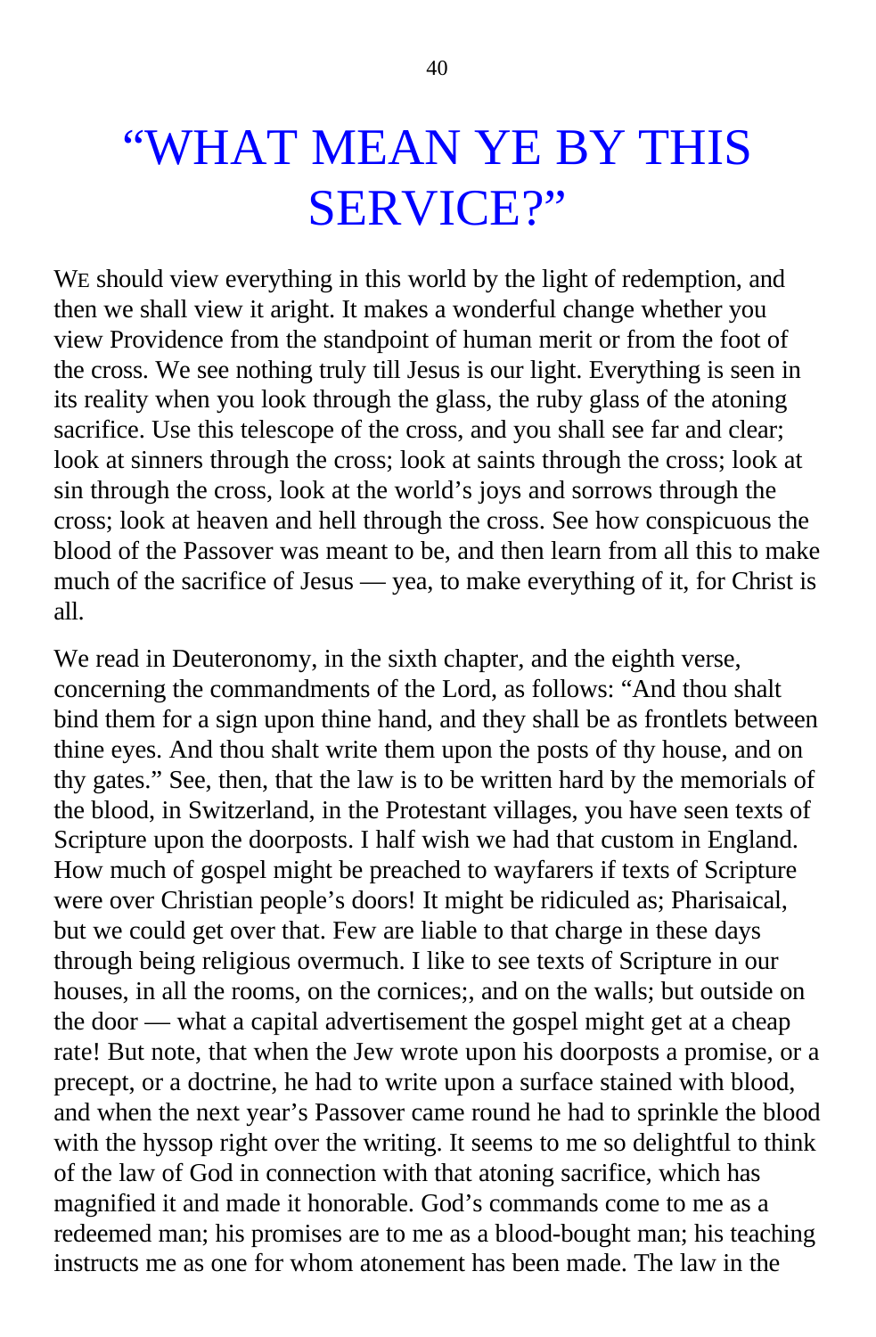# "WHAT MEAN YE BY THIS SERVICE?"

WE should view everything in this world by the light of redemption, and then we shall view it aright. It makes a wonderful change whether you view Providence from the standpoint of human merit or from the foot of the cross. We see nothing truly till Jesus is our light. Everything is seen in its reality when you look through the glass, the ruby glass of the atoning sacrifice. Use this telescope of the cross, and you shall see far and clear; look at sinners through the cross; look at saints through the cross; look at sin through the cross, look at the world's joys and sorrows through the cross; look at heaven and hell through the cross. See how conspicuous the blood of the Passover was meant to be, and then learn from all this to make much of the sacrifice of Jesus — yea, to make everything of it, for Christ is all.

We read in Deuteronomy, in the sixth chapter, and the eighth verse, concerning the commandments of the Lord, as follows: "And thou shalt bind them for a sign upon thine hand, and they shall be as frontlets between thine eyes. And thou shalt write them upon the posts of thy house, and on thy gates." See, then, that the law is to be written hard by the memorials of the blood, in Switzerland, in the Protestant villages, you have seen texts of Scripture upon the doorposts. I half wish we had that custom in England. How much of gospel might be preached to wayfarers if texts of Scripture were over Christian people's doors! It might be ridiculed as; Pharisaical, but we could get over that. Few are liable to that charge in these days through being religious overmuch. I like to see texts of Scripture in our houses, in all the rooms, on the cornices;, and on the walls; but outside on the door — what a capital advertisement the gospel might get at a cheap rate! But note, that when the Jew wrote upon his doorposts a promise, or a precept, or a doctrine, he had to write upon a surface stained with blood, and when the next year's Passover came round he had to sprinkle the blood with the hyssop right over the writing. It seems to me so delightful to think of the law of God in connection with that atoning sacrifice, which has magnified it and made it honorable. God's commands come to me as a redeemed man; his promises are to me as a blood-bought man; his teaching instructs me as one for whom atonement has been made. The law in the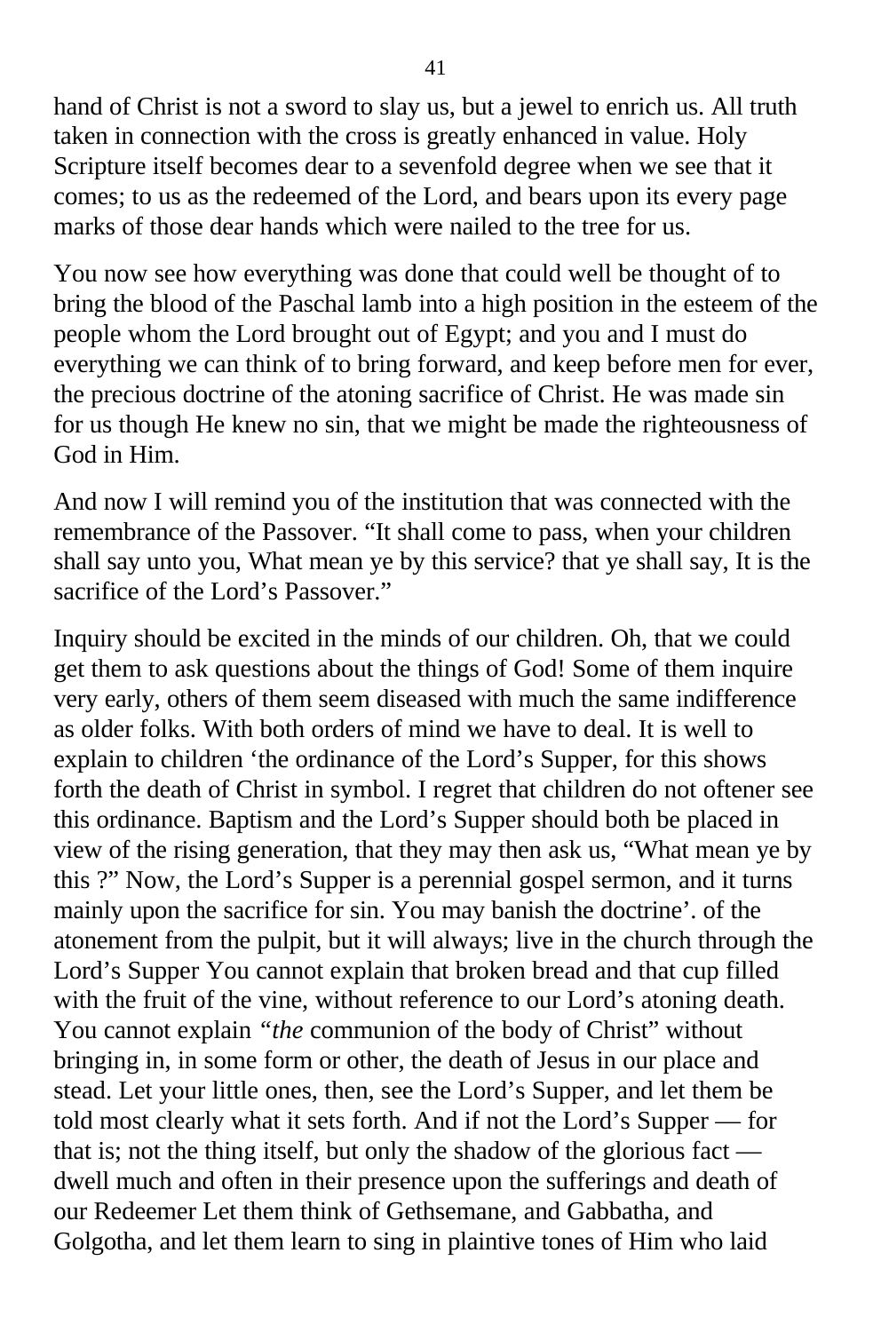hand of Christ is not a sword to slay us, but a jewel to enrich us. All truth taken in connection with the cross is greatly enhanced in value. Holy Scripture itself becomes dear to a sevenfold degree when we see that it comes; to us as the redeemed of the Lord, and bears upon its every page marks of those dear hands which were nailed to the tree for us.

You now see how everything was done that could well be thought of to bring the blood of the Paschal lamb into a high position in the esteem of the people whom the Lord brought out of Egypt; and you and I must do everything we can think of to bring forward, and keep before men for ever, the precious doctrine of the atoning sacrifice of Christ. He was made sin for us though He knew no sin, that we might be made the righteousness of God in Him.

And now I will remind you of the institution that was connected with the remembrance of the Passover. "It shall come to pass, when your children shall say unto you, What mean ye by this service? that ye shall say, It is the sacrifice of the Lord's Passover."

Inquiry should be excited in the minds of our children. Oh, that we could get them to ask questions about the things of God! Some of them inquire very early, others of them seem diseased with much the same indifference as older folks. With both orders of mind we have to deal. It is well to explain to children 'the ordinance of the Lord's Supper, for this shows forth the death of Christ in symbol. I regret that children do not oftener see this ordinance. Baptism and the Lord's Supper should both be placed in view of the rising generation, that they may then ask us, "What mean ye by this ?" Now, the Lord's Supper is a perennial gospel sermon, and it turns mainly upon the sacrifice for sin. You may banish the doctrine'. of the atonement from the pulpit, but it will always; live in the church through the Lord's Supper You cannot explain that broken bread and that cup filled with the fruit of the vine, without reference to our Lord's atoning death. You cannot explain *"the* communion of the body of Christ" without bringing in, in some form or other, the death of Jesus in our place and stead. Let your little ones, then, see the Lord's Supper, and let them be told most clearly what it sets forth. And if not the Lord's Supper — for that is; not the thing itself, but only the shadow of the glorious fact — dwell much and often in their presence upon the sufferings and death of our Redeemer Let them think of Gethsemane, and Gabbatha, and Golgotha, and let them learn to sing in plaintive tones of Him who laid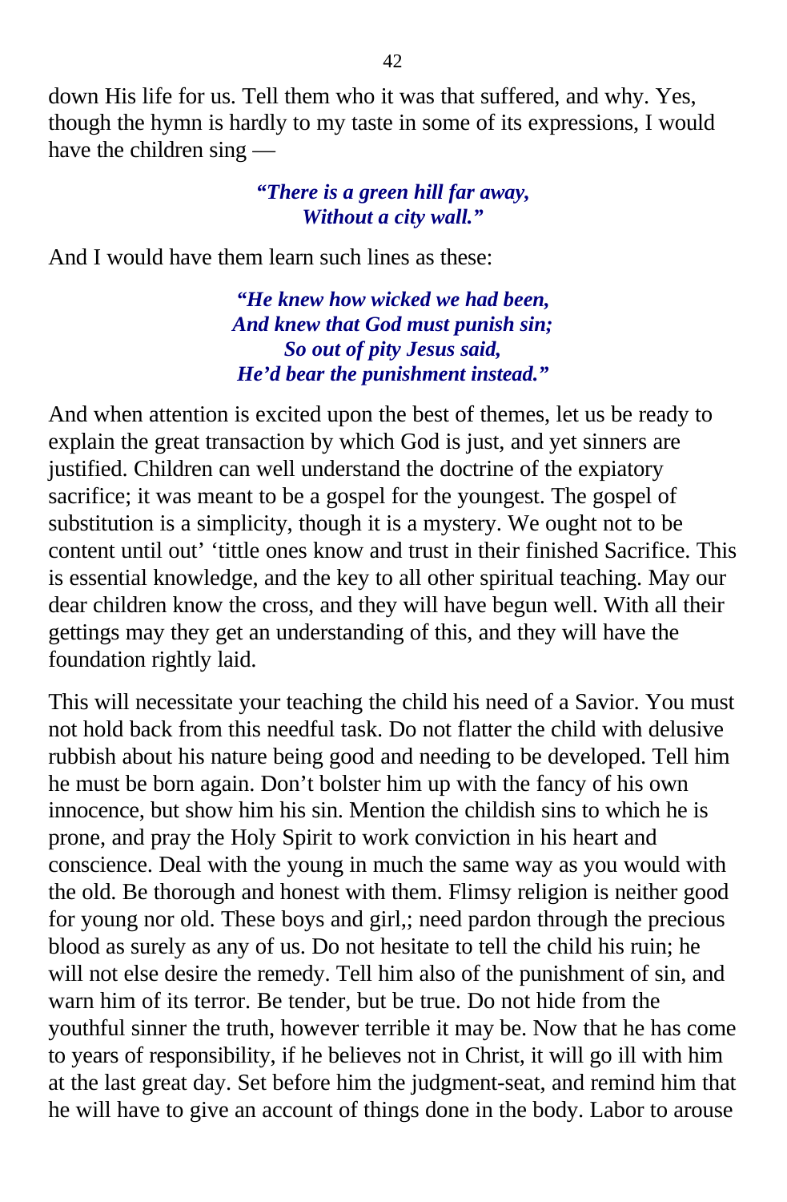down His life for us. Tell them who it was that suffered, and why. Yes, though the hymn is hardly to my taste in some of its expressions, I would have the children sing —

> ***"There is a green hill far away,***
> ***Without a city wall."***

And I would have them learn such lines as these:

> ***"He knew how wicked we had been,***
> ***And knew that God must punish sin;***
> ***So out of pity Jesus said,***
> ***He'd bear the punishment instead."***

And when attention is excited upon the best of themes, let us be ready to explain the great transaction by which God is just, and yet sinners are justified. Children can well understand the doctrine of the expiatory sacrifice; it was meant to be a gospel for the youngest. The gospel of substitution is a simplicity, though it is a mystery. We ought not to be content until out' 'tittle ones know and trust in their finished Sacrifice. This is essential knowledge, and the key to all other spiritual teaching. May our dear children know the cross, and they will have begun well. With all their gettings may they get an understanding of this, and they will have the foundation rightly laid.

This will necessitate your teaching the child his need of a Savior. You must not hold back from this needful task. Do not flatter the child with delusive rubbish about his nature being good and needing to be developed. Tell him he must be born again. Don't bolster him up with the fancy of his own innocence, but show him his sin. Mention the childish sins to which he is prone, and pray the Holy Spirit to work conviction in his heart and conscience. Deal with the young in much the same way as you would with the old. Be thorough and honest with them. Flimsy religion is neither good for young nor old. These boys and girl,; need pardon through the precious blood as surely as any of us. Do not hesitate to tell the child his ruin; he will not else desire the remedy. Tell him also of the punishment of sin, and warn him of its terror. Be tender, but be true. Do not hide from the youthful sinner the truth, however terrible it may be. Now that he has come to years of responsibility, if he believes not in Christ, it will go ill with him at the last great day. Set before him the judgment-seat, and remind him that he will have to give an account of things done in the body. Labor to arouse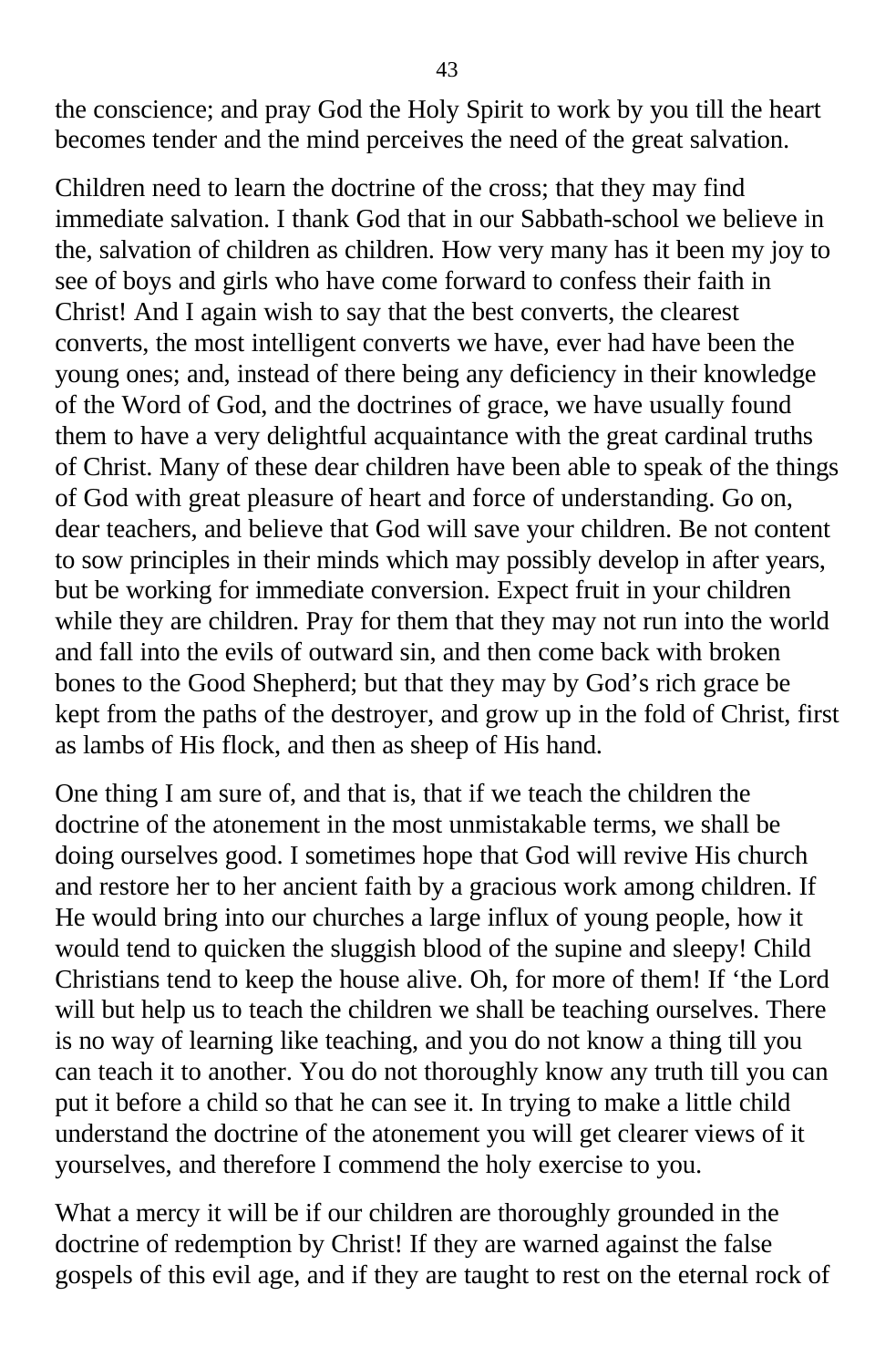the conscience; and pray God the Holy Spirit to work by you till the heart becomes tender and the mind perceives the need of the great salvation.

Children need to learn the doctrine of the cross; that they may find immediate salvation. I thank God that in our Sabbath-school we believe in the, salvation of children as children. How very many has it been my joy to see of boys and girls who have come forward to confess their faith in Christ! And I again wish to say that the best converts, the clearest converts, the most intelligent converts we have, ever had have been the young ones; and, instead of there being any deficiency in their knowledge of the Word of God, and the doctrines of grace, we have usually found them to have a very delightful acquaintance with the great cardinal truths of Christ. Many of these dear children have been able to speak of the things of God with great pleasure of heart and force of understanding. Go on, dear teachers, and believe that God will save your children. Be not content to sow principles in their minds which may possibly develop in after years, but be working for immediate conversion. Expect fruit in your children while they are children. Pray for them that they may not run into the world and fall into the evils of outward sin, and then come back with broken bones to the Good Shepherd; but that they may by God's rich grace be kept from the paths of the destroyer, and grow up in the fold of Christ, first as lambs of His flock, and then as sheep of His hand.

One thing I am sure of, and that is, that if we teach the children the doctrine of the atonement in the most unmistakable terms, we shall be doing ourselves good. I sometimes hope that God will revive His church and restore her to her ancient faith by a gracious work among children. If He would bring into our churches a large influx of young people, how it would tend to quicken the sluggish blood of the supine and sleepy! Child Christians tend to keep the house alive. Oh, for more of them! If 'the Lord will but help us to teach the children we shall be teaching ourselves. There is no way of learning like teaching, and you do not know a thing till you can teach it to another. You do not thoroughly know any truth till you can put it before a child so that he can see it. In trying to make a little child understand the doctrine of the atonement you will get clearer views of it yourselves, and therefore I commend the holy exercise to you.

What a mercy it will be if our children are thoroughly grounded in the doctrine of redemption by Christ! If they are warned against the false gospels of this evil age, and if they are taught to rest on the eternal rock of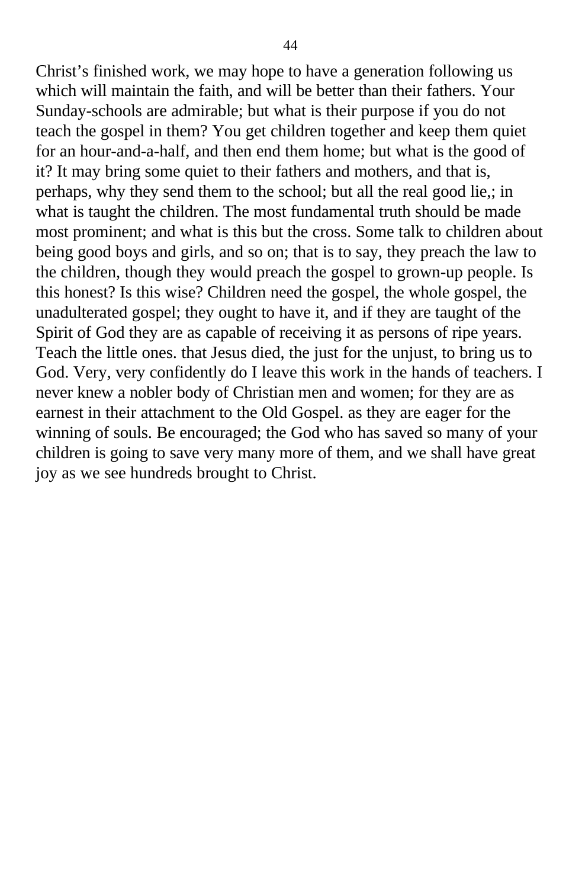Christ’s finished work, we may hope to have a generation following us which will maintain the faith, and will be better than their fathers. Your Sunday-schools are admirable; but what is their purpose if you do not teach the gospel in them? You get children together and keep them quiet for an hour-and-a-half, and then end them home; but what is the good of it? It may bring some quiet to their fathers and mothers, and that is, perhaps, why they send them to the school; but all the real good lie,; in what is taught the children. The most fundamental truth should be made most prominent; and what is this but the cross. Some talk to children about being good boys and girls, and so on; that is to say, they preach the law to the children, though they would preach the gospel to grown-up people. Is this honest? Is this wise? Children need the gospel, the whole gospel, the unadulterated gospel; they ought to have it, and if they are taught of the Spirit of God they are as capable of receiving it as persons of ripe years. Teach the little ones. that Jesus died, the just for the unjust, to bring us to God. Very, very confidently do I leave this work in the hands of teachers. I never knew a nobler body of Christian men and women; for they are as earnest in their attachment to the Old Gospel. as they are eager for the winning of souls. Be encouraged; the God who has saved so many of your children is going to save very many more of them, and we shall have great joy as we see hundreds brought to Christ.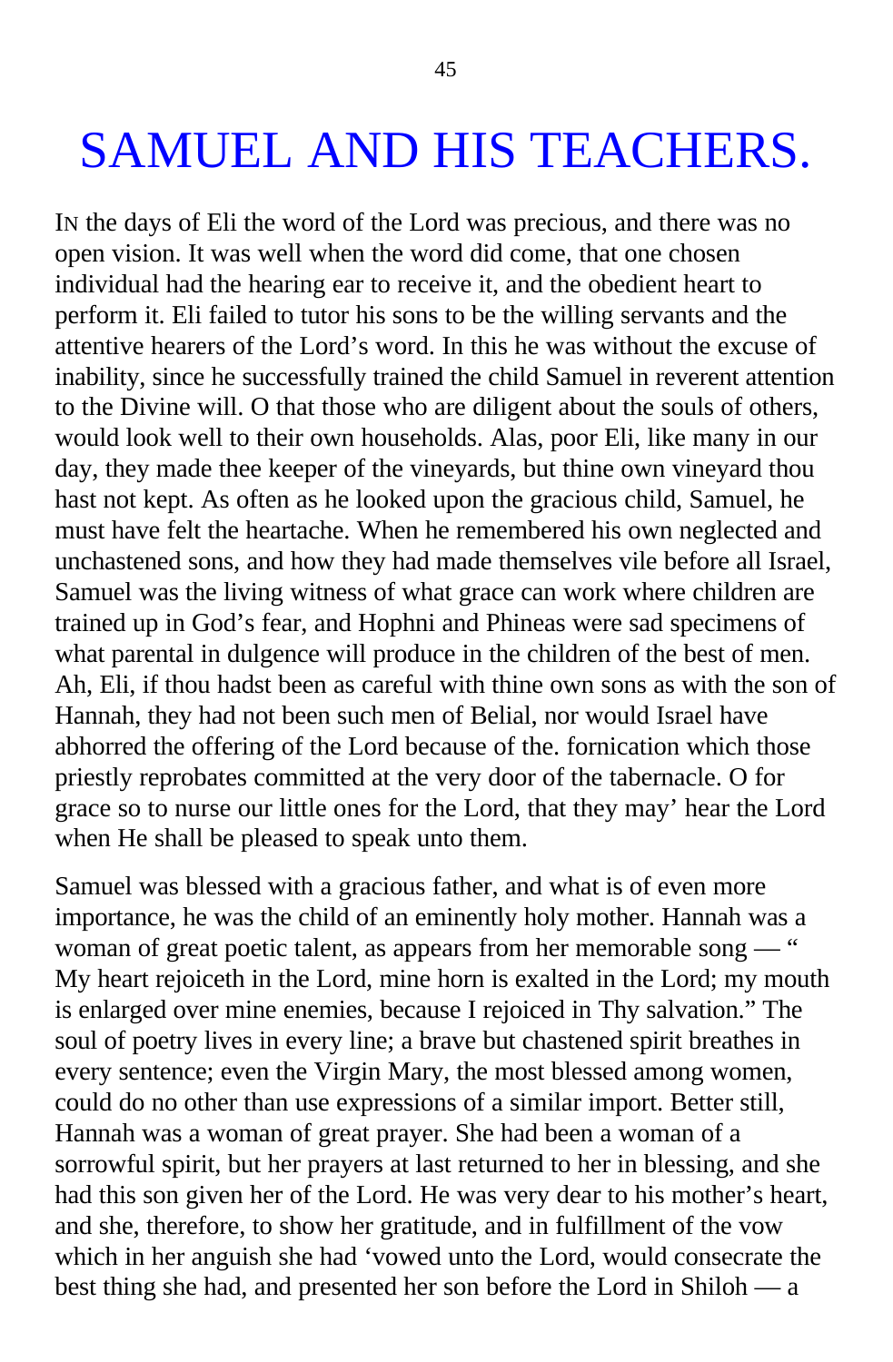# SAMUEL AND HIS TEACHERS.

IN the days of Eli the word of the Lord was precious, and there was no open vision. It was well when the word did come, that one chosen individual had the hearing ear to receive it, and the obedient heart to perform it. Eli failed to tutor his sons to be the willing servants and the attentive hearers of the Lord's word. In this he was without the excuse of inability, since he successfully trained the child Samuel in reverent attention to the Divine will. O that those who are diligent about the souls of others, would look well to their own households. Alas, poor Eli, like many in our day, they made thee keeper of the vineyards, but thine own vineyard thou hast not kept. As often as he looked upon the gracious child, Samuel, he must have felt the heartache. When he remembered his own neglected and unchastened sons, and how they had made themselves vile before all Israel, Samuel was the living witness of what grace can work where children are trained up in God's fear, and Hophni and Phineas were sad specimens of what parental in dulgence will produce in the children of the best of men. Ah, Eli, if thou hadst been as careful with thine own sons as with the son of Hannah, they had not been such men of Belial, nor would Israel have abhorred the offering of the Lord because of the. fornication which those priestly reprobates committed at the very door of the tabernacle. O for grace so to nurse our little ones for the Lord, that they may' hear the Lord when He shall be pleased to speak unto them.

Samuel was blessed with a gracious father, and what is of even more importance, he was the child of an eminently holy mother. Hannah was a woman of great poetic talent, as appears from her memorable song — " My heart rejoiceth in the Lord, mine horn is exalted in the Lord; my mouth is enlarged over mine enemies, because I rejoiced in Thy salvation." The soul of poetry lives in every line; a brave but chastened spirit breathes in every sentence; even the Virgin Mary, the most blessed among women, could do no other than use expressions of a similar import. Better still, Hannah was a woman of great prayer. She had been a woman of a sorrowful spirit, but her prayers at last returned to her in blessing, and she had this son given her of the Lord. He was very dear to his mother's heart, and she, therefore, to show her gratitude, and in fulfillment of the vow which in her anguish she had 'vowed unto the Lord, would consecrate the best thing she had, and presented her son before the Lord in Shiloh — a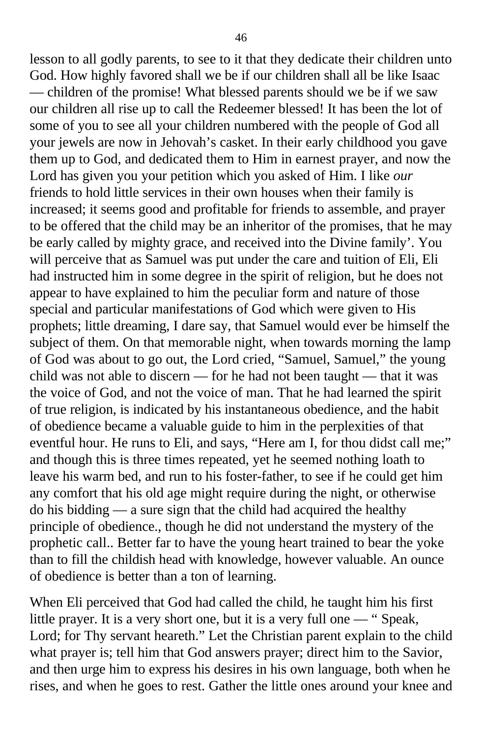lesson to all godly parents, to see to it that they dedicate their children unto God. How highly favored shall we be if our children shall all be like Isaac — children of the promise! What blessed parents should we be if we saw our children all rise up to call the Redeemer blessed! It has been the lot of some of you to see all your children numbered with the people of God all your jewels are now in Jehovah's casket. In their early childhood you gave them up to God, and dedicated them to Him in earnest prayer, and now the Lord has given you your petition which you asked of Him. I like *our* friends to hold little services in their own houses when their family is increased; it seems good and profitable for friends to assemble, and prayer to be offered that the child may be an inheritor of the promises, that he may be early called by mighty grace, and received into the Divine family'. You will perceive that as Samuel was put under the care and tuition of Eli, Eli had instructed him in some degree in the spirit of religion, but he does not appear to have explained to him the peculiar form and nature of those special and particular manifestations of God which were given to His prophets; little dreaming, I dare say, that Samuel would ever be himself the subject of them. On that memorable night, when towards morning the lamp of God was about to go out, the Lord cried, "Samuel, Samuel," the young child was not able to discern — for he had not been taught — that it was the voice of God, and not the voice of man. That he had learned the spirit of true religion, is indicated by his instantaneous obedience, and the habit of obedience became a valuable guide to him in the perplexities of that eventful hour. He runs to Eli, and says, "Here am I, for thou didst call me;" and though this is three times repeated, yet he seemed nothing loath to leave his warm bed, and run to his foster-father, to see if he could get him any comfort that his old age might require during the night, or otherwise do his bidding — a sure sign that the child had acquired the healthy principle of obedience., though he did not understand the mystery of the prophetic call.. Better far to have the young heart trained to bear the yoke than to fill the childish head with knowledge, however valuable. An ounce of obedience is better than a ton of learning.

When Eli perceived that God had called the child, he taught him his first little prayer. It is a very short one, but it is a very full one — " Speak, Lord; for Thy servant heareth." Let the Christian parent explain to the child what prayer is; tell him that God answers prayer; direct him to the Savior, and then urge him to express his desires in his own language, both when he rises, and when he goes to rest. Gather the little ones around your knee and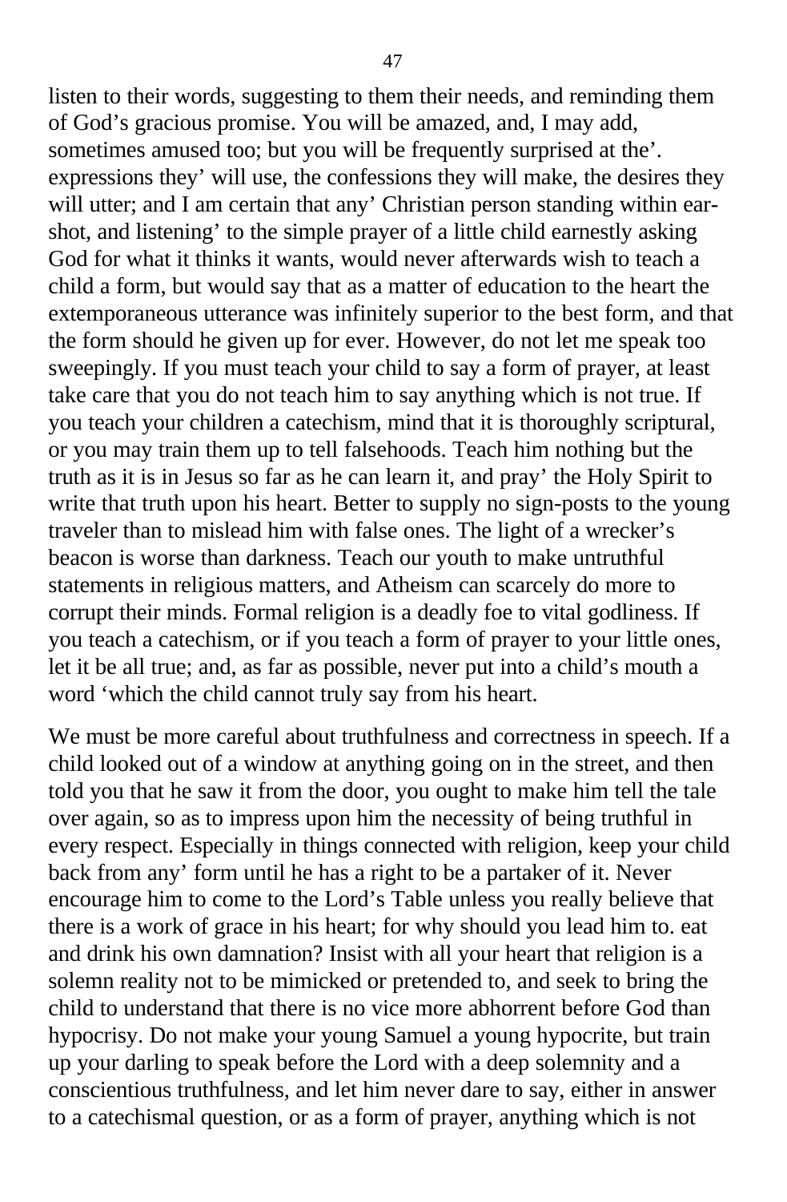listen to their words, suggesting to them their needs, and reminding them of God's gracious promise. You will be amazed, and, I may add, sometimes amused too; but you will be frequently surprised at the'. expressions they' will use, the confessions they will make, the desires they will utter; and I am certain that any' Christian person standing within ear-shot, and listening' to the simple prayer of a little child earnestly asking God for what it thinks it wants, would never afterwards wish to teach a child a form, but would say that as a matter of education to the heart the extemporaneous utterance was infinitely superior to the best form, and that the form should he given up for ever. However, do not let me speak too sweepingly. If you must teach your child to say a form of prayer, at least take care that you do not teach him to say anything which is not true. If you teach your children a catechism, mind that it is thoroughly scriptural, or you may train them up to tell falsehoods. Teach him nothing but the truth as it is in Jesus so far as he can learn it, and pray' the Holy Spirit to write that truth upon his heart. Better to supply no sign-posts to the young traveler than to mislead him with false ones. The light of a wrecker's beacon is worse than darkness. Teach our youth to make untruthful statements in religious matters, and Atheism can scarcely do more to corrupt their minds. Formal religion is a deadly foe to vital godliness. If you teach a catechism, or if you teach a form of prayer to your little ones, let it be all true; and, as far as possible, never put into a child's mouth a word 'which the child cannot truly say from his heart.

We must be more careful about truthfulness and correctness in speech. If a child looked out of a window at anything going on in the street, and then told you that he saw it from the door, you ought to make him tell the tale over again, so as to impress upon him the necessity of being truthful in every respect. Especially in things connected with religion, keep your child back from any' form until he has a right to be a partaker of it. Never encourage him to come to the Lord's Table unless you really believe that there is a work of grace in his heart; for why should you lead him to. eat and drink his own damnation? Insist with all your heart that religion is a solemn reality not to be mimicked or pretended to, and seek to bring the child to understand that there is no vice more abhorrent before God than hypocrisy. Do not make your young Samuel a young hypocrite, but train up your darling to speak before the Lord with a deep solemnity and a conscientious truthfulness, and let him never dare to say, either in answer to a catechismal question, or as a form of prayer, anything which is not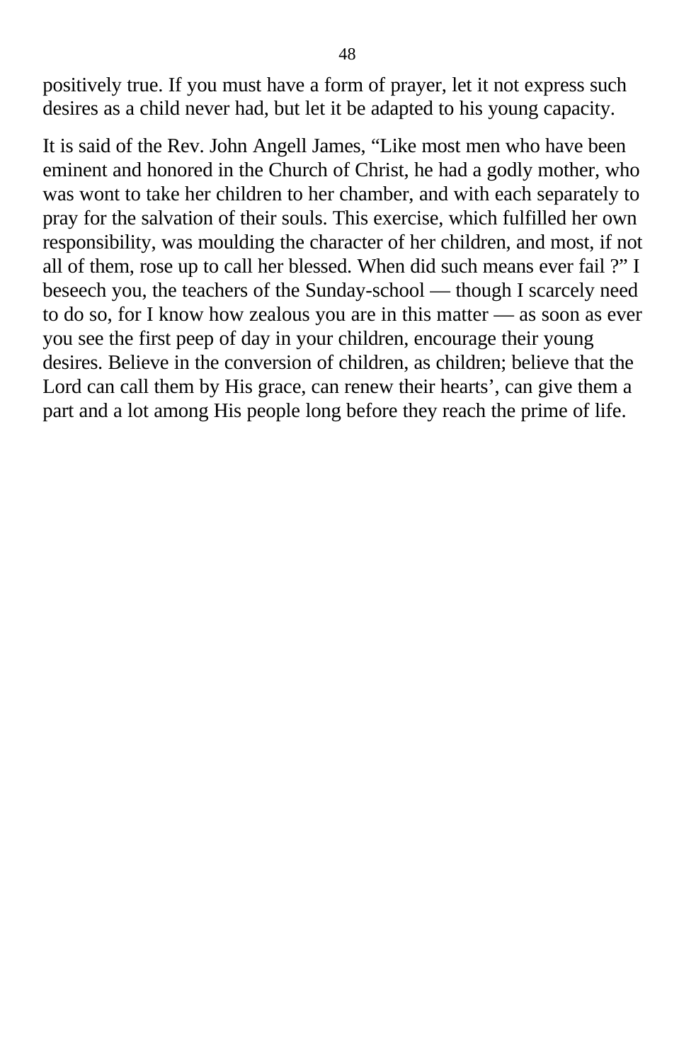positively true. If you must have a form of prayer, let it not express such desires as a child never had, but let it be adapted to his young capacity.

It is said of the Rev. John Angell James, “Like most men who have been eminent and honored in the Church of Christ, he had a godly mother, who was wont to take her children to her chamber, and with each separately to pray for the salvation of their souls. This exercise, which fulfilled her own responsibility, was moulding the character of her children, and most, if not all of them, rose up to call her blessed. When did such means ever fail ?” I beseech you, the teachers of the Sunday-school — though I scarcely need to do so, for I know how zealous you are in this matter — as soon as ever you see the first peep of day in your children, encourage their young desires. Believe in the conversion of children, as children; believe that the Lord can call them by His grace, can renew their hearts’, can give them a part and a lot among His people long before they reach the prime of life.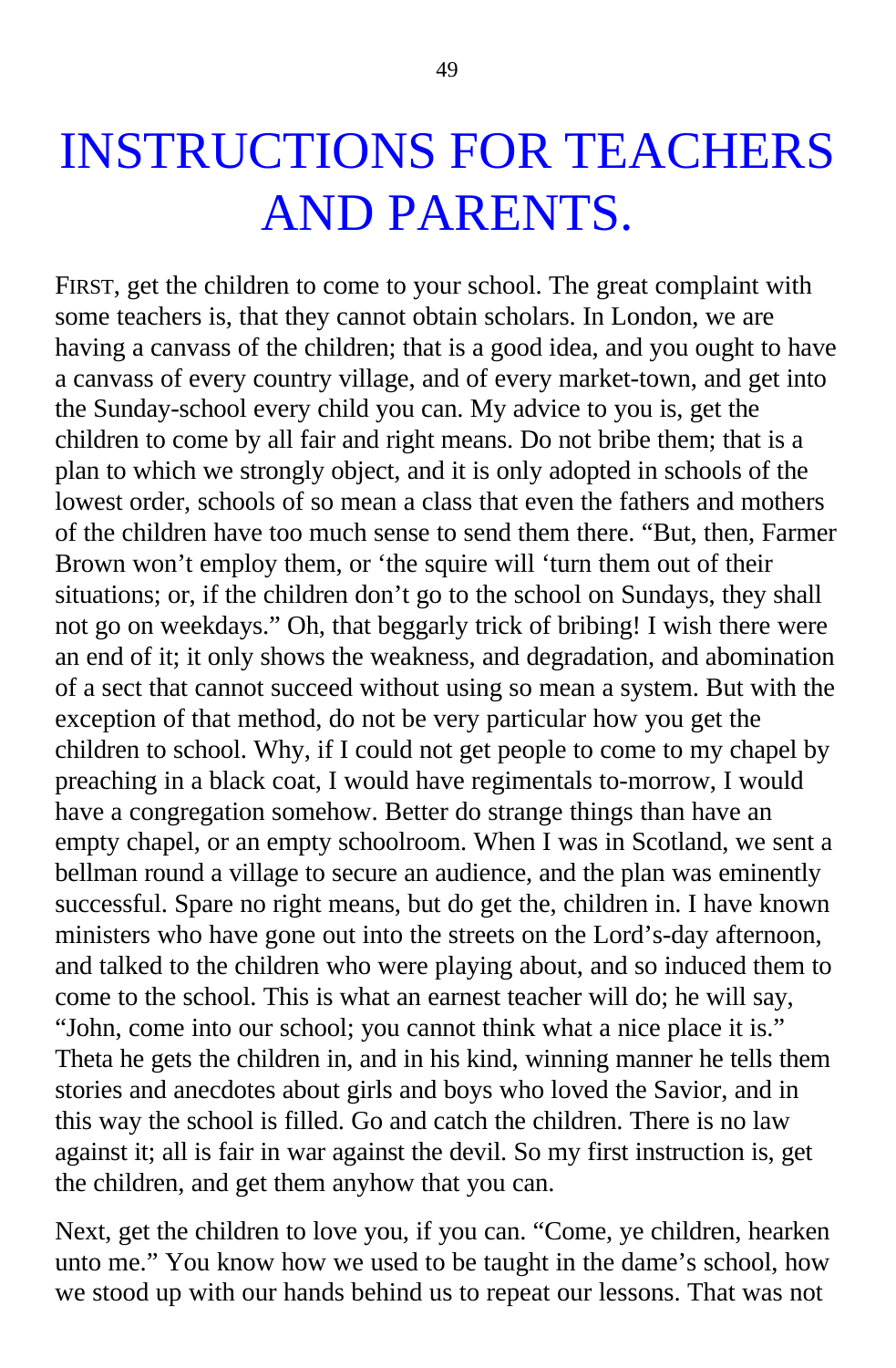# INSTRUCTIONS FOR TEACHERS AND PARENTS.

FIRST, get the children to come to your school. The great complaint with some teachers is, that they cannot obtain scholars. In London, we are having a canvass of the children; that is a good idea, and you ought to have a canvass of every country village, and of every market-town, and get into the Sunday-school every child you can. My advice to you is, get the children to come by all fair and right means. Do not bribe them; that is a plan to which we strongly object, and it is only adopted in schools of the lowest order, schools of so mean a class that even the fathers and mothers of the children have too much sense to send them there. "But, then, Farmer Brown won't employ them, or 'the squire will 'turn them out of their situations; or, if the children don't go to the school on Sundays, they shall not go on weekdays." Oh, that beggarly trick of bribing! I wish there were an end of it; it only shows the weakness, and degradation, and abomination of a sect that cannot succeed without using so mean a system. But with the exception of that method, do not be very particular how you get the children to school. Why, if I could not get people to come to my chapel by preaching in a black coat, I would have regimentals to-morrow, I would have a congregation somehow. Better do strange things than have an empty chapel, or an empty schoolroom. When I was in Scotland, we sent a bellman round a village to secure an audience, and the plan was eminently successful. Spare no right means, but do get the, children in. I have known ministers who have gone out into the streets on the Lord's-day afternoon, and talked to the children who were playing about, and so induced them to come to the school. This is what an earnest teacher will do; he will say, "John, come into our school; you cannot think what a nice place it is." Theta he gets the children in, and in his kind, winning manner he tells them stories and anecdotes about girls and boys who loved the Savior, and in this way the school is filled. Go and catch the children. There is no law against it; all is fair in war against the devil. So my first instruction is, get the children, and get them anyhow that you can.

Next, get the children to love you, if you can. "Come, ye children, hearken unto me." You know how we used to be taught in the dame's school, how we stood up with our hands behind us to repeat our lessons. That was not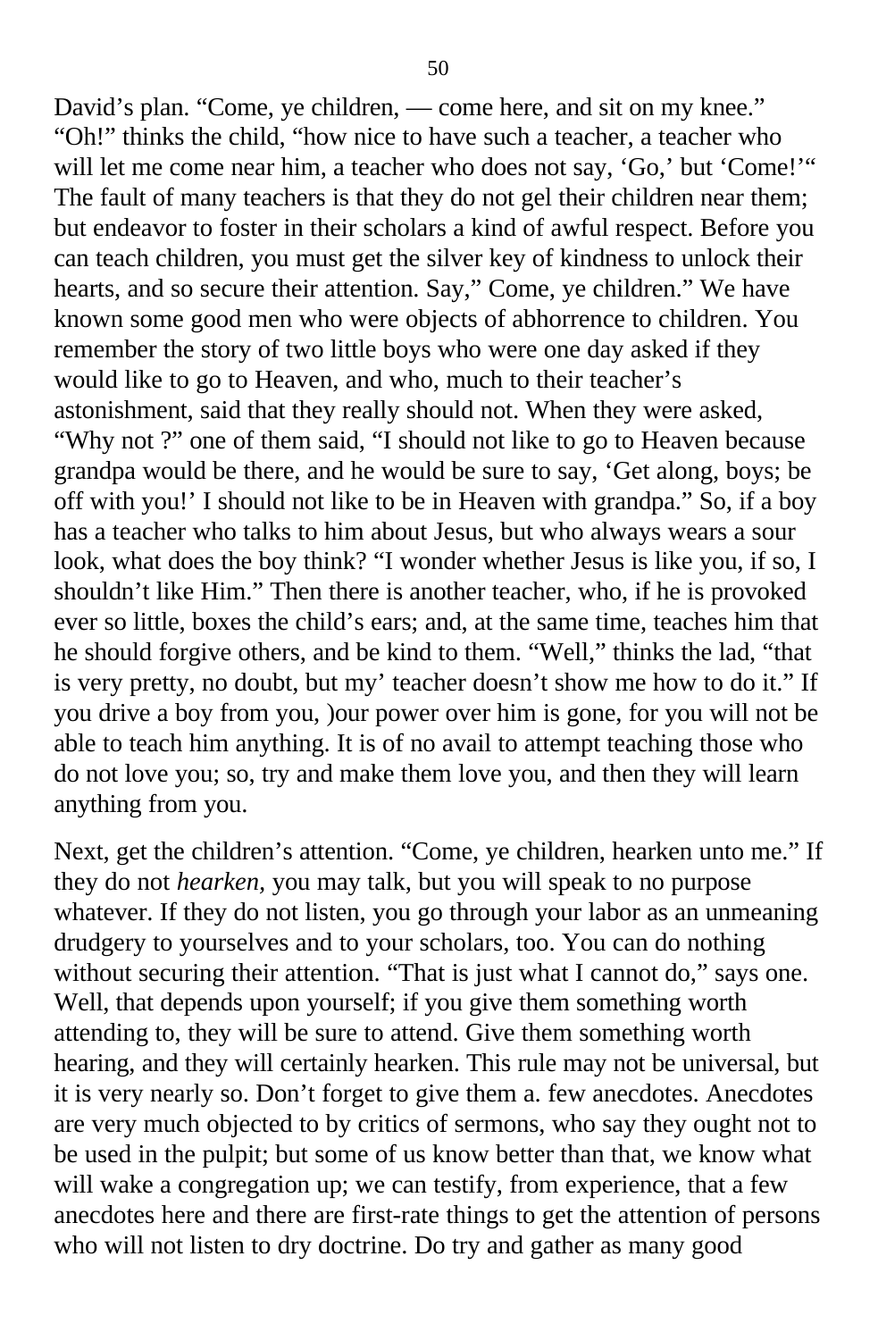David's plan. "Come, ye children, — come here, and sit on my knee." "Oh!" thinks the child, "how nice to have such a teacher, a teacher who will let me come near him, a teacher who does not say, 'Go,' but 'Come!'" The fault of many teachers is that they do not gel their children near them; but endeavor to foster in their scholars a kind of awful respect. Before you can teach children, you must get the silver key of kindness to unlock their hearts, and so secure their attention. Say," Come, ye children." We have known some good men who were objects of abhorrence to children. You remember the story of two little boys who were one day asked if they would like to go to Heaven, and who, much to their teacher's astonishment, said that they really should not. When they were asked, "Why not ?" one of them said, "I should not like to go to Heaven because grandpa would be there, and he would be sure to say, 'Get along, boys; be off with you!' I should not like to be in Heaven with grandpa." So, if a boy has a teacher who talks to him about Jesus, but who always wears a sour look, what does the boy think? "I wonder whether Jesus is like you, if so, I shouldn't like Him." Then there is another teacher, who, if he is provoked ever so little, boxes the child's ears; and, at the same time, teaches him that he should forgive others, and be kind to them. "Well," thinks the lad, "that is very pretty, no doubt, but my' teacher doesn't show me how to do it." If you drive a boy from you, )our power over him is gone, for you will not be able to teach him anything. It is of no avail to attempt teaching those who do not love you; so, try and make them love you, and then they will learn anything from you.

Next, get the children's attention. "Come, ye children, hearken unto me." If they do not *hearken,* you may talk, but you will speak to no purpose whatever. If they do not listen, you go through your labor as an unmeaning drudgery to yourselves and to your scholars, too. You can do nothing without securing their attention. "That is just what I cannot do," says one. Well, that depends upon yourself; if you give them something worth attending to, they will be sure to attend. Give them something worth hearing, and they will certainly hearken. This rule may not be universal, but it is very nearly so. Don't forget to give them a. few anecdotes. Anecdotes are very much objected to by critics of sermons, who say they ought not to be used in the pulpit; but some of us know better than that, we know what will wake a congregation up; we can testify, from experience, that a few anecdotes here and there are first-rate things to get the attention of persons who will not listen to dry doctrine. Do try and gather as many good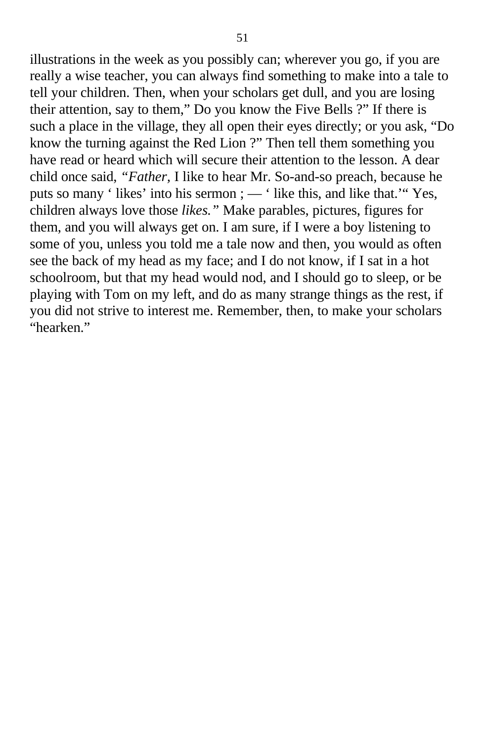illustrations in the week as you possibly can; wherever you go, if you are really a wise teacher, you can always find something to make into a tale to tell your children. Then, when your scholars get dull, and you are losing their attention, say to them," Do you know the Five Bells ?" If there is such a place in the village, they all open their eyes directly; or you ask, "Do know the turning against the Red Lion ?" Then tell them something you have read or heard which will secure their attention to the lesson. A dear child once said, *"Father,* I like to hear Mr. So-and-so preach, because he puts so many ' likes' into his sermon ; — ' like this, and like that.'" Yes, children always love those *likes."* Make parables, pictures, figures for them, and you will always get on. I am sure, if I were a boy listening to some of you, unless you told me a tale now and then, you would as often see the back of my head as my face; and I do not know, if I sat in a hot schoolroom, but that my head would nod, and I should go to sleep, or be playing with Tom on my left, and do as many strange things as the rest, if you did not strive to interest me. Remember, then, to make your scholars "hearken."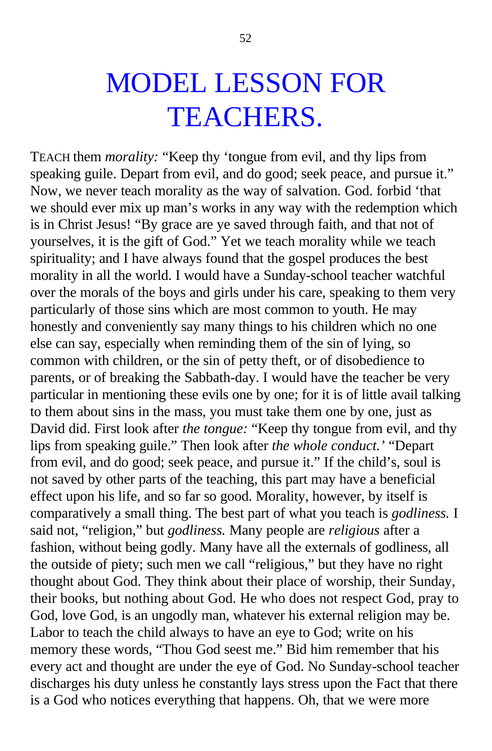# MODEL LESSON FOR TEACHERS.

TEACH them *morality:* "Keep thy 'tongue from evil, and thy lips from speaking guile. Depart from evil, and do good; seek peace, and pursue it." Now, we never teach morality as the way of salvation. God. forbid 'that we should ever mix up man's works in any way with the redemption which is in Christ Jesus! "By grace are ye saved through faith, and that not of yourselves, it is the gift of God." Yet we teach morality while we teach spirituality; and I have always found that the gospel produces the best morality in all the world. I would have a Sunday-school teacher watchful over the morals of the boys and girls under his care, speaking to them very particularly of those sins which are most common to youth. He may honestly and conveniently say many things to his children which no one else can say, especially when reminding them of the sin of lying, so common with children, or the sin of petty theft, or of disobedience to parents, or of breaking the Sabbath-day. I would have the teacher be very particular in mentioning these evils one by one; for it is of little avail talking to them about sins in the mass, you must take them one by one, just as David did. First look after *the tongue:* "Keep thy tongue from evil, and thy lips from speaking guile." Then look after *the whole conduct.'* "Depart from evil, and do good; seek peace, and pursue it." If the child's, soul is not saved by other parts of the teaching, this part may have a beneficial effect upon his life, and so far so good. Morality, however, by itself is comparatively a small thing. The best part of what you teach is *godliness.* I said not, "religion," but *godliness.* Many people are *religious* after a fashion, without being godly. Many have all the externals of godliness, all the outside of piety; such men we call "religious," but they have no right thought about God. They think about their place of worship, their Sunday, their books, but nothing about God. He who does not respect God, pray to God, love God, is an ungodly man, whatever his external religion may be. Labor to teach the child always to have an eye to God; write on his memory these words, "Thou God seest me." Bid him remember that his every act and thought are under the eye of God. No Sunday-school teacher discharges his duty unless he constantly lays stress upon the Fact that there is a God who notices everything that happens. Oh, that we were more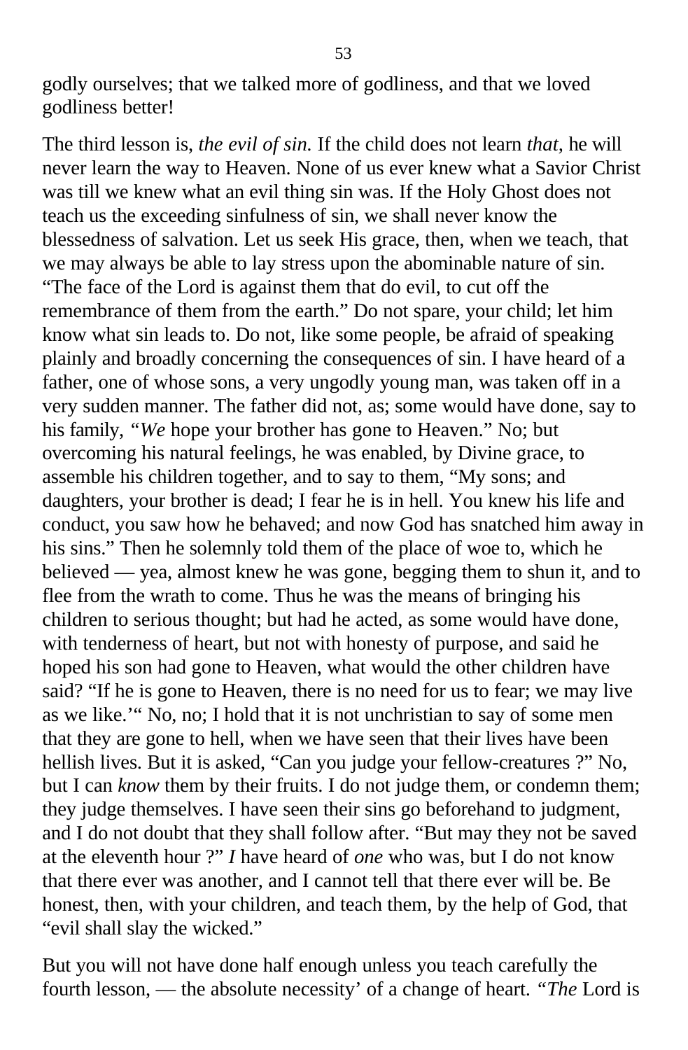godly ourselves; that we talked more of godliness, and that we loved godliness better!

The third lesson is, *the evil of sin.* If the child does not learn *that,* he will never learn the way to Heaven. None of us ever knew what a Savior Christ was till we knew what an evil thing sin was. If the Holy Ghost does not teach us the exceeding sinfulness of sin, we shall never know the blessedness of salvation. Let us seek His grace, then, when we teach, that we may always be able to lay stress upon the abominable nature of sin. “The face of the Lord is against them that do evil, to cut off the remembrance of them from the earth.” Do not spare, your child; let him know what sin leads to. Do not, like some people, be afraid of speaking plainly and broadly concerning the consequences of sin. I have heard of a father, one of whose sons, a very ungodly young man, was taken off in a very sudden manner. The father did not, as; some would have done, say to his family, *“We* hope your brother has gone to Heaven.” No; but overcoming his natural feelings, he was enabled, by Divine grace, to assemble his children together, and to say to them, “My sons; and daughters, your brother is dead; I fear he is in hell. You knew his life and conduct, you saw how he behaved; and now God has snatched him away in his sins.” Then he solemnly told them of the place of woe to, which he believed — yea, almost knew he was gone, begging them to shun it, and to flee from the wrath to come. Thus he was the means of bringing his children to serious thought; but had he acted, as some would have done, with tenderness of heart, but not with honesty of purpose, and said he hoped his son had gone to Heaven, what would the other children have said? “If he is gone to Heaven, there is no need for us to fear; we may live as we like.’“ No, no; I hold that it is not unchristian to say of some men that they are gone to hell, when we have seen that their lives have been hellish lives. But it is asked, “Can you judge your fellow-creatures ?” No, but I can *know* them by their fruits. I do not judge them, or condemn them; they judge themselves. I have seen their sins go beforehand to judgment, and I do not doubt that they shall follow after. “But may they not be saved at the eleventh hour ?” *I* have heard of *one* who was, but I do not know that there ever was another, and I cannot tell that there ever will be. Be honest, then, with your children, and teach them, by the help of God, that “evil shall slay the wicked.”

But you will not have done half enough unless you teach carefully the fourth lesson, — the absolute necessity’ of a change of heart. *“The* Lord is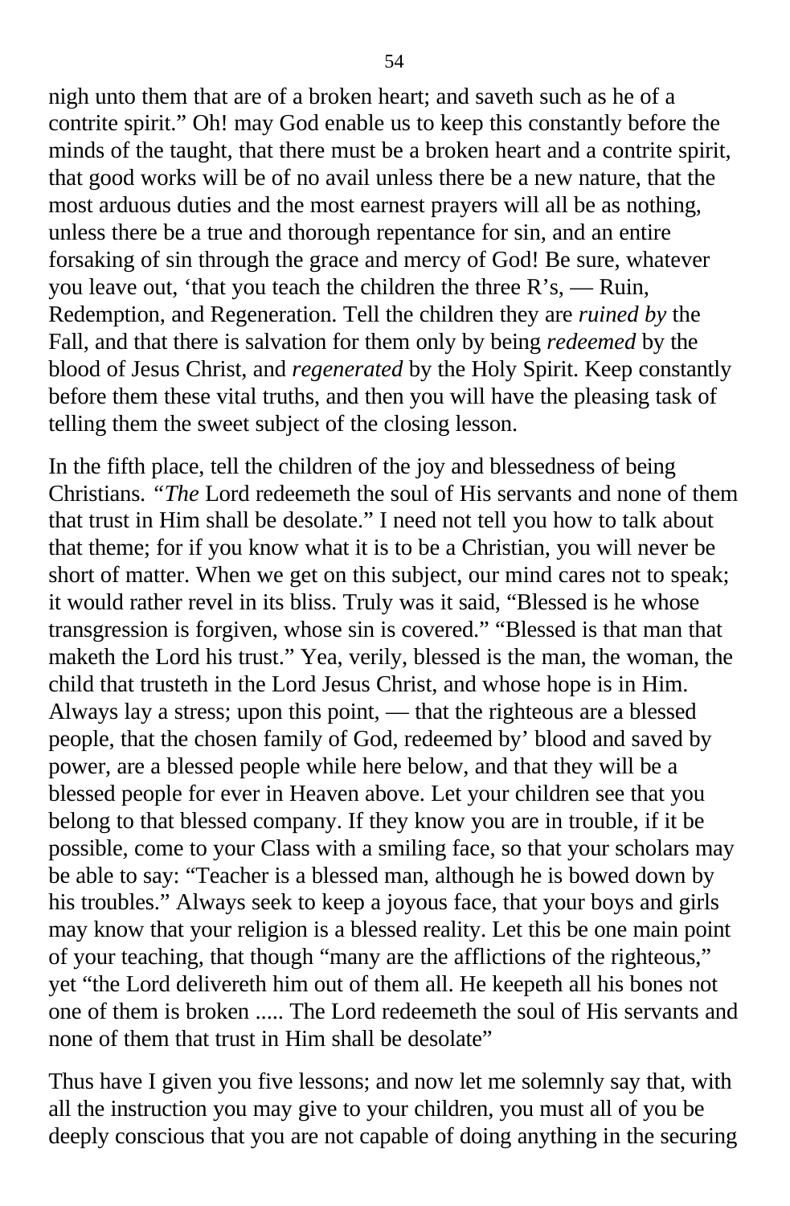nigh unto them that are of a broken heart; and saveth such as he of a contrite spirit." Oh! may God enable us to keep this constantly before the minds of the taught, that there must be a broken heart and a contrite spirit, that good works will be of no avail unless there be a new nature, that the most arduous duties and the most earnest prayers will all be as nothing, unless there be a true and thorough repentance for sin, and an entire forsaking of sin through the grace and mercy of God! Be sure, whatever you leave out, 'that you teach the children the three R's, — Ruin, Redemption, and Regeneration. Tell the children they are *ruined by* the Fall, and that there is salvation for them only by being *redeemed* by the blood of Jesus Christ, and *regenerated* by the Holy Spirit. Keep constantly before them these vital truths, and then you will have the pleasing task of telling them the sweet subject of the closing lesson.

In the fifth place, tell the children of the joy and blessedness of being Christians. "*The* Lord redeemeth the soul of His servants and none of them that trust in Him shall be desolate." I need not tell you how to talk about that theme; for if you know what it is to be a Christian, you will never be short of matter. When we get on this subject, our mind cares not to speak; it would rather revel in its bliss. Truly was it said, "Blessed is he whose transgression is forgiven, whose sin is covered." "Blessed is that man that maketh the Lord his trust." Yea, verily, blessed is the man, the woman, the child that trusteth in the Lord Jesus Christ, and whose hope is in Him. Always lay a stress; upon this point, — that the righteous are a blessed people, that the chosen family of God, redeemed by' blood and saved by power, are a blessed people while here below, and that they will be a blessed people for ever in Heaven above. Let your children see that you belong to that blessed company. If they know you are in trouble, if it be possible, come to your Class with a smiling face, so that your scholars may be able to say: "Teacher is a blessed man, although he is bowed down by his troubles." Always seek to keep a joyous face, that your boys and girls may know that your religion is a blessed reality. Let this be one main point of your teaching, that though "many are the afflictions of the righteous," yet "the Lord delivereth him out of them all. He keepeth all his bones not one of them is broken ..... The Lord redeemeth the soul of His servants and none of them that trust in Him shall be desolate"

Thus have I given you five lessons; and now let me solemnly say that, with all the instruction you may give to your children, you must all of you be deeply conscious that you are not capable of doing anything in the securing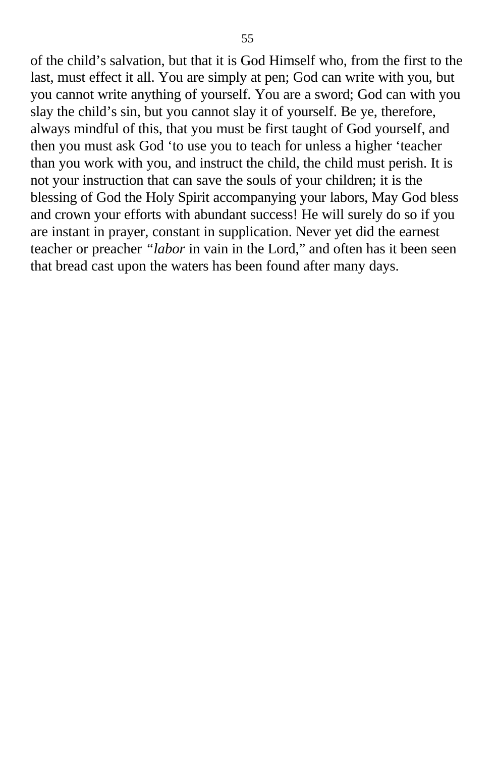of the child's salvation, but that it is God Himself who, from the first to the last, must effect it all. You are simply at pen; God can write with you, but you cannot write anything of yourself. You are a sword; God can with you slay the child's sin, but you cannot slay it of yourself. Be ye, therefore, always mindful of this, that you must be first taught of God yourself, and then you must ask God 'to use you to teach for unless a higher 'teacher than you work with you, and instruct the child, the child must perish. It is not your instruction that can save the souls of your children; it is the blessing of God the Holy Spirit accompanying your labors, May God bless and crown your efforts with abundant success! He will surely do so if you are instant in prayer, constant in supplication. Never yet did the earnest teacher or preacher *"labor* in vain in the Lord," and often has it been seen that bread cast upon the waters has been found after many days.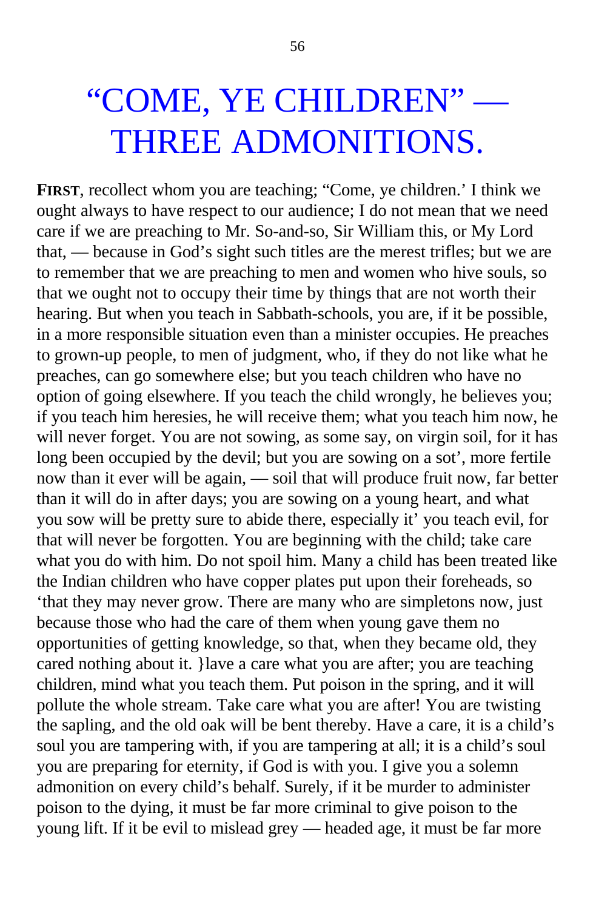# "COME, YE CHILDREN" — THREE ADMONITIONS.

**FIRST**, recollect whom you are teaching; "Come, ye children.' I think we ought always to have respect to our audience; I do not mean that we need care if we are preaching to Mr. So-and-so, Sir William this, or My Lord that, — because in God's sight such titles are the merest trifles; but we are to remember that we are preaching to men and women who hive souls, so that we ought not to occupy their time by things that are not worth their hearing. But when you teach in Sabbath-schools, you are, if it be possible, in a more responsible situation even than a minister occupies. He preaches to grown-up people, to men of judgment, who, if they do not like what he preaches, can go somewhere else; but you teach children who have no option of going elsewhere. If you teach the child wrongly, he believes you; if you teach him heresies, he will receive them; what you teach him now, he will never forget. You are not sowing, as some say, on virgin soil, for it has long been occupied by the devil; but you are sowing on a sot', more fertile now than it ever will be again, — soil that will produce fruit now, far better than it will do in after days; you are sowing on a young heart, and what you sow will be pretty sure to abide there, especially it' you teach evil, for that will never be forgotten. You are beginning with the child; take care what you do with him. Do not spoil him. Many a child has been treated like the Indian children who have copper plates put upon their foreheads, so 'that they may never grow. There are many who are simpletons now, just because those who had the care of them when young gave them no opportunities of getting knowledge, so that, when they became old, they cared nothing about it. }lave a care what you are after; you are teaching children, mind what you teach them. Put poison in the spring, and it will pollute the whole stream. Take care what you are after! You are twisting the sapling, and the old oak will be bent thereby. Have a care, it is a child's soul you are tampering with, if you are tampering at all; it is a child's soul you are preparing for eternity, if God is with you. I give you a solemn admonition on every child's behalf. Surely, if it be murder to administer poison to the dying, it must be far more criminal to give poison to the young lift. If it be evil to mislead grey — headed age, it must be far more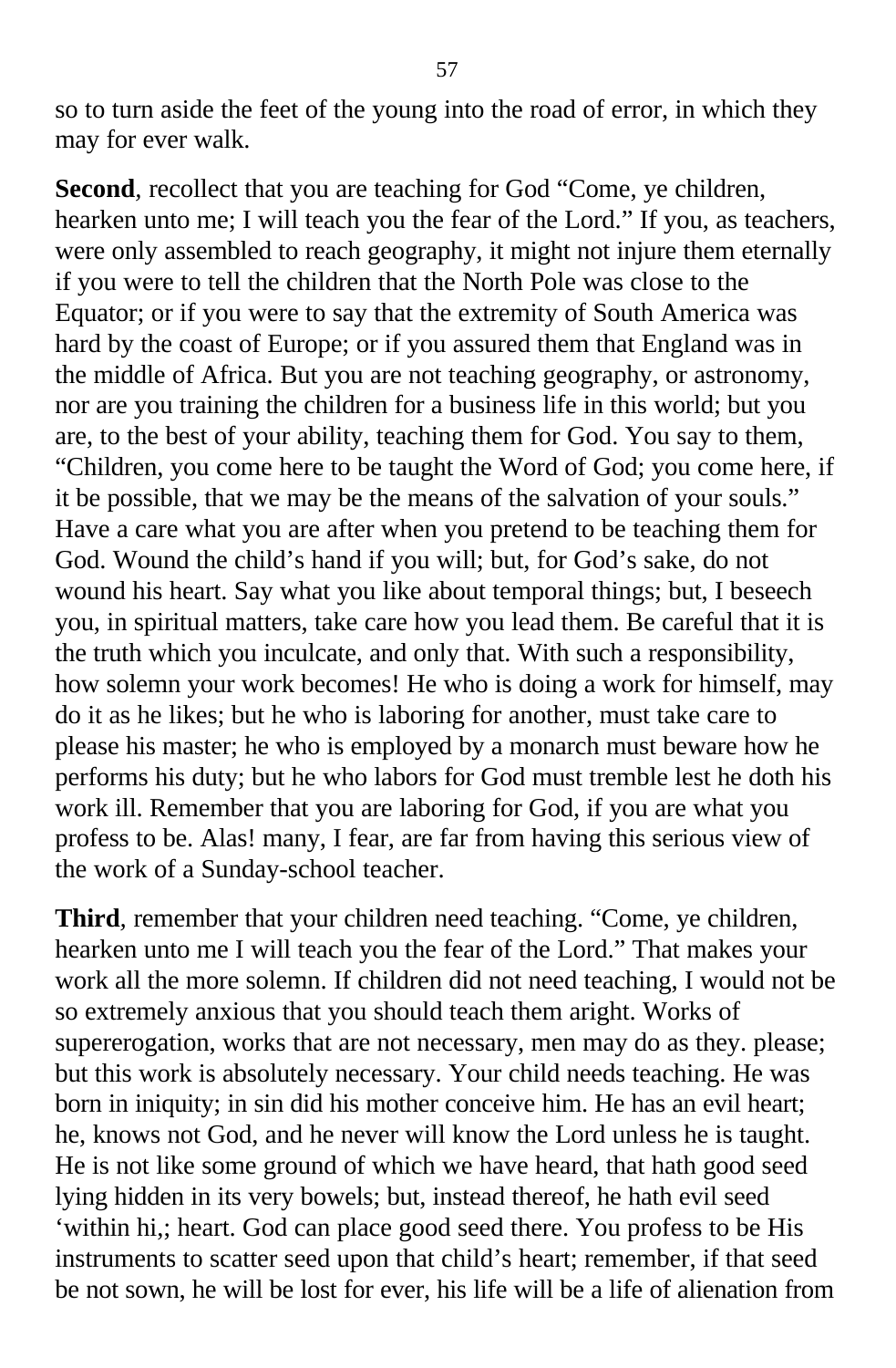so to turn aside the feet of the young into the road of error, in which they may for ever walk.

**Second**, recollect that you are teaching for God "Come, ye children, hearken unto me; I will teach you the fear of the Lord." If you, as teachers, were only assembled to reach geography, it might not injure them eternally if you were to tell the children that the North Pole was close to the Equator; or if you were to say that the extremity of South America was hard by the coast of Europe; or if you assured them that England was in the middle of Africa. But you are not teaching geography, or astronomy, nor are you training the children for a business life in this world; but you are, to the best of your ability, teaching them for God. You say to them, "Children, you come here to be taught the Word of God; you come here, if it be possible, that we may be the means of the salvation of your souls." Have a care what you are after when you pretend to be teaching them for God. Wound the child's hand if you will; but, for God's sake, do not wound his heart. Say what you like about temporal things; but, I beseech you, in spiritual matters, take care how you lead them. Be careful that it is the truth which you inculcate, and only that. With such a responsibility, how solemn your work becomes! He who is doing a work for himself, may do it as he likes; but he who is laboring for another, must take care to please his master; he who is employed by a monarch must beware how he performs his duty; but he who labors for God must tremble lest he doth his work ill. Remember that you are laboring for God, if you are what you profess to be. Alas! many, I fear, are far from having this serious view of the work of a Sunday-school teacher.

**Third**, remember that your children need teaching. "Come, ye children, hearken unto me I will teach you the fear of the Lord." That makes your work all the more solemn. If children did not need teaching, I would not be so extremely anxious that you should teach them aright. Works of supererogation, works that are not necessary, men may do as they. please; but this work is absolutely necessary. Your child needs teaching. He was born in iniquity; in sin did his mother conceive him. He has an evil heart; he, knows not God, and he never will know the Lord unless he is taught. He is not like some ground of which we have heard, that hath good seed lying hidden in its very bowels; but, instead thereof, he hath evil seed 'within hi,; heart. God can place good seed there. You profess to be His instruments to scatter seed upon that child's heart; remember, if that seed be not sown, he will be lost for ever, his life will be a life of alienation from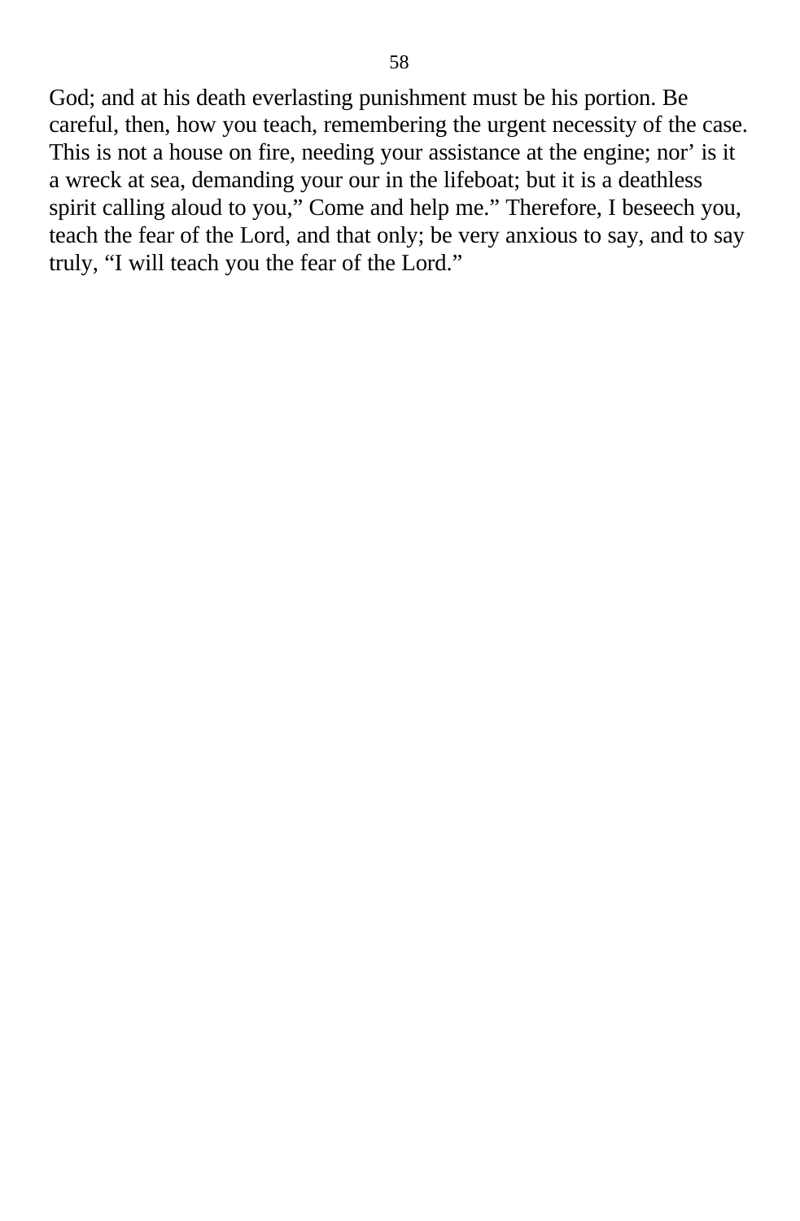God; and at his death everlasting punishment must be his portion. Be careful, then, how you teach, remembering the urgent necessity of the case. This is not a house on fire, needing your assistance at the engine; nor’ is it a wreck at sea, demanding your our in the lifeboat; but it is a deathless spirit calling aloud to you,” Come and help me.” Therefore, I beseech you, teach the fear of the Lord, and that only; be very anxious to say, and to say truly, “I will teach you the fear of the Lord.”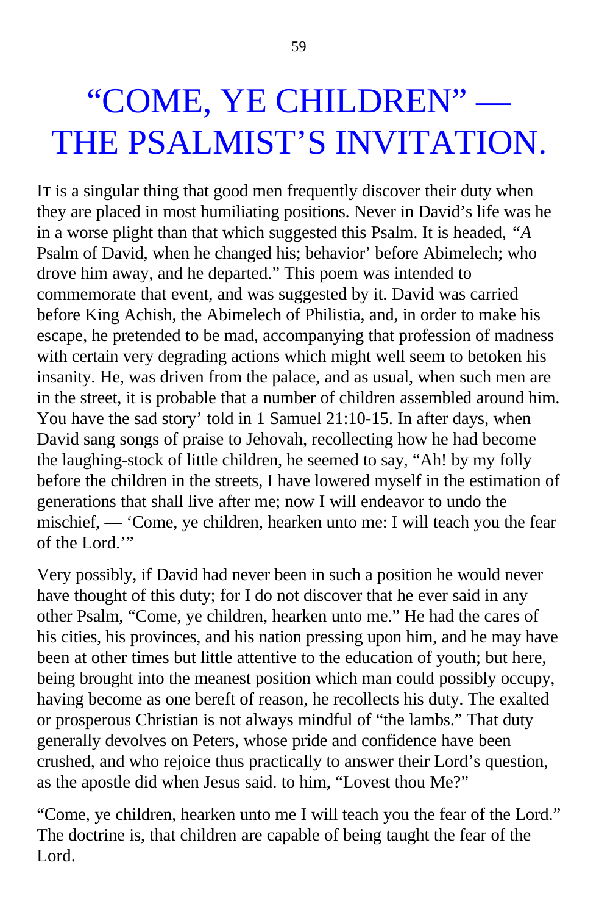# "COME, YE CHILDREN" — THE PSALMIST'S INVITATION.

IT is a singular thing that good men frequently discover their duty when they are placed in most humiliating positions. Never in David's life was he in a worse plight than that which suggested this Psalm. It is headed, *"A* Psalm of David, when he changed his; behavior' before Abimelech; who drove him away, and he departed." This poem was intended to commemorate that event, and was suggested by it. David was carried before King Achish, the Abimelech of Philistia, and, in order to make his escape, he pretended to be mad, accompanying that profession of madness with certain very degrading actions which might well seem to betoken his insanity. He, was driven from the palace, and as usual, when such men are in the street, it is probable that a number of children assembled around him. You have the sad story' told in 1 Samuel 21:10-15. In after days, when David sang songs of praise to Jehovah, recollecting how he had become the laughing-stock of little children, he seemed to say, "Ah! by my folly before the children in the streets, I have lowered myself in the estimation of generations that shall live after me; now I will endeavor to undo the mischief, — 'Come, ye children, hearken unto me: I will teach you the fear of the Lord.'"

Very possibly, if David had never been in such a position he would never have thought of this duty; for I do not discover that he ever said in any other Psalm, "Come, ye children, hearken unto me." He had the cares of his cities, his provinces, and his nation pressing upon him, and he may have been at other times but little attentive to the education of youth; but here, being brought into the meanest position which man could possibly occupy, having become as one bereft of reason, he recollects his duty. The exalted or prosperous Christian is not always mindful of "the lambs." That duty generally devolves on Peters, whose pride and confidence have been crushed, and who rejoice thus practically to answer their Lord's question, as the apostle did when Jesus said. to him, "Lovest thou Me?"

"Come, ye children, hearken unto me I will teach you the fear of the Lord." The doctrine is, that children are capable of being taught the fear of the Lord.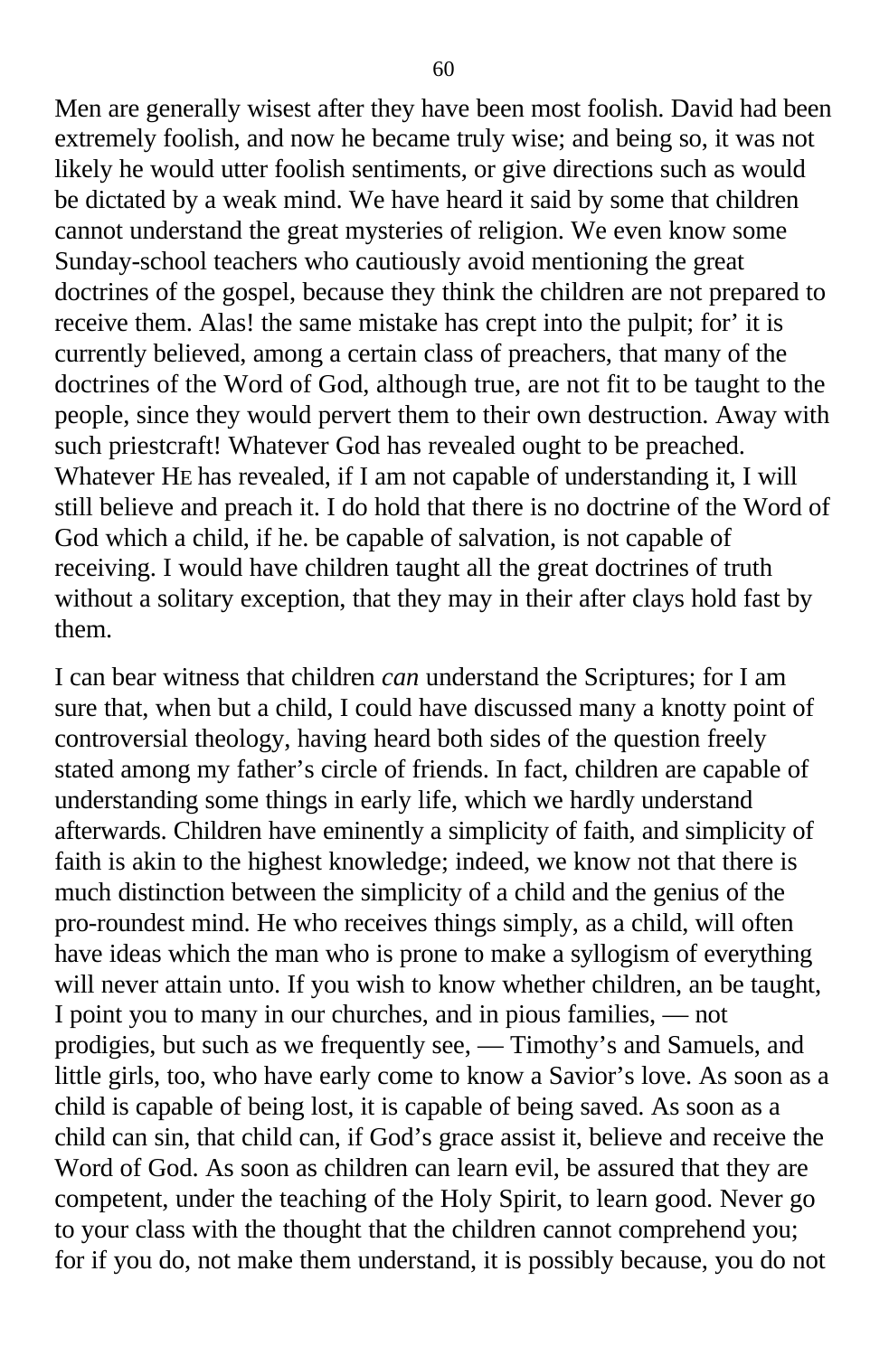Men are generally wisest after they have been most foolish. David had been extremely foolish, and now he became truly wise; and being so, it was not likely he would utter foolish sentiments, or give directions such as would be dictated by a weak mind. We have heard it said by some that children cannot understand the great mysteries of religion. We even know some Sunday-school teachers who cautiously avoid mentioning the great doctrines of the gospel, because they think the children are not prepared to receive them. Alas! the same mistake has crept into the pulpit; for' it is currently believed, among a certain class of preachers, that many of the doctrines of the Word of God, although true, are not fit to be taught to the people, since they would pervert them to their own destruction. Away with such priestcraft! Whatever God has revealed ought to be preached. Whatever HE has revealed, if I am not capable of understanding it, I will still believe and preach it. I do hold that there is no doctrine of the Word of God which a child, if he. be capable of salvation, is not capable of receiving. I would have children taught all the great doctrines of truth without a solitary exception, that they may in their after clays hold fast by them.

I can bear witness that children *can* understand the Scriptures; for I am sure that, when but a child, I could have discussed many a knotty point of controversial theology, having heard both sides of the question freely stated among my father's circle of friends. In fact, children are capable of understanding some things in early life, which we hardly understand afterwards. Children have eminently a simplicity of faith, and simplicity of faith is akin to the highest knowledge; indeed, we know not that there is much distinction between the simplicity of a child and the genius of the pro-roundest mind. He who receives things simply, as a child, will often have ideas which the man who is prone to make a syllogism of everything will never attain unto. If you wish to know whether children, an be taught, I point you to many in our churches, and in pious families, — not prodigies, but such as we frequently see, — Timothy's and Samuels, and little girls, too, who have early come to know a Savior's love. As soon as a child is capable of being lost, it is capable of being saved. As soon as a child can sin, that child can, if God's grace assist it, believe and receive the Word of God. As soon as children can learn evil, be assured that they are competent, under the teaching of the Holy Spirit, to learn good. Never go to your class with the thought that the children cannot comprehend you; for if you do, not make them understand, it is possibly because, you do not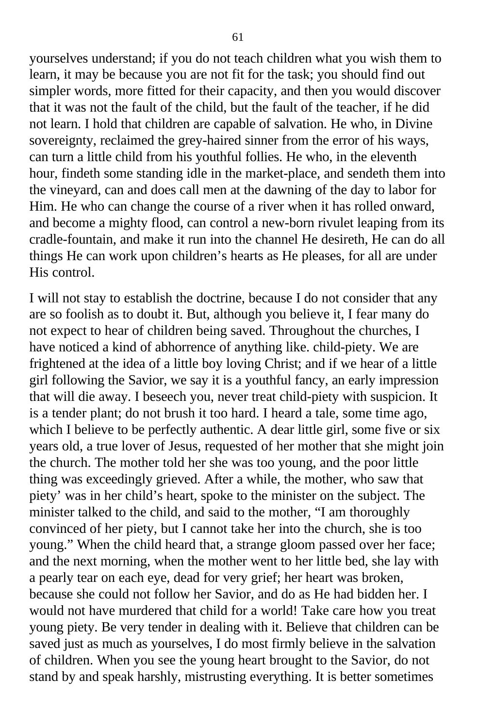yourselves understand; if you do not teach children what you wish them to learn, it may be because you are not fit for the task; you should find out simpler words, more fitted for their capacity, and then you would discover that it was not the fault of the child, but the fault of the teacher, if he did not learn. I hold that children are capable of salvation. He who, in Divine sovereignty, reclaimed the grey-haired sinner from the error of his ways, can turn a little child from his youthful follies. He who, in the eleventh hour, findeth some standing idle in the market-place, and sendeth them into the vineyard, can and does call men at the dawning of the day to labor for Him. He who can change the course of a river when it has rolled onward, and become a mighty flood, can control a new-born rivulet leaping from its cradle-fountain, and make it run into the channel He desireth, He can do all things He can work upon children's hearts as He pleases, for all are under His control.

I will not stay to establish the doctrine, because I do not consider that any are so foolish as to doubt it. But, although you believe it, I fear many do not expect to hear of children being saved. Throughout the churches, I have noticed a kind of abhorrence of anything like. child-piety. We are frightened at the idea of a little boy loving Christ; and if we hear of a little girl following the Savior, we say it is a youthful fancy, an early impression that will die away. I beseech you, never treat child-piety with suspicion. It is a tender plant; do not brush it too hard. I heard a tale, some time ago, which I believe to be perfectly authentic. A dear little girl, some five or six years old, a true lover of Jesus, requested of her mother that she might join the church. The mother told her she was too young, and the poor little thing was exceedingly grieved. After a while, the mother, who saw that piety' was in her child's heart, spoke to the minister on the subject. The minister talked to the child, and said to the mother, "I am thoroughly convinced of her piety, but I cannot take her into the church, she is too young." When the child heard that, a strange gloom passed over her face; and the next morning, when the mother went to her little bed, she lay with a pearly tear on each eye, dead for very grief; her heart was broken, because she could not follow her Savior, and do as He had bidden her. I would not have murdered that child for a world! Take care how you treat young piety. Be very tender in dealing with it. Believe that children can be saved just as much as yourselves, I do most firmly believe in the salvation of children. When you see the young heart brought to the Savior, do not stand by and speak harshly, mistrusting everything. It is better sometimes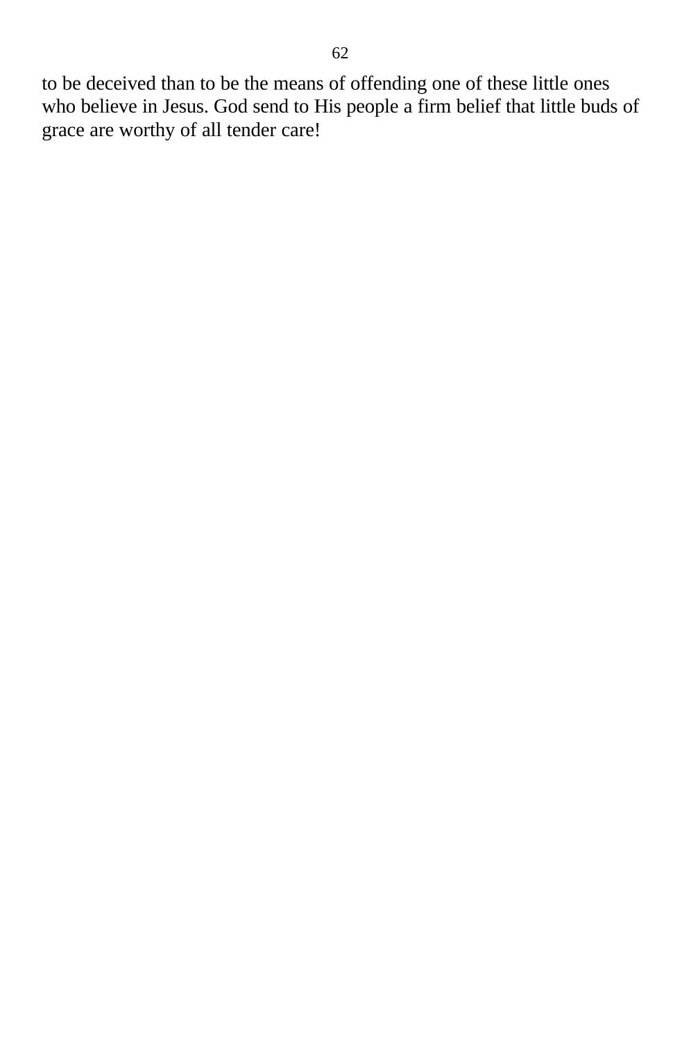to be deceived than to be the means of offending one of these little ones who believe in Jesus. God send to His people a firm belief that little buds of grace are worthy of all tender care!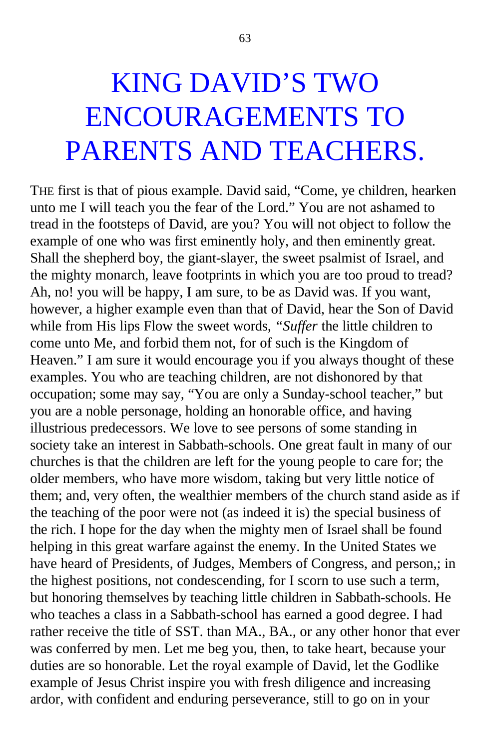# KING DAVID'S TWO ENCOURAGEMENTS TO PARENTS AND TEACHERS.

THE first is that of pious example. David said, "Come, ye children, hearken unto me I will teach you the fear of the Lord." You are not ashamed to tread in the footsteps of David, are you? You will not object to follow the example of one who was first eminently holy, and then eminently great. Shall the shepherd boy, the giant-slayer, the sweet psalmist of Israel, and the mighty monarch, leave footprints in which you are too proud to tread? Ah, no! you will be happy, I am sure, to be as David was. If you want, however, a higher example even than that of David, hear the Son of David while from His lips Flow the sweet words, *"Suffer* the little children to come unto Me, and forbid them not, for of such is the Kingdom of Heaven." I am sure it would encourage you if you always thought of these examples. You who are teaching children, are not dishonored by that occupation; some may say, "You are only a Sunday-school teacher," but you are a noble personage, holding an honorable office, and having illustrious predecessors. We love to see persons of some standing in society take an interest in Sabbath-schools. One great fault in many of our churches is that the children are left for the young people to care for; the older members, who have more wisdom, taking but very little notice of them; and, very often, the wealthier members of the church stand aside as if the teaching of the poor were not (as indeed it is) the special business of the rich. I hope for the day when the mighty men of Israel shall be found helping in this great warfare against the enemy. In the United States we have heard of Presidents, of Judges, Members of Congress, and person,; in the highest positions, not condescending, for I scorn to use such a term, but honoring themselves by teaching little children in Sabbath-schools. He who teaches a class in a Sabbath-school has earned a good degree. I had rather receive the title of SST. than MA., BA., or any other honor that ever was conferred by men. Let me beg you, then, to take heart, because your duties are so honorable. Let the royal example of David, let the Godlike example of Jesus Christ inspire you with fresh diligence and increasing ardor, with confident and enduring perseverance, still to go on in your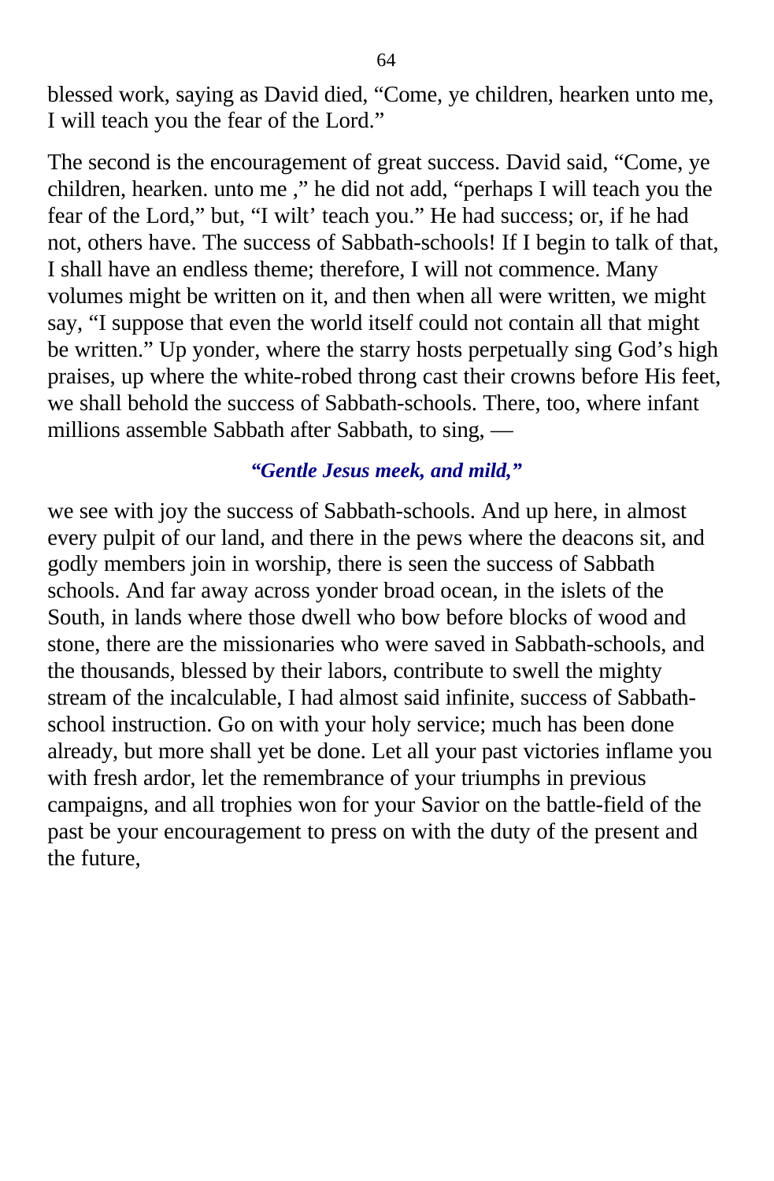blessed work, saying as David died, "Come, ye children, hearken unto me, I will teach you the fear of the Lord."

The second is the encouragement of great success. David said, "Come, ye children, hearken. unto me ," he did not add, "perhaps I will teach you the fear of the Lord," but, "I wilt' teach you." He had success; or, if he had not, others have. The success of Sabbath-schools! If I begin to talk of that, I shall have an endless theme; therefore, I will not commence. Many volumes might be written on it, and then when all were written, we might say, "I suppose that even the world itself could not contain all that might be written." Up yonder, where the starry hosts perpetually sing God's high praises, up where the white-robed throng cast their crowns before His feet, we shall behold the success of Sabbath-schools. There, too, where infant millions assemble Sabbath after Sabbath, to sing, —

***"Gentle Jesus meek, and mild,"***

we see with joy the success of Sabbath-schools. And up here, in almost every pulpit of our land, and there in the pews where the deacons sit, and godly members join in worship, there is seen the success of Sabbath schools. And far away across yonder broad ocean, in the islets of the South, in lands where those dwell who bow before blocks of wood and stone, there are the missionaries who were saved in Sabbath-schools, and the thousands, blessed by their labors, contribute to swell the mighty stream of the incalculable, I had almost said infinite, success of Sabbath-school instruction. Go on with your holy service; much has been done already, but more shall yet be done. Let all your past victories inflame you with fresh ardor, let the remembrance of your triumphs in previous campaigns, and all trophies won for your Savior on the battle-field of the past be your encouragement to press on with the duty of the present and the future,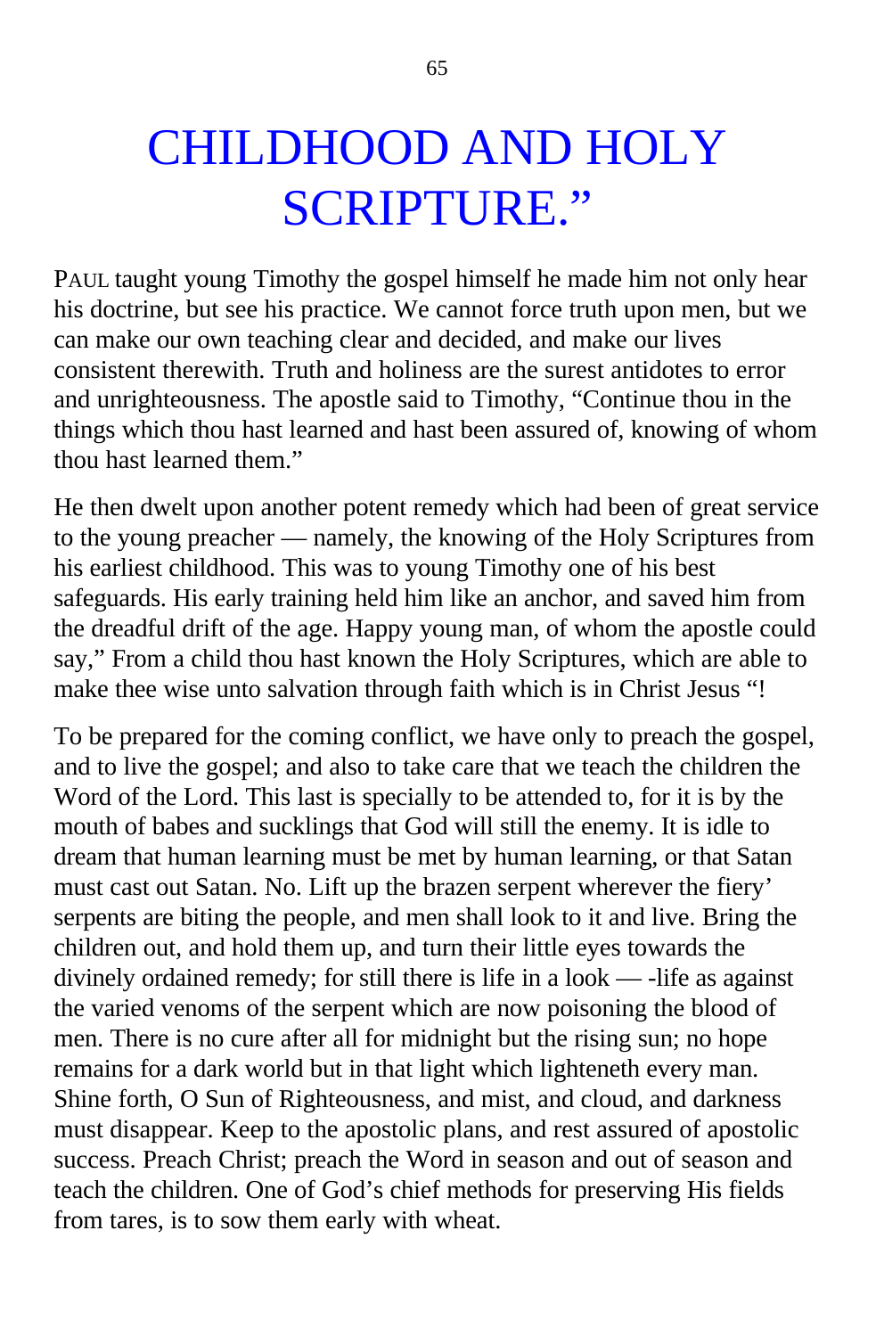# CHILDHOOD AND HOLY SCRIPTURE.”

PAUL taught young Timothy the gospel himself he made him not only hear his doctrine, but see his practice. We cannot force truth upon men, but we can make our own teaching clear and decided, and make our lives consistent therewith. Truth and holiness are the surest antidotes to error and unrighteousness. The apostle said to Timothy, “Continue thou in the things which thou hast learned and hast been assured of, knowing of whom thou hast learned them.”

He then dwelt upon another potent remedy which had been of great service to the young preacher — namely, the knowing of the Holy Scriptures from his earliest childhood. This was to young Timothy one of his best safeguards. His early training held him like an anchor, and saved him from the dreadful drift of the age. Happy young man, of whom the apostle could say,” From a child thou hast known the Holy Scriptures, which are able to make thee wise unto salvation through faith which is in Christ Jesus “!

To be prepared for the coming conflict, we have only to preach the gospel, and to live the gospel; and also to take care that we teach the children the Word of the Lord. This last is specially to be attended to, for it is by the mouth of babes and sucklings that God will still the enemy. It is idle to dream that human learning must be met by human learning, or that Satan must cast out Satan. No. Lift up the brazen serpent wherever the fiery’ serpents are biting the people, and men shall look to it and live. Bring the children out, and hold them up, and turn their little eyes towards the divinely ordained remedy; for still there is life in a look — -life as against the varied venoms of the serpent which are now poisoning the blood of men. There is no cure after all for midnight but the rising sun; no hope remains for a dark world but in that light which lighteneth every man. Shine forth, O Sun of Righteousness, and mist, and cloud, and darkness must disappear. Keep to the apostolic plans, and rest assured of apostolic success. Preach Christ; preach the Word in season and out of season and teach the children. One of God’s chief methods for preserving His fields from tares, is to sow them early with wheat.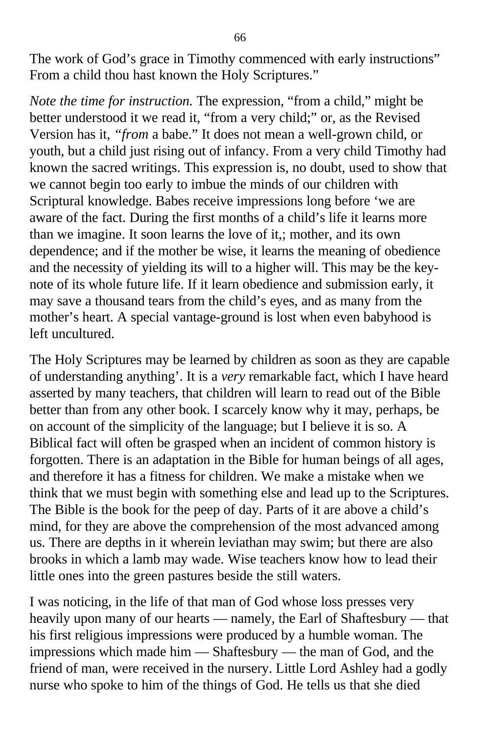The work of God's grace in Timothy commenced with early instructions" From a child thou hast known the Holy Scriptures."

*Note the time for instruction.* The expression, "from a child," might be better understood it we read it, "from a very child;" or, as the Revised Version has it, *"from* a babe." It does not mean a well-grown child, or youth, but a child just rising out of infancy. From a very child Timothy had known the sacred writings. This expression is, no doubt, used to show that we cannot begin too early to imbue the minds of our children with Scriptural knowledge. Babes receive impressions long before 'we are aware of the fact. During the first months of a child's life it learns more than we imagine. It soon learns the love of it,; mother, and its own dependence; and if the mother be wise, it learns the meaning of obedience and the necessity of yielding its will to a higher will. This may be the key-note of its whole future life. If it learn obedience and submission early, it may save a thousand tears from the child's eyes, and as many from the mother's heart. A special vantage-ground is lost when even babyhood is left uncultured.

The Holy Scriptures may be learned by children as soon as they are capable of understanding anything'. It is a *very* remarkable fact, which I have heard asserted by many teachers, that children will learn to read out of the Bible better than from any other book. I scarcely know why it may, perhaps, be on account of the simplicity of the language; but I believe it is so. A Biblical fact will often be grasped when an incident of common history is forgotten. There is an adaptation in the Bible for human beings of all ages, and therefore it has a fitness for children. We make a mistake when we think that we must begin with something else and lead up to the Scriptures. The Bible is the book for the peep of day. Parts of it are above a child's mind, for they are above the comprehension of the most advanced among us. There are depths in it wherein leviathan may swim; but there are also brooks in which a lamb may wade. Wise teachers know how to lead their little ones into the green pastures beside the still waters.

I was noticing, in the life of that man of God whose loss presses very heavily upon many of our hearts — namely, the Earl of Shaftesbury — that his first religious impressions were produced by a humble woman. The impressions which made him — Shaftesbury — the man of God, and the friend of man, were received in the nursery. Little Lord Ashley had a godly nurse who spoke to him of the things of God. He tells us that she died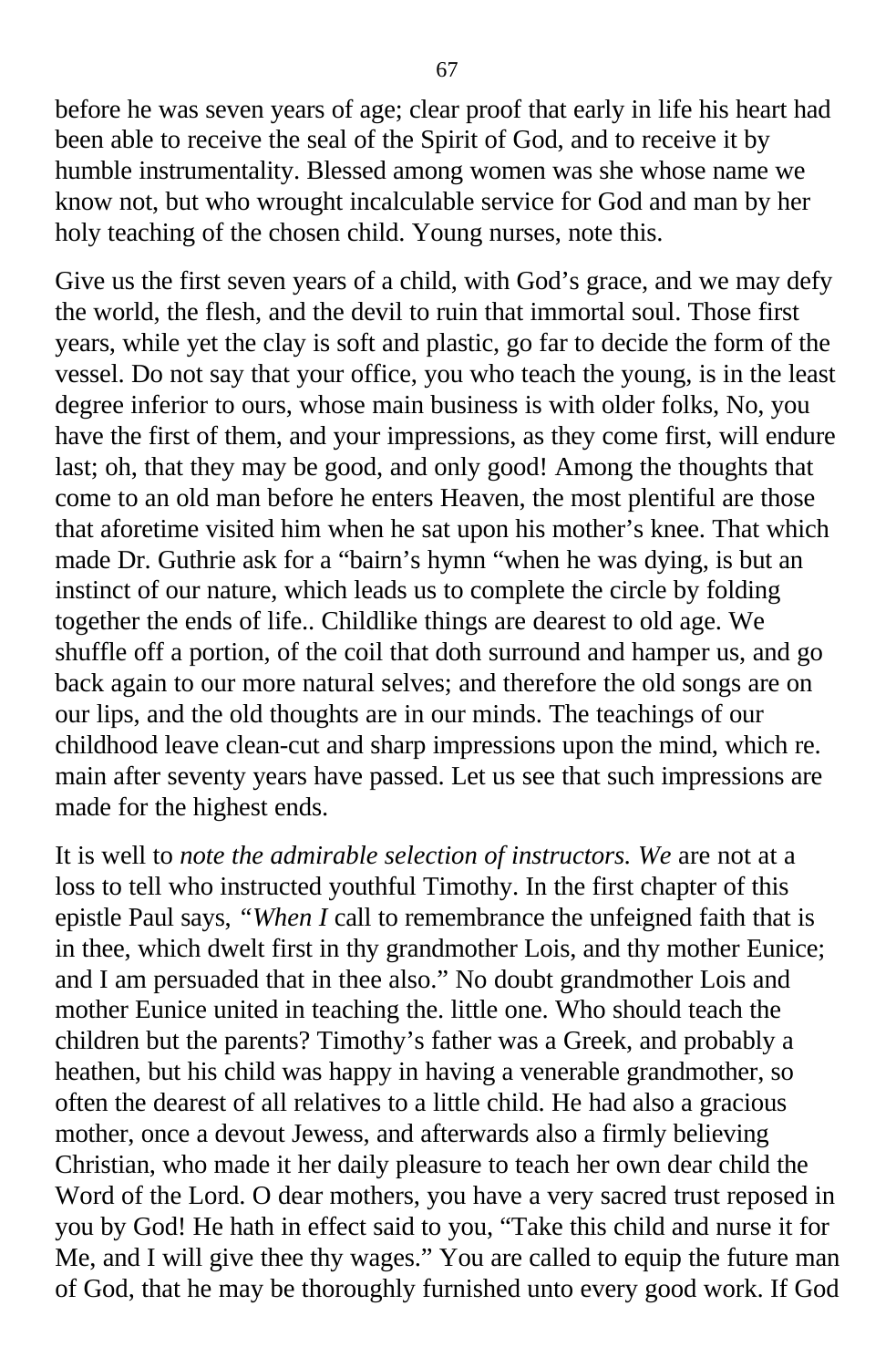before he was seven years of age; clear proof that early in life his heart had been able to receive the seal of the Spirit of God, and to receive it by humble instrumentality. Blessed among women was she whose name we know not, but who wrought incalculable service for God and man by her holy teaching of the chosen child. Young nurses, note this.

Give us the first seven years of a child, with God's grace, and we may defy the world, the flesh, and the devil to ruin that immortal soul. Those first years, while yet the clay is soft and plastic, go far to decide the form of the vessel. Do not say that your office, you who teach the young, is in the least degree inferior to ours, whose main business is with older folks, No, you have the first of them, and your impressions, as they come first, will endure last; oh, that they may be good, and only good! Among the thoughts that come to an old man before he enters Heaven, the most plentiful are those that aforetime visited him when he sat upon his mother's knee. That which made Dr. Guthrie ask for a "bairn's hymn "when he was dying, is but an instinct of our nature, which leads us to complete the circle by folding together the ends of life.. Childlike things are dearest to old age. We shuffle off a portion, of the coil that doth surround and hamper us, and go back again to our more natural selves; and therefore the old songs are on our lips, and the old thoughts are in our minds. The teachings of our childhood leave clean-cut and sharp impressions upon the mind, which re. main after seventy years have passed. Let us see that such impressions are made for the highest ends.

It is well to *note the admirable selection of instructors. We* are not at a loss to tell who instructed youthful Timothy. In the first chapter of this epistle Paul says, *"When I* call to remembrance the unfeigned faith that is in thee, which dwelt first in thy grandmother Lois, and thy mother Eunice; and I am persuaded that in thee also." No doubt grandmother Lois and mother Eunice united in teaching the. little one. Who should teach the children but the parents? Timothy's father was a Greek, and probably a heathen, but his child was happy in having a venerable grandmother, so often the dearest of all relatives to a little child. He had also a gracious mother, once a devout Jewess, and afterwards also a firmly believing Christian, who made it her daily pleasure to teach her own dear child the Word of the Lord. O dear mothers, you have a very sacred trust reposed in you by God! He hath in effect said to you, "Take this child and nurse it for Me, and I will give thee thy wages." You are called to equip the future man of God, that he may be thoroughly furnished unto every good work. If God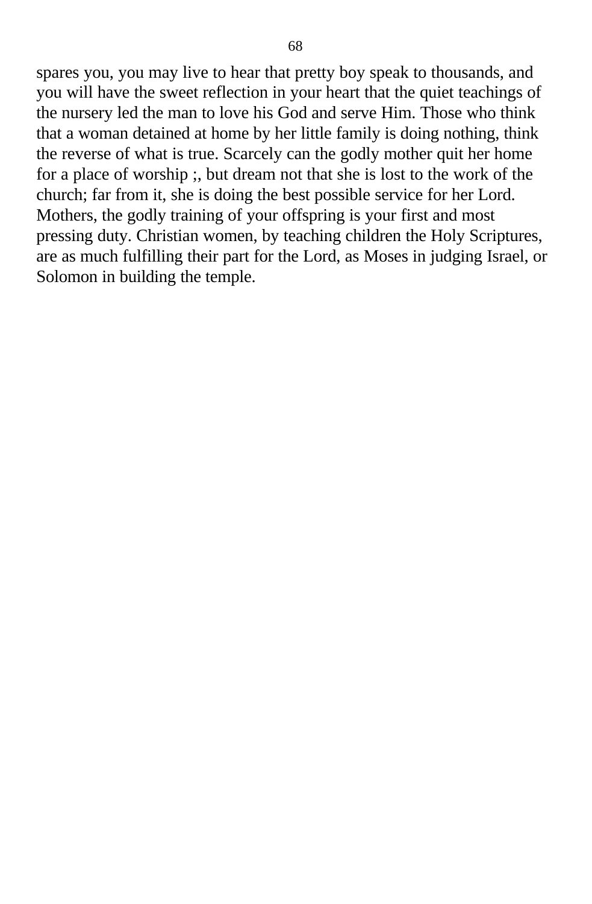spares you, you may live to hear that pretty boy speak to thousands, and you will have the sweet reflection in your heart that the quiet teachings of the nursery led the man to love his God and serve Him. Those who think that a woman detained at home by her little family is doing nothing, think the reverse of what is true. Scarcely can the godly mother quit her home for a place of worship ;, but dream not that she is lost to the work of the church; far from it, she is doing the best possible service for her Lord. Mothers, the godly training of your offspring is your first and most pressing duty. Christian women, by teaching children the Holy Scriptures, are as much fulfilling their part for the Lord, as Moses in judging Israel, or Solomon in building the temple.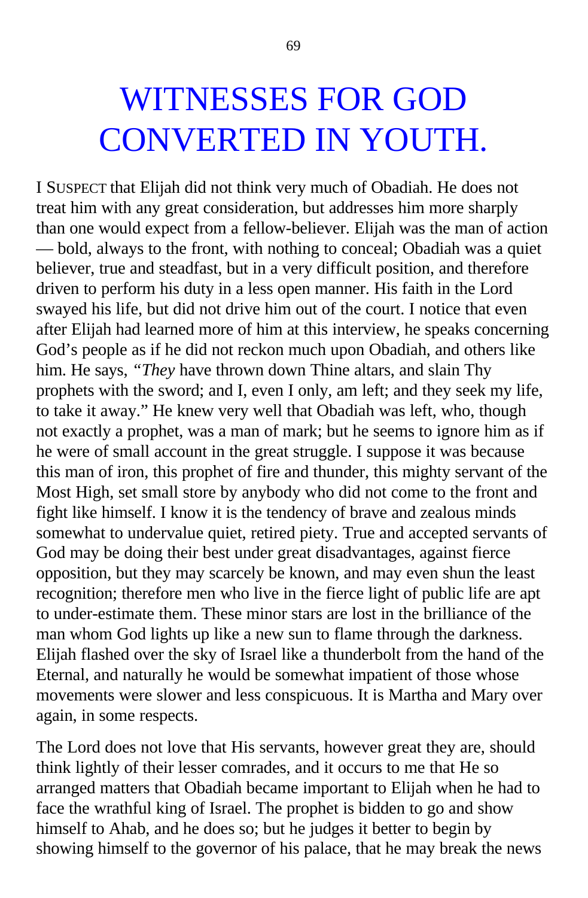# WITNESSES FOR GOD CONVERTED IN YOUTH.

I SUSPECT that Elijah did not think very much of Obadiah. He does not treat him with any great consideration, but addresses him more sharply than one would expect from a fellow-believer. Elijah was the man of action — bold, always to the front, with nothing to conceal; Obadiah was a quiet believer, true and steadfast, but in a very difficult position, and therefore driven to perform his duty in a less open manner. His faith in the Lord swayed his life, but did not drive him out of the court. I notice that even after Elijah had learned more of him at this interview, he speaks concerning God's people as if he did not reckon much upon Obadiah, and others like him. He says, "*They* have thrown down Thine altars, and slain Thy prophets with the sword; and I, even I only, am left; and they seek my life, to take it away." He knew very well that Obadiah was left, who, though not exactly a prophet, was a man of mark; but he seems to ignore him as if he were of small account in the great struggle. I suppose it was because this man of iron, this prophet of fire and thunder, this mighty servant of the Most High, set small store by anybody who did not come to the front and fight like himself. I know it is the tendency of brave and zealous minds somewhat to undervalue quiet, retired piety. True and accepted servants of God may be doing their best under great disadvantages, against fierce opposition, but they may scarcely be known, and may even shun the least recognition; therefore men who live in the fierce light of public life are apt to under-estimate them. These minor stars are lost in the brilliance of the man whom God lights up like a new sun to flame through the darkness. Elijah flashed over the sky of Israel like a thunderbolt from the hand of the Eternal, and naturally he would be somewhat impatient of those whose movements were slower and less conspicuous. It is Martha and Mary over again, in some respects.

The Lord does not love that His servants, however great they are, should think lightly of their lesser comrades, and it occurs to me that He so arranged matters that Obadiah became important to Elijah when he had to face the wrathful king of Israel. The prophet is bidden to go and show himself to Ahab, and he does so; but he judges it better to begin by showing himself to the governor of his palace, that he may break the news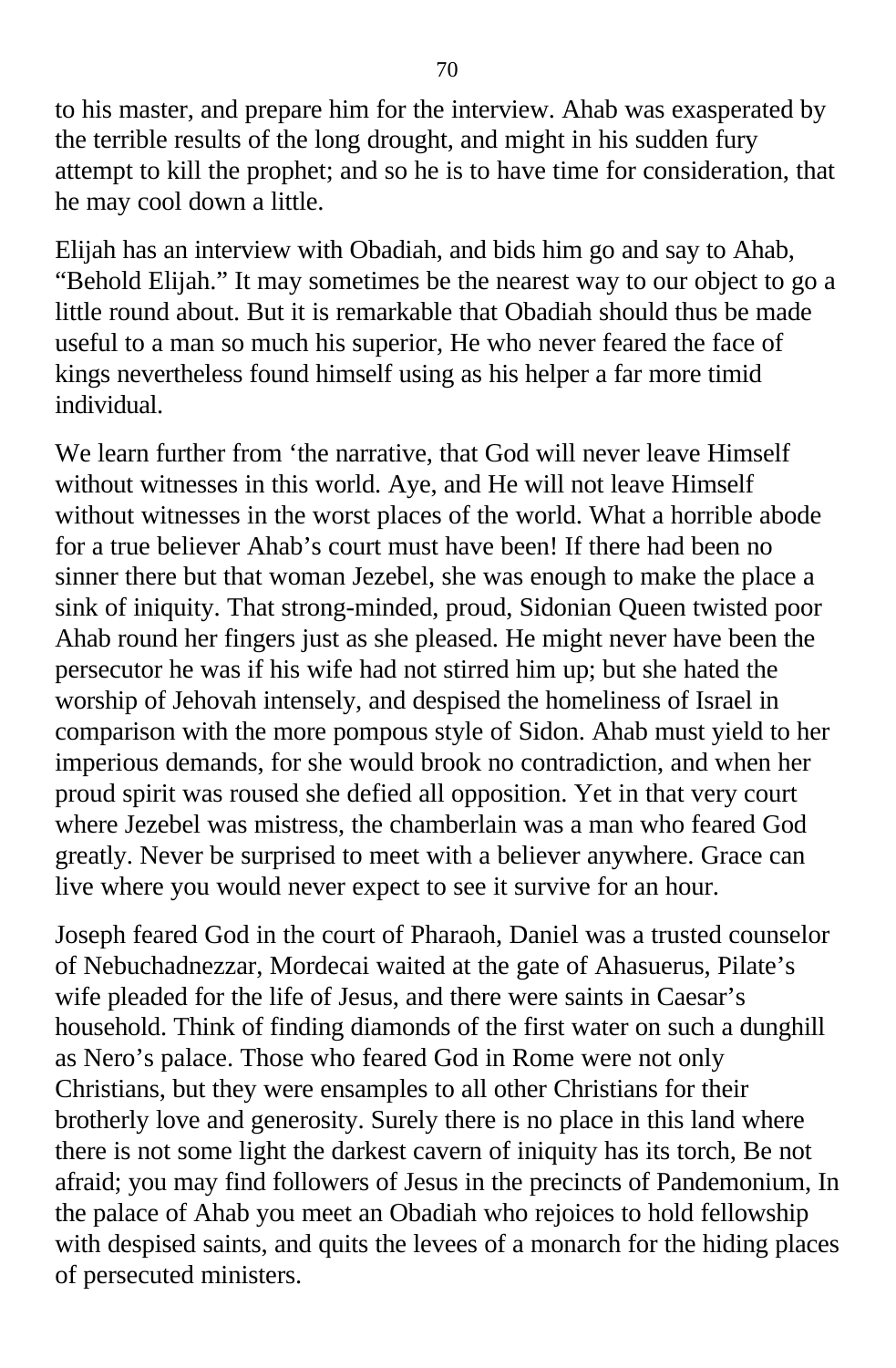to his master, and prepare him for the interview. Ahab was exasperated by the terrible results of the long drought, and might in his sudden fury attempt to kill the prophet; and so he is to have time for consideration, that he may cool down a little.

Elijah has an interview with Obadiah, and bids him go and say to Ahab, "Behold Elijah." It may sometimes be the nearest way to our object to go a little round about. But it is remarkable that Obadiah should thus be made useful to a man so much his superior, He who never feared the face of kings nevertheless found himself using as his helper a far more timid individual.

We learn further from 'the narrative, that God will never leave Himself without witnesses in this world. Aye, and He will not leave Himself without witnesses in the worst places of the world. What a horrible abode for a true believer Ahab's court must have been! If there had been no sinner there but that woman Jezebel, she was enough to make the place a sink of iniquity. That strong-minded, proud, Sidonian Queen twisted poor Ahab round her fingers just as she pleased. He might never have been the persecutor he was if his wife had not stirred him up; but she hated the worship of Jehovah intensely, and despised the homeliness of Israel in comparison with the more pompous style of Sidon. Ahab must yield to her imperious demands, for she would brook no contradiction, and when her proud spirit was roused she defied all opposition. Yet in that very court where Jezebel was mistress, the chamberlain was a man who feared God greatly. Never be surprised to meet with a believer anywhere. Grace can live where you would never expect to see it survive for an hour.

Joseph feared God in the court of Pharaoh, Daniel was a trusted counselor of Nebuchadnezzar, Mordecai waited at the gate of Ahasuerus, Pilate's wife pleaded for the life of Jesus, and there were saints in Caesar's household. Think of finding diamonds of the first water on such a dunghill as Nero's palace. Those who feared God in Rome were not only Christians, but they were ensamples to all other Christians for their brotherly love and generosity. Surely there is no place in this land where there is not some light the darkest cavern of iniquity has its torch, Be not afraid; you may find followers of Jesus in the precincts of Pandemonium, In the palace of Ahab you meet an Obadiah who rejoices to hold fellowship with despised saints, and quits the levees of a monarch for the hiding places of persecuted ministers.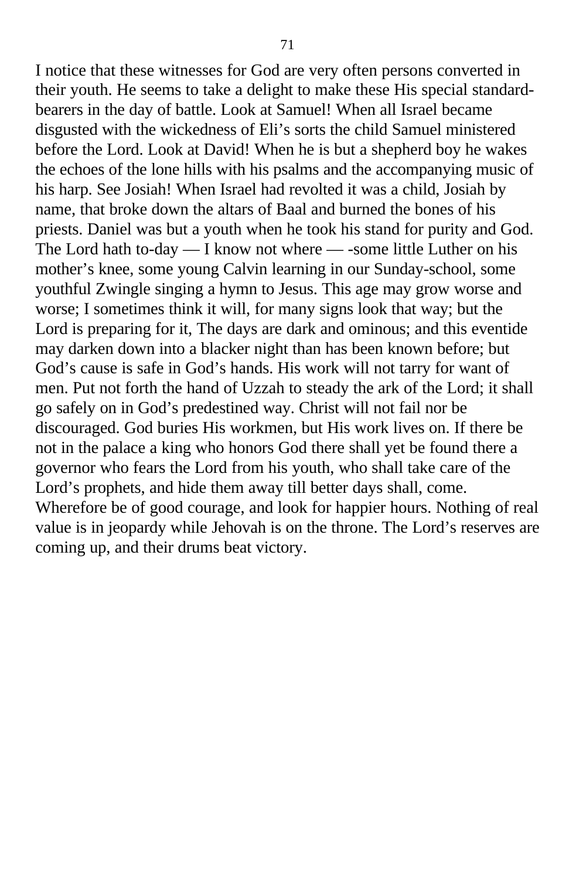I notice that these witnesses for God are very often persons converted in their youth. He seems to take a delight to make these His special standard-bearers in the day of battle. Look at Samuel! When all Israel became disgusted with the wickedness of Eli's sorts the child Samuel ministered before the Lord. Look at David! When he is but a shepherd boy he wakes the echoes of the lone hills with his psalms and the accompanying music of his harp. See Josiah! When Israel had revolted it was a child, Josiah by name, that broke down the altars of Baal and burned the bones of his priests. Daniel was but a youth when he took his stand for purity and God. The Lord hath to-day — I know not where — -some little Luther on his mother's knee, some young Calvin learning in our Sunday-school, some youthful Zwingle singing a hymn to Jesus. This age may grow worse and worse; I sometimes think it will, for many signs look that way; but the Lord is preparing for it, The days are dark and ominous; and this eventide may darken down into a blacker night than has been known before; but God's cause is safe in God's hands. His work will not tarry for want of men. Put not forth the hand of Uzzah to steady the ark of the Lord; it shall go safely on in God's predestined way. Christ will not fail nor be discouraged. God buries His workmen, but His work lives on. If there be not in the palace a king who honors God there shall yet be found there a governor who fears the Lord from his youth, who shall take care of the Lord's prophets, and hide them away till better days shall, come. Wherefore be of good courage, and look for happier hours. Nothing of real value is in jeopardy while Jehovah is on the throne. The Lord's reserves are coming up, and their drums beat victory.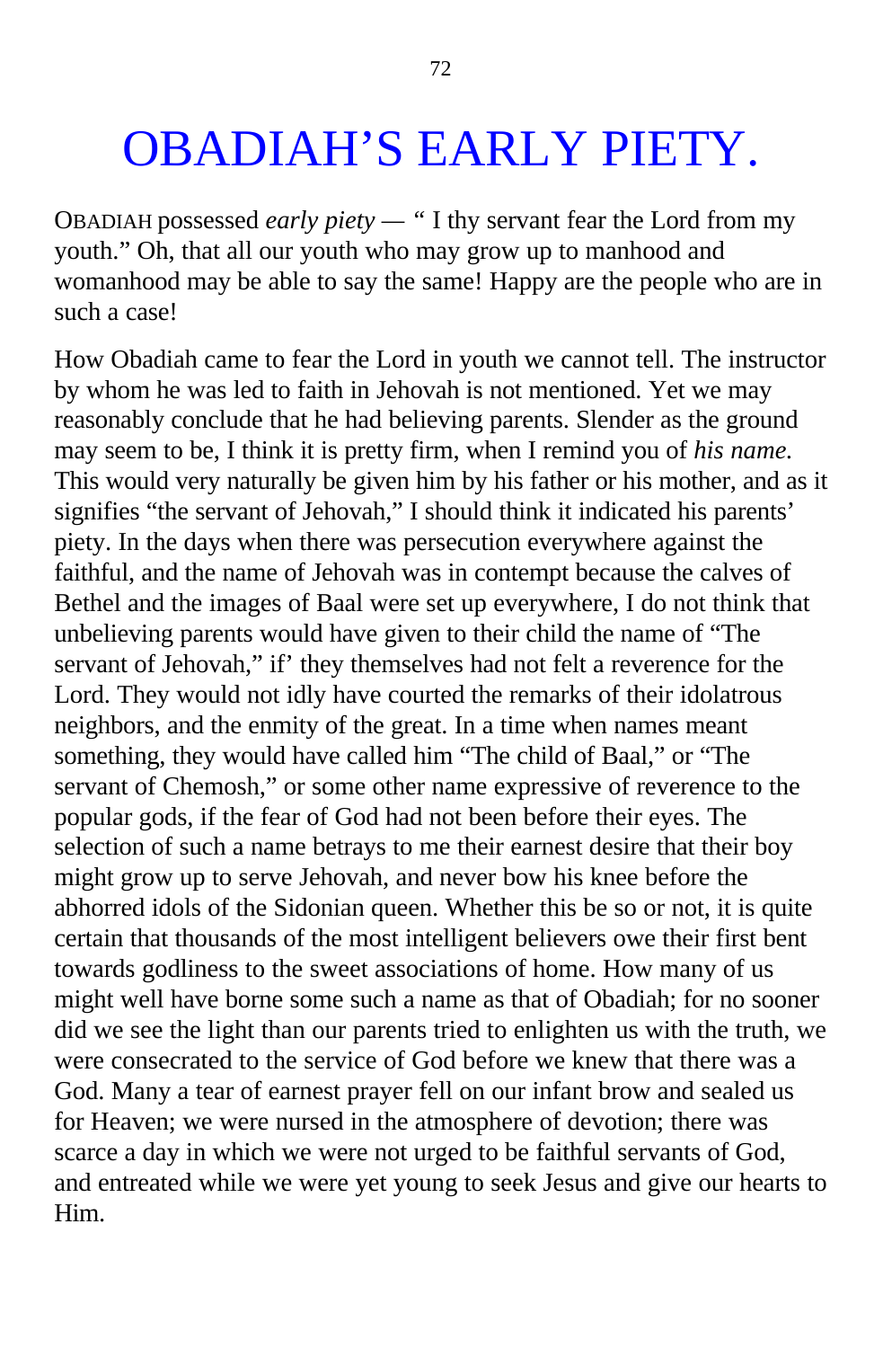# OBADIAH'S EARLY PIETY.

OBADIAH possessed *early piety* — " I thy servant fear the Lord from my youth." Oh, that all our youth who may grow up to manhood and womanhood may be able to say the same! Happy are the people who are in such a case!

How Obadiah came to fear the Lord in youth we cannot tell. The instructor by whom he was led to faith in Jehovah is not mentioned. Yet we may reasonably conclude that he had believing parents. Slender as the ground may seem to be, I think it is pretty firm, when I remind you of *his name.* This would very naturally be given him by his father or his mother, and as it signifies "the servant of Jehovah," I should think it indicated his parents' piety. In the days when there was persecution everywhere against the faithful, and the name of Jehovah was in contempt because the calves of Bethel and the images of Baal were set up everywhere, I do not think that unbelieving parents would have given to their child the name of "The servant of Jehovah," if' they themselves had not felt a reverence for the Lord. They would not idly have courted the remarks of their idolatrous neighbors, and the enmity of the great. In a time when names meant something, they would have called him "The child of Baal," or "The servant of Chemosh," or some other name expressive of reverence to the popular gods, if the fear of God had not been before their eyes. The selection of such a name betrays to me their earnest desire that their boy might grow up to serve Jehovah, and never bow his knee before the abhorred idols of the Sidonian queen. Whether this be so or not, it is quite certain that thousands of the most intelligent believers owe their first bent towards godliness to the sweet associations of home. How many of us might well have borne some such a name as that of Obadiah; for no sooner did we see the light than our parents tried to enlighten us with the truth, we were consecrated to the service of God before we knew that there was a God. Many a tear of earnest prayer fell on our infant brow and sealed us for Heaven; we were nursed in the atmosphere of devotion; there was scarce a day in which we were not urged to be faithful servants of God, and entreated while we were yet young to seek Jesus and give our hearts to Him.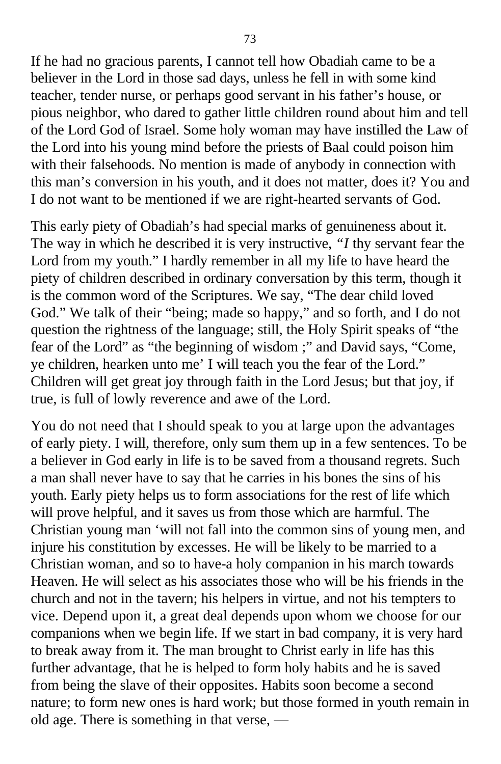If he had no gracious parents, I cannot tell how Obadiah came to be a believer in the Lord in those sad days, unless he fell in with some kind teacher, tender nurse, or perhaps good servant in his father's house, or pious neighbor, who dared to gather little children round about him and tell of the Lord God of Israel. Some holy woman may have instilled the Law of the Lord into his young mind before the priests of Baal could poison him with their falsehoods. No mention is made of anybody in connection with this man's conversion in his youth, and it does not matter, does it? You and I do not want to be mentioned if we are right-hearted servants of God.

This early piety of Obadiah's had special marks of genuineness about it. The way in which he described it is very instructive, *"I* thy servant fear the Lord from my youth." I hardly remember in all my life to have heard the piety of children described in ordinary conversation by this term, though it is the common word of the Scriptures. We say, "The dear child loved God." We talk of their "being; made so happy," and so forth, and I do not question the rightness of the language; still, the Holy Spirit speaks of "the fear of the Lord" as "the beginning of wisdom ;" and David says, "Come, ye children, hearken unto me' I will teach you the fear of the Lord." Children will get great joy through faith in the Lord Jesus; but that joy, if true, is full of lowly reverence and awe of the Lord.

You do not need that I should speak to you at large upon the advantages of early piety. I will, therefore, only sum them up in a few sentences. To be a believer in God early in life is to be saved from a thousand regrets. Such a man shall never have to say that he carries in his bones the sins of his youth. Early piety helps us to form associations for the rest of life which will prove helpful, and it saves us from those which are harmful. The Christian young man 'will not fall into the common sins of young men, and injure his constitution by excesses. He will be likely to be married to a Christian woman, and so to have-a holy companion in his march towards Heaven. He will select as his associates those who will be his friends in the church and not in the tavern; his helpers in virtue, and not his tempters to vice. Depend upon it, a great deal depends upon whom we choose for our companions when we begin life. If we start in bad company, it is very hard to break away from it. The man brought to Christ early in life has this further advantage, that he is helped to form holy habits and he is saved from being the slave of their opposites. Habits soon become a second nature; to form new ones is hard work; but those formed in youth remain in old age. There is something in that verse, —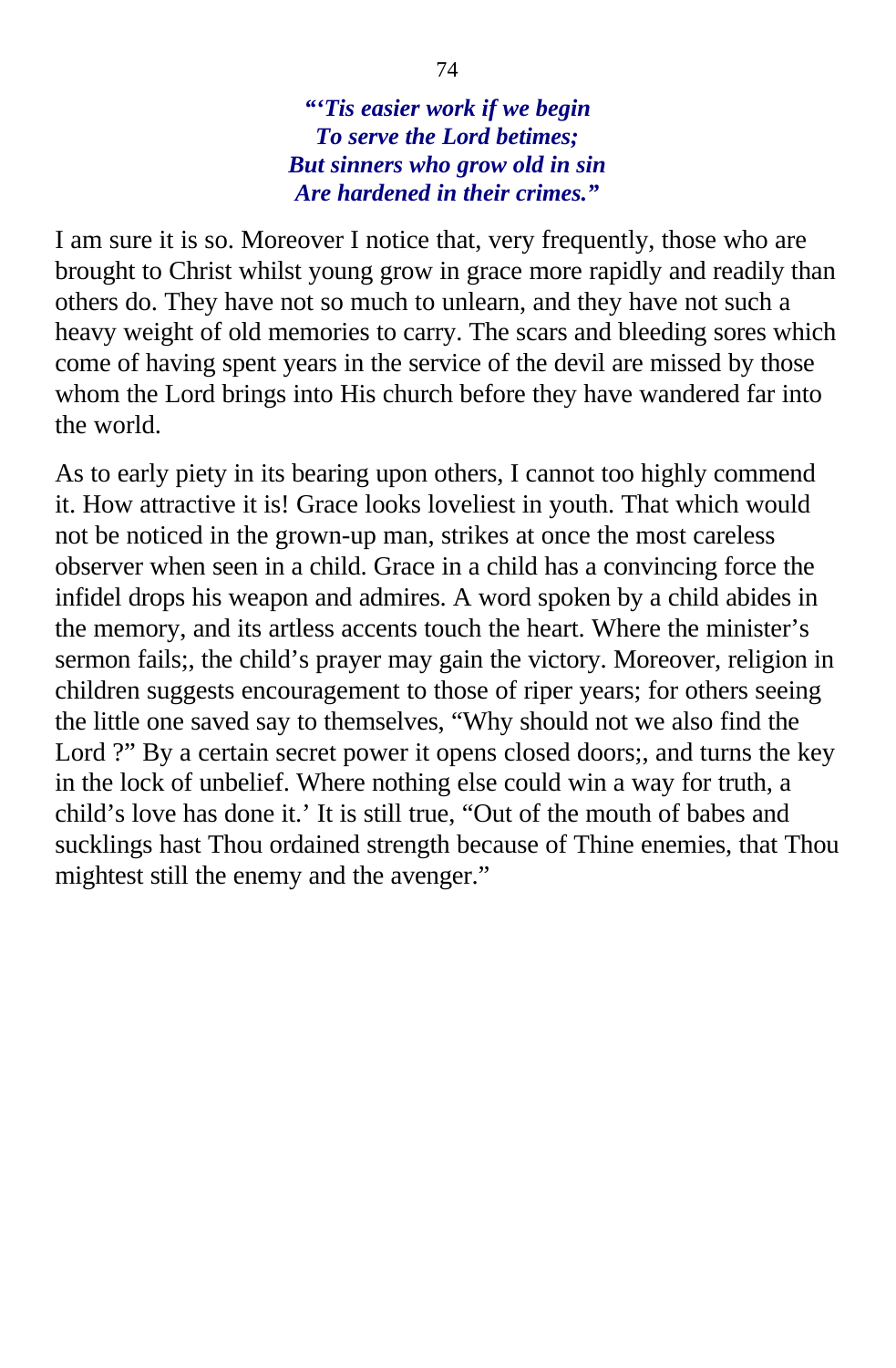*"'Tis easier work if we begin*
*To serve the Lord betimes;*
*But sinners who grow old in sin*
*Are hardened in their crimes."*

I am sure it is so. Moreover I notice that, very frequently, those who are brought to Christ whilst young grow in grace more rapidly and readily than others do. They have not so much to unlearn, and they have not such a heavy weight of old memories to carry. The scars and bleeding sores which come of having spent years in the service of the devil are missed by those whom the Lord brings into His church before they have wandered far into the world.

As to early piety in its bearing upon others, I cannot too highly commend it. How attractive it is! Grace looks loveliest in youth. That which would not be noticed in the grown-up man, strikes at once the most careless observer when seen in a child. Grace in a child has a convincing force the infidel drops his weapon and admires. A word spoken by a child abides in the memory, and its artless accents touch the heart. Where the minister's sermon fails;, the child's prayer may gain the victory. Moreover, religion in children suggests encouragement to those of riper years; for others seeing the little one saved say to themselves, "Why should not we also find the Lord ?" By a certain secret power it opens closed doors;, and turns the key in the lock of unbelief. Where nothing else could win a way for truth, a child's love has done it.' It is still true, "Out of the mouth of babes and sucklings hast Thou ordained strength because of Thine enemies, that Thou mightest still the enemy and the avenger."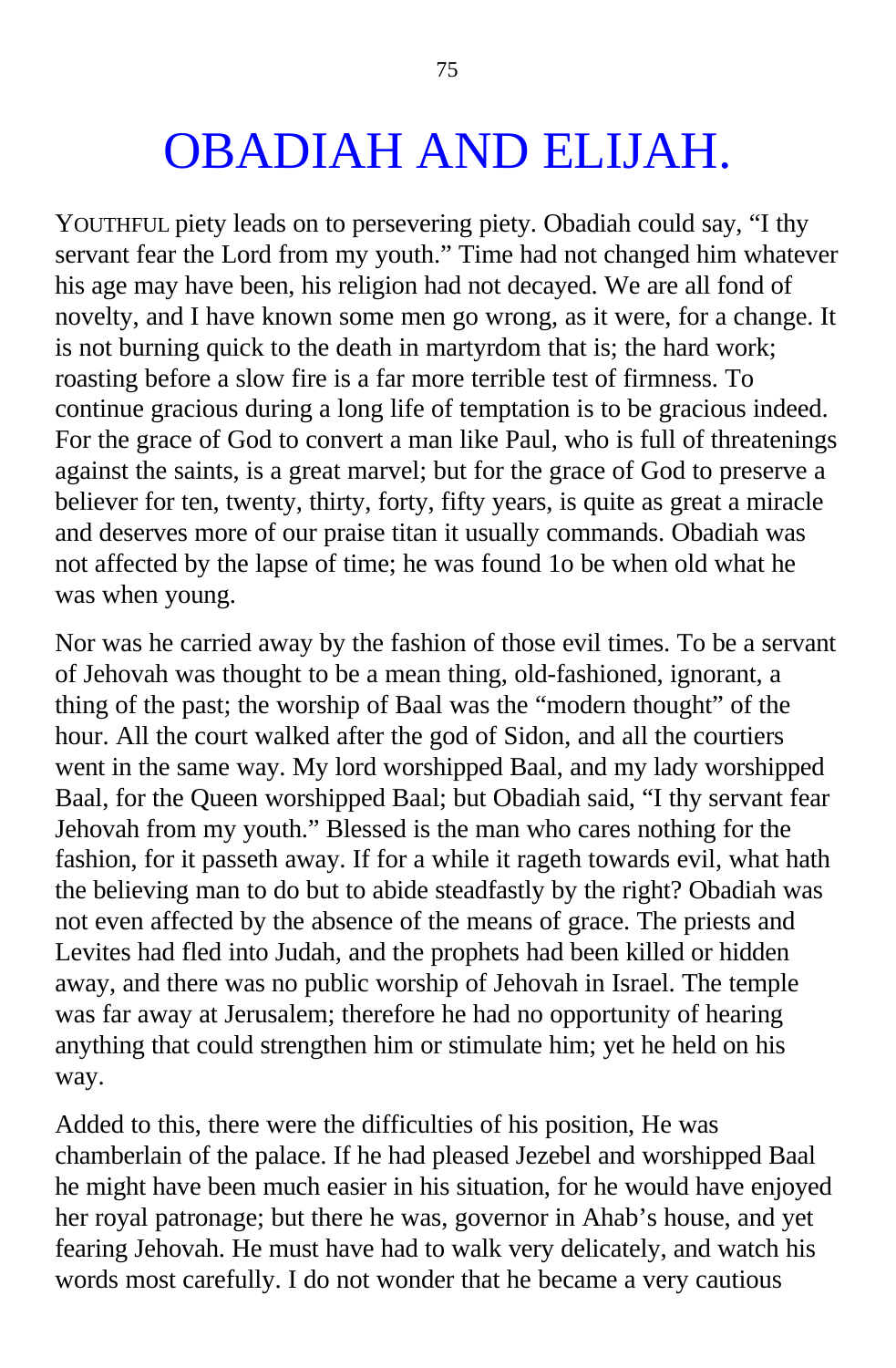# OBADIAH AND ELIJAH.

YOUTHFUL piety leads on to persevering piety. Obadiah could say, "I thy servant fear the Lord from my youth." Time had not changed him whatever his age may have been, his religion had not decayed. We are all fond of novelty, and I have known some men go wrong, as it were, for a change. It is not burning quick to the death in martyrdom that is; the hard work; roasting before a slow fire is a far more terrible test of firmness. To continue gracious during a long life of temptation is to be gracious indeed. For the grace of God to convert a man like Paul, who is full of threatenings against the saints, is a great marvel; but for the grace of God to preserve a believer for ten, twenty, thirty, forty, fifty years, is quite as great a miracle and deserves more of our praise titan it usually commands. Obadiah was not affected by the lapse of time; he was found 1o be when old what he was when young.

Nor was he carried away by the fashion of those evil times. To be a servant of Jehovah was thought to be a mean thing, old-fashioned, ignorant, a thing of the past; the worship of Baal was the "modern thought" of the hour. All the court walked after the god of Sidon, and all the courtiers went in the same way. My lord worshipped Baal, and my lady worshipped Baal, for the Queen worshipped Baal; but Obadiah said, "I thy servant fear Jehovah from my youth." Blessed is the man who cares nothing for the fashion, for it passeth away. If for a while it rageth towards evil, what hath the believing man to do but to abide steadfastly by the right? Obadiah was not even affected by the absence of the means of grace. The priests and Levites had fled into Judah, and the prophets had been killed or hidden away, and there was no public worship of Jehovah in Israel. The temple was far away at Jerusalem; therefore he had no opportunity of hearing anything that could strengthen him or stimulate him; yet he held on his way.

Added to this, there were the difficulties of his position, He was chamberlain of the palace. If he had pleased Jezebel and worshipped Baal he might have been much easier in his situation, for he would have enjoyed her royal patronage; but there he was, governor in Ahab's house, and yet fearing Jehovah. He must have had to walk very delicately, and watch his words most carefully. I do not wonder that he became a very cautious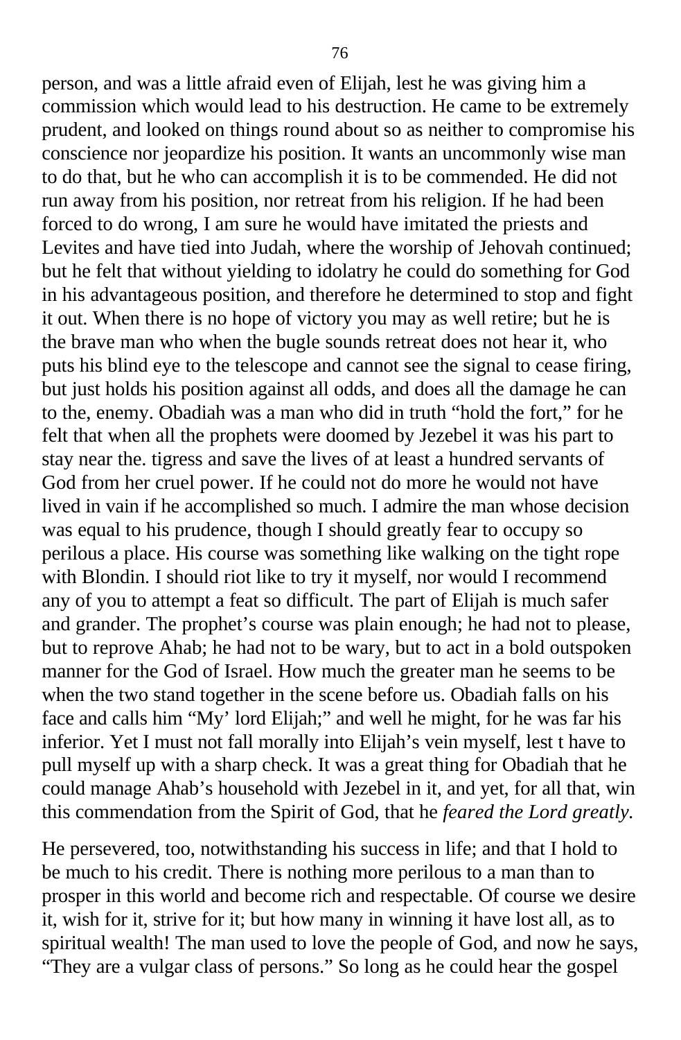person, and was a little afraid even of Elijah, lest he was giving him a commission which would lead to his destruction. He came to be extremely prudent, and looked on things round about so as neither to compromise his conscience nor jeopardize his position. It wants an uncommonly wise man to do that, but he who can accomplish it is to be commended. He did not run away from his position, nor retreat from his religion. If he had been forced to do wrong, I am sure he would have imitated the priests and Levites and have tied into Judah, where the worship of Jehovah continued; but he felt that without yielding to idolatry he could do something for God in his advantageous position, and therefore he determined to stop and fight it out. When there is no hope of victory you may as well retire; but he is the brave man who when the bugle sounds retreat does not hear it, who puts his blind eye to the telescope and cannot see the signal to cease firing, but just holds his position against all odds, and does all the damage he can to the, enemy. Obadiah was a man who did in truth "hold the fort," for he felt that when all the prophets were doomed by Jezebel it was his part to stay near the. tigress and save the lives of at least a hundred servants of God from her cruel power. If he could not do more he would not have lived in vain if he accomplished so much. I admire the man whose decision was equal to his prudence, though I should greatly fear to occupy so perilous a place. His course was something like walking on the tight rope with Blondin. I should riot like to try it myself, nor would I recommend any of you to attempt a feat so difficult. The part of Elijah is much safer and grander. The prophet's course was plain enough; he had not to please, but to reprove Ahab; he had not to be wary, but to act in a bold outspoken manner for the God of Israel. How much the greater man he seems to be when the two stand together in the scene before us. Obadiah falls on his face and calls him "My' lord Elijah;" and well he might, for he was far his inferior. Yet I must not fall morally into Elijah's vein myself, lest t have to pull myself up with a sharp check. It was a great thing for Obadiah that he could manage Ahab's household with Jezebel in it, and yet, for all that, win this commendation from the Spirit of God, that he *feared the Lord greatly.*

He persevered, too, notwithstanding his success in life; and that I hold to be much to his credit. There is nothing more perilous to a man than to prosper in this world and become rich and respectable. Of course we desire it, wish for it, strive for it; but how many in winning it have lost all, as to spiritual wealth! The man used to love the people of God, and now he says, "They are a vulgar class of persons." So long as he could hear the gospel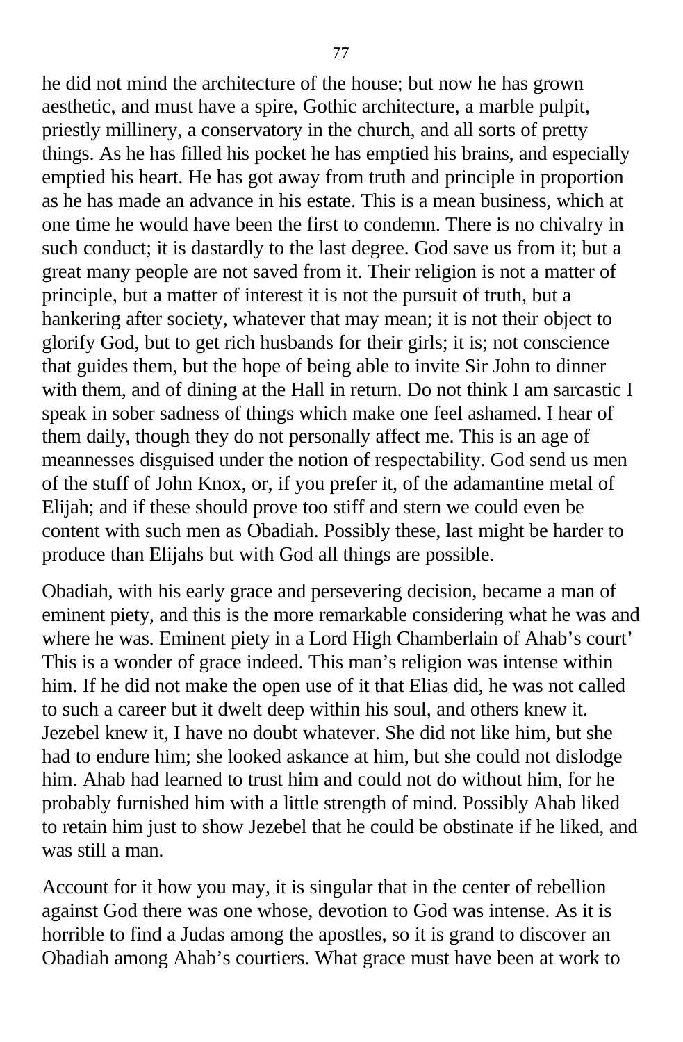he did not mind the architecture of the house; but now he has grown aesthetic, and must have a spire, Gothic architecture, a marble pulpit, priestly millinery, a conservatory in the church, and all sorts of pretty things. As he has filled his pocket he has emptied his brains, and especially emptied his heart. He has got away from truth and principle in proportion as he has made an advance in his estate. This is a mean business, which at one time he would have been the first to condemn. There is no chivalry in such conduct; it is dastardly to the last degree. God save us from it; but a great many people are not saved from it. Their religion is not a matter of principle, but a matter of interest it is not the pursuit of truth, but a hankering after society, whatever that may mean; it is not their object to glorify God, but to get rich husbands for their girls; it is; not conscience that guides them, but the hope of being able to invite Sir John to dinner with them, and of dining at the Hall in return. Do not think I am sarcastic I speak in sober sadness of things which make one feel ashamed. I hear of them daily, though they do not personally affect me. This is an age of meannesses disguised under the notion of respectability. God send us men of the stuff of John Knox, or, if you prefer it, of the adamantine metal of Elijah; and if these should prove too stiff and stern we could even be content with such men as Obadiah. Possibly these, last might be harder to produce than Elijahs but with God all things are possible.

Obadiah, with his early grace and persevering decision, became a man of eminent piety, and this is the more remarkable considering what he was and where he was. Eminent piety in a Lord High Chamberlain of Ahab's court' This is a wonder of grace indeed. This man's religion was intense within him. If he did not make the open use of it that Elias did, he was not called to such a career but it dwelt deep within his soul, and others knew it. Jezebel knew it, I have no doubt whatever. She did not like him, but she had to endure him; she looked askance at him, but she could not dislodge him. Ahab had learned to trust him and could not do without him, for he probably furnished him with a little strength of mind. Possibly Ahab liked to retain him just to show Jezebel that he could be obstinate if he liked, and was still a man.

Account for it how you may, it is singular that in the center of rebellion against God there was one whose, devotion to God was intense. As it is horrible to find a Judas among the apostles, so it is grand to discover an Obadiah among Ahab's courtiers. What grace must have been at work to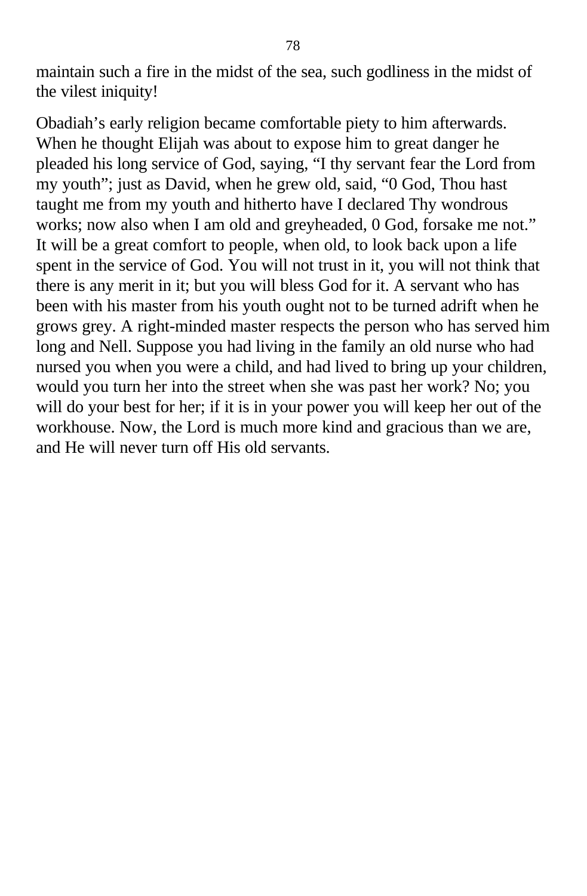maintain such a fire in the midst of the sea, such godliness in the midst of the vilest iniquity!

Obadiah’s early religion became comfortable piety to him afterwards. When he thought Elijah was about to expose him to great danger he pleaded his long service of God, saying, “I thy servant fear the Lord from my youth”; just as David, when he grew old, said, “0 God, Thou hast taught me from my youth and hitherto have I declared Thy wondrous works; now also when I am old and greyheaded, 0 God, forsake me not.” It will be a great comfort to people, when old, to look back upon a life spent in the service of God. You will not trust in it, you will not think that there is any merit in it; but you will bless God for it. A servant who has been with his master from his youth ought not to be turned adrift when he grows grey. A right-minded master respects the person who has served him long and Nell. Suppose you had living in the family an old nurse who had nursed you when you were a child, and had lived to bring up your children, would you turn her into the street when she was past her work? No; you will do your best for her; if it is in your power you will keep her out of the workhouse. Now, the Lord is much more kind and gracious than we are, and He will never turn off His old servants.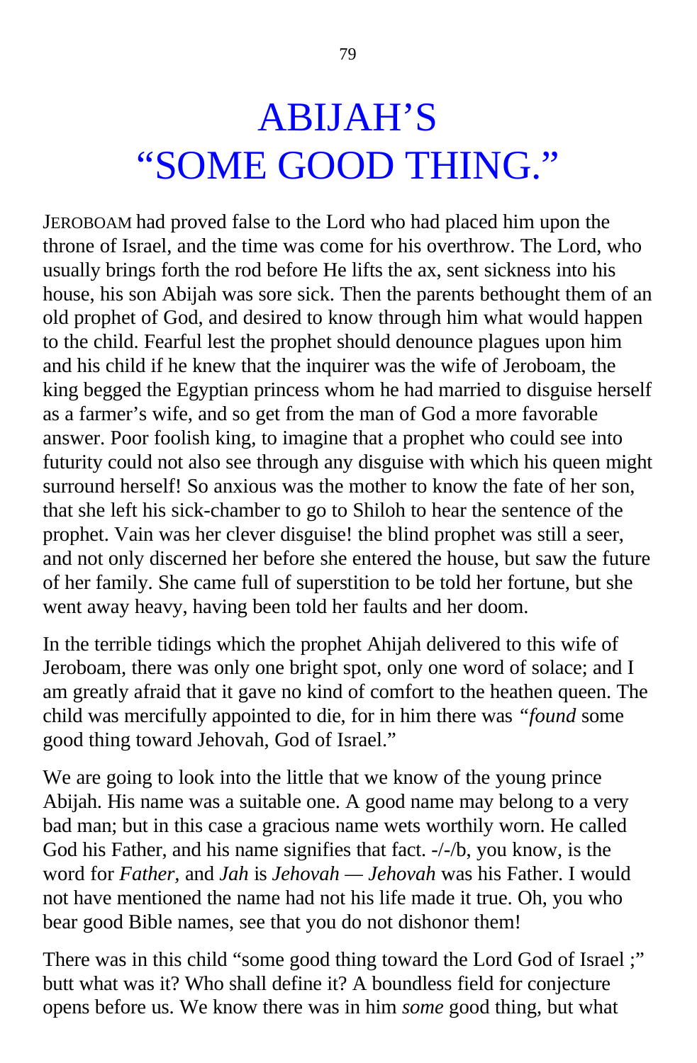# ABIJAH'S "SOME GOOD THING."

JEROBOAM had proved false to the Lord who had placed him upon the throne of Israel, and the time was come for his overthrow. The Lord, who usually brings forth the rod before He lifts the ax, sent sickness into his house, his son Abijah was sore sick. Then the parents bethought them of an old prophet of God, and desired to know through him what would happen to the child. Fearful lest the prophet should denounce plagues upon him and his child if he knew that the inquirer was the wife of Jeroboam, the king begged the Egyptian princess whom he had married to disguise herself as a farmer's wife, and so get from the man of God a more favorable answer. Poor foolish king, to imagine that a prophet who could see into futurity could not also see through any disguise with which his queen might surround herself! So anxious was the mother to know the fate of her son, that she left his sick-chamber to go to Shiloh to hear the sentence of the prophet. Vain was her clever disguise! the blind prophet was still a seer, and not only discerned her before she entered the house, but saw the future of her family. She came full of superstition to be told her fortune, but she went away heavy, having been told her faults and her doom.

In the terrible tidings which the prophet Ahijah delivered to this wife of Jeroboam, there was only one bright spot, only one word of solace; and I am greatly afraid that it gave no kind of comfort to the heathen queen. The child was mercifully appointed to die, for in him there was *"found* some good thing toward Jehovah, God of Israel."

We are going to look into the little that we know of the young prince Abijah. His name was a suitable one. A good name may belong to a very bad man; but in this case a gracious name wets worthily worn. He called God his Father, and his name signifies that fact. -/-/b, you know, is the word for *Father,* and *Jah* is *Jehovah — Jehovah* was his Father. I would not have mentioned the name had not his life made it true. Oh, you who bear good Bible names, see that you do not dishonor them!

There was in this child "some good thing toward the Lord God of Israel ;" butt what was it? Who shall define it? A boundless field for conjecture opens before us. We know there was in him *some* good thing, but what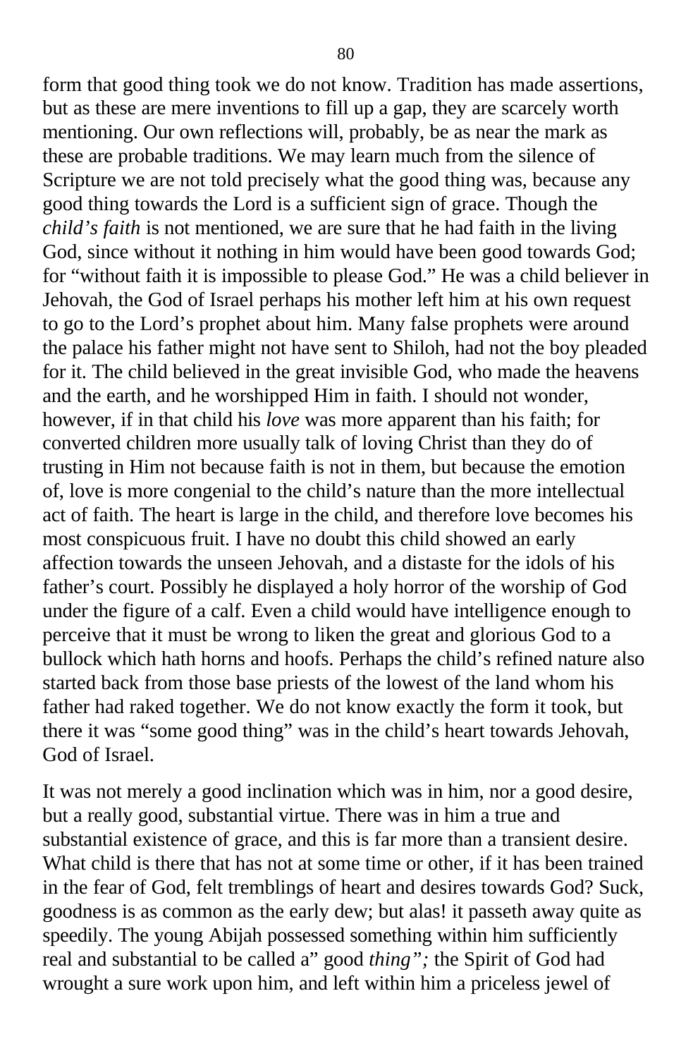form that good thing took we do not know. Tradition has made assertions, but as these are mere inventions to fill up a gap, they are scarcely worth mentioning. Our own reflections will, probably, be as near the mark as these are probable traditions. We may learn much from the silence of Scripture we are not told precisely what the good thing was, because any good thing towards the Lord is a sufficient sign of grace. Though the *child's faith* is not mentioned, we are sure that he had faith in the living God, since without it nothing in him would have been good towards God; for "without faith it is impossible to please God." He was a child believer in Jehovah, the God of Israel perhaps his mother left him at his own request to go to the Lord's prophet about him. Many false prophets were around the palace his father might not have sent to Shiloh, had not the boy pleaded for it. The child believed in the great invisible God, who made the heavens and the earth, and he worshipped Him in faith. I should not wonder, however, if in that child his *love* was more apparent than his faith; for converted children more usually talk of loving Christ than they do of trusting in Him not because faith is not in them, but because the emotion of, love is more congenial to the child's nature than the more intellectual act of faith. The heart is large in the child, and therefore love becomes his most conspicuous fruit. I have no doubt this child showed an early affection towards the unseen Jehovah, and a distaste for the idols of his father's court. Possibly he displayed a holy horror of the worship of God under the figure of a calf. Even a child would have intelligence enough to perceive that it must be wrong to liken the great and glorious God to a bullock which hath horns and hoofs. Perhaps the child's refined nature also started back from those base priests of the lowest of the land whom his father had raked together. We do not know exactly the form it took, but there it was "some good thing" was in the child's heart towards Jehovah, God of Israel.

It was not merely a good inclination which was in him, nor a good desire, but a really good, substantial virtue. There was in him a true and substantial existence of grace, and this is far more than a transient desire. What child is there that has not at some time or other, if it has been trained in the fear of God, felt tremblings of heart and desires towards God? Suck, goodness is as common as the early dew; but alas! it passeth away quite as speedily. The young Abijah possessed something within him sufficiently real and substantial to be called a" good *thing";* the Spirit of God had wrought a sure work upon him, and left within him a priceless jewel of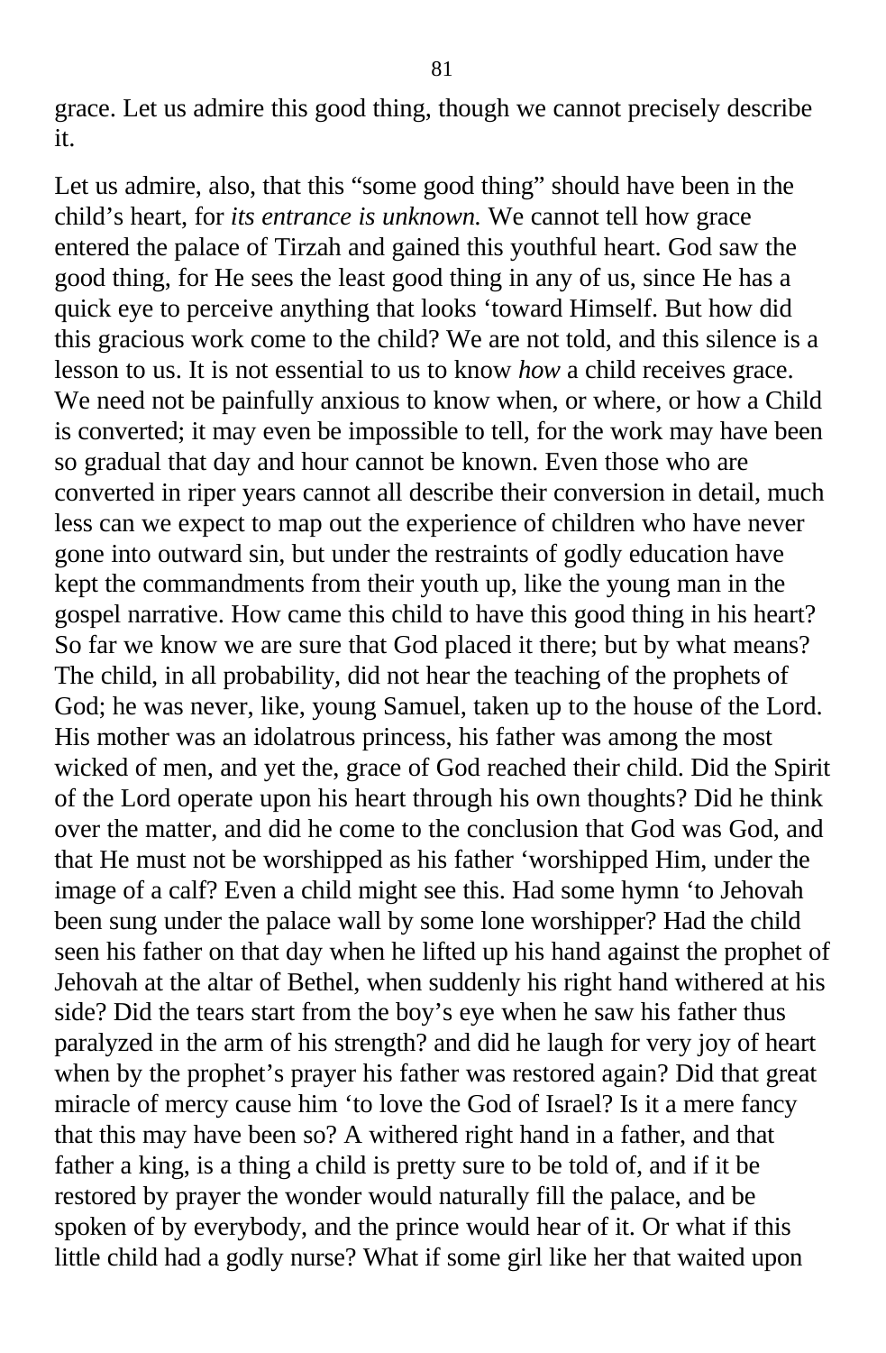grace. Let us admire this good thing, though we cannot precisely describe it.

Let us admire, also, that this "some good thing" should have been in the child's heart, for *its entrance is unknown.* We cannot tell how grace entered the palace of Tirzah and gained this youthful heart. God saw the good thing, for He sees the least good thing in any of us, since He has a quick eye to perceive anything that looks 'toward Himself. But how did this gracious work come to the child? We are not told, and this silence is a lesson to us. It is not essential to us to know *how* a child receives grace. We need not be painfully anxious to know when, or where, or how a Child is converted; it may even be impossible to tell, for the work may have been so gradual that day and hour cannot be known. Even those who are converted in riper years cannot all describe their conversion in detail, much less can we expect to map out the experience of children who have never gone into outward sin, but under the restraints of godly education have kept the commandments from their youth up, like the young man in the gospel narrative. How came this child to have this good thing in his heart? So far we know we are sure that God placed it there; but by what means? The child, in all probability, did not hear the teaching of the prophets of God; he was never, like, young Samuel, taken up to the house of the Lord. His mother was an idolatrous princess, his father was among the most wicked of men, and yet the, grace of God reached their child. Did the Spirit of the Lord operate upon his heart through his own thoughts? Did he think over the matter, and did he come to the conclusion that God was God, and that He must not be worshipped as his father 'worshipped Him, under the image of a calf? Even a child might see this. Had some hymn 'to Jehovah been sung under the palace wall by some lone worshipper? Had the child seen his father on that day when he lifted up his hand against the prophet of Jehovah at the altar of Bethel, when suddenly his right hand withered at his side? Did the tears start from the boy's eye when he saw his father thus paralyzed in the arm of his strength? and did he laugh for very joy of heart when by the prophet's prayer his father was restored again? Did that great miracle of mercy cause him 'to love the God of Israel? Is it a mere fancy that this may have been so? A withered right hand in a father, and that father a king, is a thing a child is pretty sure to be told of, and if it be restored by prayer the wonder would naturally fill the palace, and be spoken of by everybody, and the prince would hear of it. Or what if this little child had a godly nurse? What if some girl like her that waited upon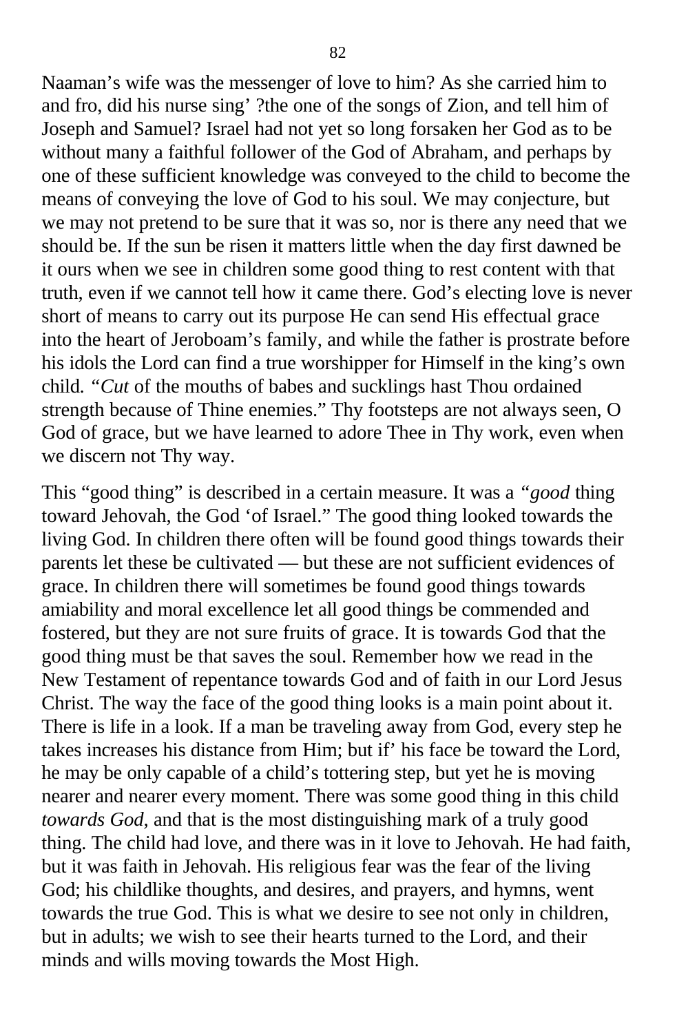Naaman's wife was the messenger of love to him? As she carried him to and fro, did his nurse sing' ?the one of the songs of Zion, and tell him of Joseph and Samuel? Israel had not yet so long forsaken her God as to be without many a faithful follower of the God of Abraham, and perhaps by one of these sufficient knowledge was conveyed to the child to become the means of conveying the love of God to his soul. We may conjecture, but we may not pretend to be sure that it was so, nor is there any need that we should be. If the sun be risen it matters little when the day first dawned be it ours when we see in children some good thing to rest content with that truth, even if we cannot tell how it came there. God's electing love is never short of means to carry out its purpose He can send His effectual grace into the heart of Jeroboam's family, and while the father is prostrate before his idols the Lord can find a true worshipper for Himself in the king's own child. *"Cut* of the mouths of babes and sucklings hast Thou ordained strength because of Thine enemies." Thy footsteps are not always seen, O God of grace, but we have learned to adore Thee in Thy work, even when we discern not Thy way.

This "good thing" is described in a certain measure. It was a *"good* thing toward Jehovah, the God 'of Israel." The good thing looked towards the living God. In children there often will be found good things towards their parents let these be cultivated — but these are not sufficient evidences of grace. In children there will sometimes be found good things towards amiability and moral excellence let all good things be commended and fostered, but they are not sure fruits of grace. It is towards God that the good thing must be that saves the soul. Remember how we read in the New Testament of repentance towards God and of faith in our Lord Jesus Christ. The way the face of the good thing looks is a main point about it. There is life in a look. If a man be traveling away from God, every step he takes increases his distance from Him; but if' his face be toward the Lord, he may be only capable of a child's tottering step, but yet he is moving nearer and nearer every moment. There was some good thing in this child *towards God*, and that is the most distinguishing mark of a truly good thing. The child had love, and there was in it love to Jehovah. He had faith, but it was faith in Jehovah. His religious fear was the fear of the living God; his childlike thoughts, and desires, and prayers, and hymns, went towards the true God. This is what we desire to see not only in children, but in adults; we wish to see their hearts turned to the Lord, and their minds and wills moving towards the Most High.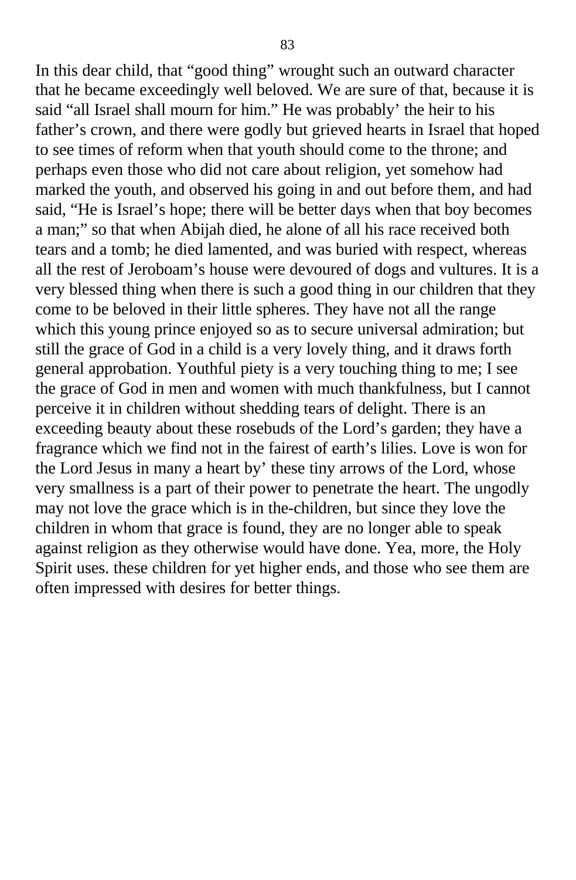In this dear child, that “good thing” wrought such an outward character that he became exceedingly well beloved. We are sure of that, because it is said “all Israel shall mourn for him.” He was probably’ the heir to his father’s crown, and there were godly but grieved hearts in Israel that hoped to see times of reform when that youth should come to the throne; and perhaps even those who did not care about religion, yet somehow had marked the youth, and observed his going in and out before them, and had said, “He is Israel’s hope; there will be better days when that boy becomes a man;” so that when Abijah died, he alone of all his race received both tears and a tomb; he died lamented, and was buried with respect, whereas all the rest of Jeroboam’s house were devoured of dogs and vultures. It is a very blessed thing when there is such a good thing in our children that they come to be beloved in their little spheres. They have not all the range which this young prince enjoyed so as to secure universal admiration; but still the grace of God in a child is a very lovely thing, and it draws forth general approbation. Youthful piety is a very touching thing to me; I see the grace of God in men and women with much thankfulness, but I cannot perceive it in children without shedding tears of delight. There is an exceeding beauty about these rosebuds of the Lord’s garden; they have a fragrance which we find not in the fairest of earth’s lilies. Love is won for the Lord Jesus in many a heart by’ these tiny arrows of the Lord, whose very smallness is a part of their power to penetrate the heart. The ungodly may not love the grace which is in the-children, but since they love the children in whom that grace is found, they are no longer able to speak against religion as they otherwise would have done. Yea, more, the Holy Spirit uses. these children for yet higher ends, and those who see them are often impressed with desires for better things.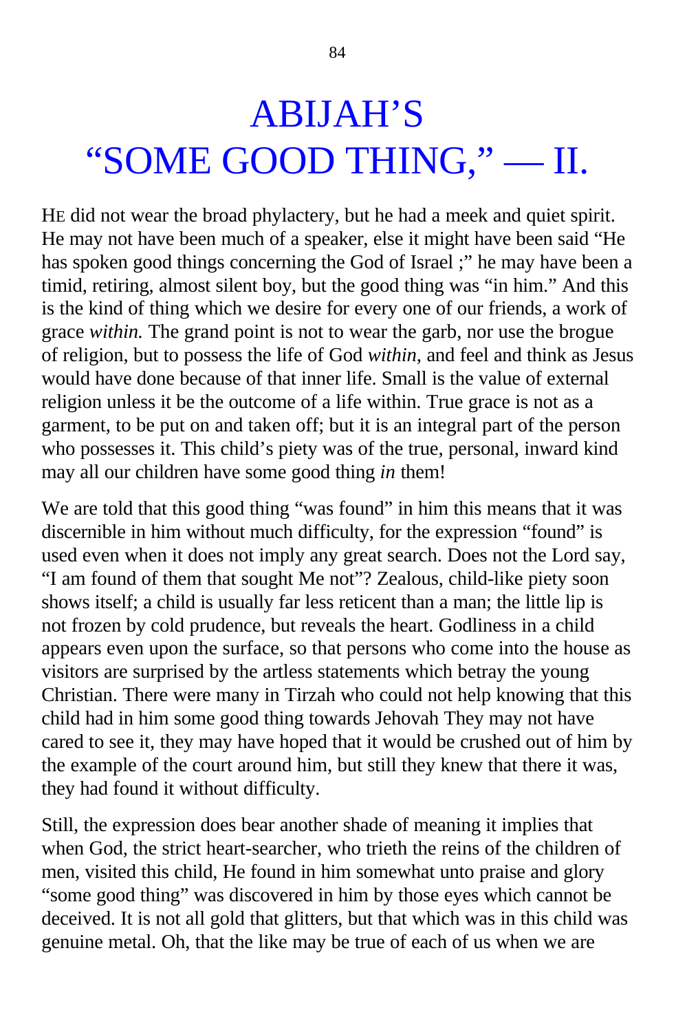# ABIJAH'S "SOME GOOD THING," — II.

HE did not wear the broad phylactery, but he had a meek and quiet spirit. He may not have been much of a speaker, else it might have been said "He has spoken good things concerning the God of Israel ;" he may have been a timid, retiring, almost silent boy, but the good thing was "in him." And this is the kind of thing which we desire for every one of our friends, a work of grace *within.* The grand point is not to wear the garb, nor use the brogue of religion, but to possess the life of God *within,* and feel and think as Jesus would have done because of that inner life. Small is the value of external religion unless it be the outcome of a life within. True grace is not as a garment, to be put on and taken off; but it is an integral part of the person who possesses it. This child's piety was of the true, personal, inward kind may all our children have some good thing *in* them!

We are told that this good thing "was found" in him this means that it was discernible in him without much difficulty, for the expression "found" is used even when it does not imply any great search. Does not the Lord say, "I am found of them that sought Me not"? Zealous, child-like piety soon shows itself; a child is usually far less reticent than a man; the little lip is not frozen by cold prudence, but reveals the heart. Godliness in a child appears even upon the surface, so that persons who come into the house as visitors are surprised by the artless statements which betray the young Christian. There were many in Tirzah who could not help knowing that this child had in him some good thing towards Jehovah They may not have cared to see it, they may have hoped that it would be crushed out of him by the example of the court around him, but still they knew that there it was, they had found it without difficulty.

Still, the expression does bear another shade of meaning it implies that when God, the strict heart-searcher, who trieth the reins of the children of men, visited this child, He found in him somewhat unto praise and glory "some good thing" was discovered in him by those eyes which cannot be deceived. It is not all gold that glitters, but that which was in this child was genuine metal. Oh, that the like may be true of each of us when we are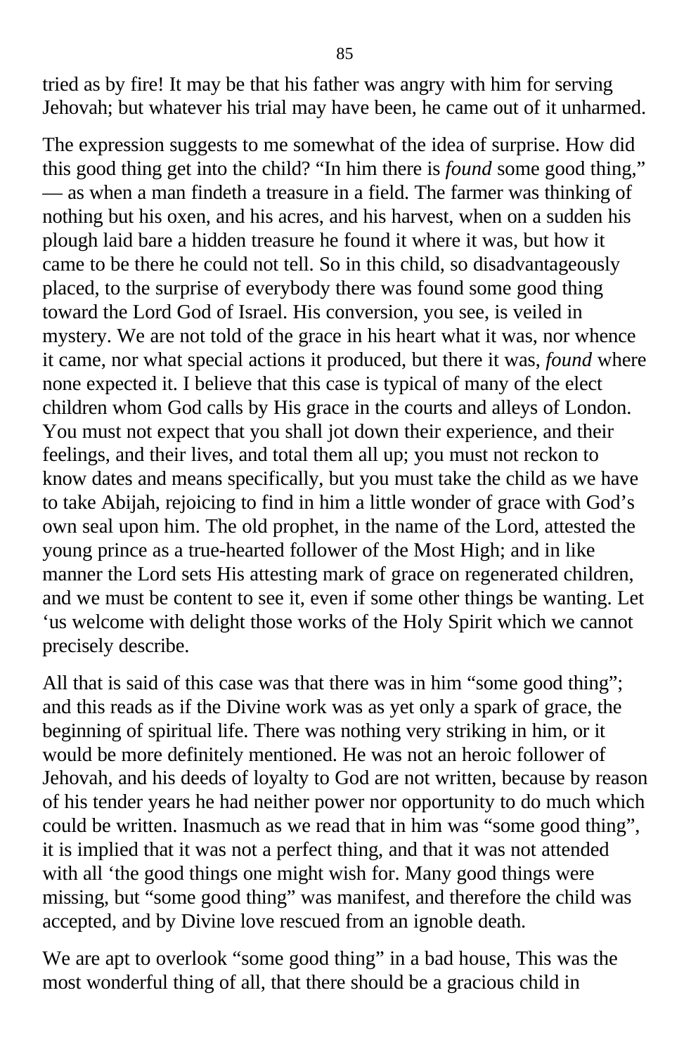tried as by fire! It may be that his father was angry with him for serving Jehovah; but whatever his trial may have been, he came out of it unharmed.

The expression suggests to me somewhat of the idea of surprise. How did this good thing get into the child? "In him there is *found* some good thing," — as when a man findeth a treasure in a field. The farmer was thinking of nothing but his oxen, and his acres, and his harvest, when on a sudden his plough laid bare a hidden treasure he found it where it was, but how it came to be there he could not tell. So in this child, so disadvantageously placed, to the surprise of everybody there was found some good thing toward the Lord God of Israel. His conversion, you see, is veiled in mystery. We are not told of the grace in his heart what it was, nor whence it came, nor what special actions it produced, but there it was, *found* where none expected it. I believe that this case is typical of many of the elect children whom God calls by His grace in the courts and alleys of London. You must not expect that you shall jot down their experience, and their feelings, and their lives, and total them all up; you must not reckon to know dates and means specifically, but you must take the child as we have to take Abijah, rejoicing to find in him a little wonder of grace with God's own seal upon him. The old prophet, in the name of the Lord, attested the young prince as a true-hearted follower of the Most High; and in like manner the Lord sets His attesting mark of grace on regenerated children, and we must be content to see it, even if some other things be wanting. Let 'us welcome with delight those works of the Holy Spirit which we cannot precisely describe.

All that is said of this case was that there was in him "some good thing"; and this reads as if the Divine work was as yet only a spark of grace, the beginning of spiritual life. There was nothing very striking in him, or it would be more definitely mentioned. He was not an heroic follower of Jehovah, and his deeds of loyalty to God are not written, because by reason of his tender years he had neither power nor opportunity to do much which could be written. Inasmuch as we read that in him was "some good thing", it is implied that it was not a perfect thing, and that it was not attended with all 'the good things one might wish for. Many good things were missing, but "some good thing" was manifest, and therefore the child was accepted, and by Divine love rescued from an ignoble death.

We are apt to overlook "some good thing" in a bad house, This was the most wonderful thing of all, that there should be a gracious child in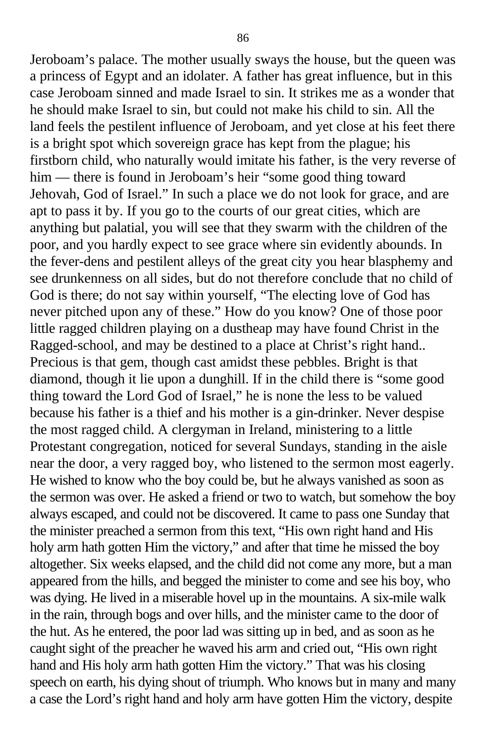Jeroboam’s palace. The mother usually sways the house, but the queen was a princess of Egypt and an idolater. A father has great influence, but in this case Jeroboam sinned and made Israel to sin. It strikes me as a wonder that he should make Israel to sin, but could not make his child to sin. All the land feels the pestilent influence of Jeroboam, and yet close at his feet there is a bright spot which sovereign grace has kept from the plague; his firstborn child, who naturally would imitate his father, is the very reverse of him — there is found in Jeroboam’s heir “some good thing toward Jehovah, God of Israel.” In such a place we do not look for grace, and are apt to pass it by. If you go to the courts of our great cities, which are anything but palatial, you will see that they swarm with the children of the poor, and you hardly expect to see grace where sin evidently abounds. In the fever-dens and pestilent alleys of the great city you hear blasphemy and see drunkenness on all sides, but do not therefore conclude that no child of God is there; do not say within yourself, “The electing love of God has never pitched upon any of these.” How do you know? One of those poor little ragged children playing on a dustheap may have found Christ in the Ragged-school, and may be destined to a place at Christ’s right hand.. Precious is that gem, though cast amidst these pebbles. Bright is that diamond, though it lie upon a dunghill. If in the child there is “some good thing toward the Lord God of Israel,” he is none the less to be valued because his father is a thief and his mother is a gin-drinker. Never despise the most ragged child. A clergyman in Ireland, ministering to a little Protestant congregation, noticed for several Sundays, standing in the aisle near the door, a very ragged boy, who listened to the sermon most eagerly. He wished to know who the boy could be, but he always vanished as soon as the sermon was over. He asked a friend or two to watch, but somehow the boy always escaped, and could not be discovered. It came to pass one Sunday that the minister preached a sermon from this text, “His own right hand and His holy arm hath gotten Him the victory,” and after that time he missed the boy altogether. Six weeks elapsed, and the child did not come any more, but a man appeared from the hills, and begged the minister to come and see his boy, who was dying. He lived in a miserable hovel up in the mountains. A six-mile walk in the rain, through bogs and over hills, and the minister came to the door of the hut. As he entered, the poor lad was sitting up in bed, and as soon as he caught sight of the preacher he waved his arm and cried out, “His own right hand and His holy arm hath gotten Him the victory.” That was his closing speech on earth, his dying shout of triumph. Who knows but in many and many a case the Lord’s right hand and holy arm have gotten Him the victory, despite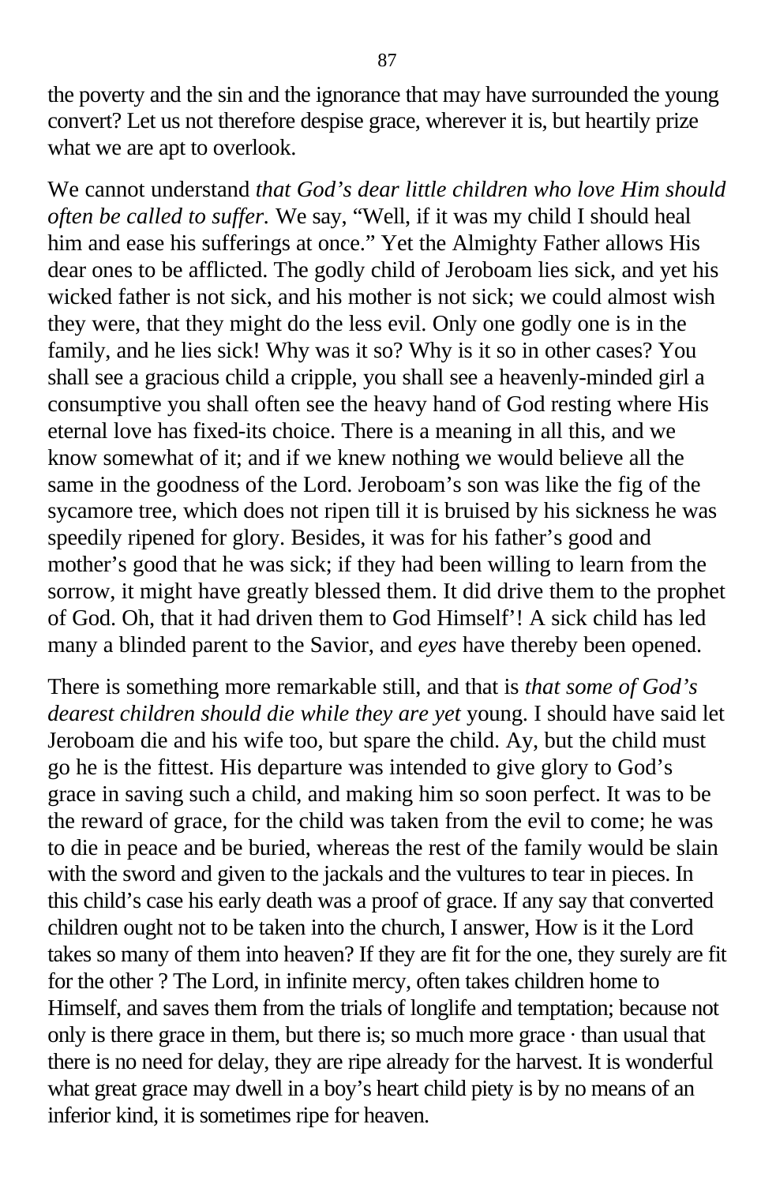the poverty and the sin and the ignorance that may have surrounded the young convert? Let us not therefore despise grace, wherever it is, but heartily prize what we are apt to overlook.

We cannot understand *that God's dear little children who love Him should often be called to suffer.* We say, "Well, if it was my child I should heal him and ease his sufferings at once." Yet the Almighty Father allows His dear ones to be afflicted. The godly child of Jeroboam lies sick, and yet his wicked father is not sick, and his mother is not sick; we could almost wish they were, that they might do the less evil. Only one godly one is in the family, and he lies sick! Why was it so? Why is it so in other cases? You shall see a gracious child a cripple, you shall see a heavenly-minded girl a consumptive you shall often see the heavy hand of God resting where His eternal love has fixed-its choice. There is a meaning in all this, and we know somewhat of it; and if we knew nothing we would believe all the same in the goodness of the Lord. Jeroboam's son was like the fig of the sycamore tree, which does not ripen till it is bruised by his sickness he was speedily ripened for glory. Besides, it was for his father's good and mother's good that he was sick; if they had been willing to learn from the sorrow, it might have greatly blessed them. It did drive them to the prophet of God. Oh, that it had driven them to God Himself'! A sick child has led many a blinded parent to the Savior, and *eyes* have thereby been opened.

There is something more remarkable still, and that is *that some of God's dearest children should die while they are yet* young. I should have said let Jeroboam die and his wife too, but spare the child. Ay, but the child must go he is the fittest. His departure was intended to give glory to God's grace in saving such a child, and making him so soon perfect. It was to be the reward of grace, for the child was taken from the evil to come; he was to die in peace and be buried, whereas the rest of the family would be slain with the sword and given to the jackals and the vultures to tear in pieces. In this child's case his early death was a proof of grace. If any say that converted children ought not to be taken into the church, I answer, How is it the Lord takes so many of them into heaven? If they are fit for the one, they surely are fit for the other ? The Lord, in infinite mercy, often takes children home to Himself, and saves them from the trials of longlife and temptation; because not only is there grace in them, but there is; so much more grace · than usual that there is no need for delay, they are ripe already for the harvest. It is wonderful what great grace may dwell in a boy's heart child piety is by no means of an inferior kind, it is sometimes ripe for heaven.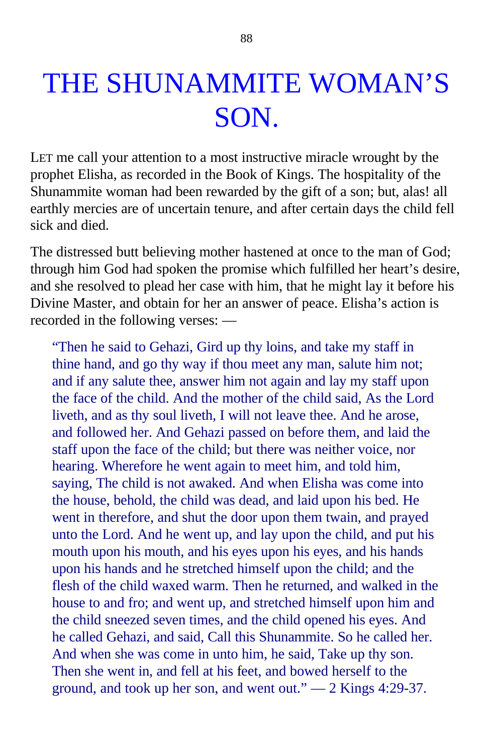# THE SHUNAMMITE WOMAN'S SON.

LET me call your attention to a most instructive miracle wrought by the prophet Elisha, as recorded in the Book of Kings. The hospitality of the Shunammite woman had been rewarded by the gift of a son; but, alas! all earthly mercies are of uncertain tenure, and after certain days the child fell sick and died.

The distressed butt believing mother hastened at once to the man of God; through him God had spoken the promise which fulfilled her heart's desire, and she resolved to plead her case with him, that he might lay it before his Divine Master, and obtain for her an answer of peace. Elisha's action is recorded in the following verses: —

> "Then he said to Gehazi, Gird up thy loins, and take my staff in thine hand, and go thy way if thou meet any man, salute him not; and if any salute thee, answer him not again and lay my staff upon the face of the child. And the mother of the child said, As the Lord liveth, and as thy soul liveth, I will not leave thee. And he arose, and followed her. And Gehazi passed on before them, and laid the staff upon the face of the child; but there was neither voice, nor hearing. Wherefore he went again to meet him, and told him, saying, The child is not awaked. And when Elisha was come into the house, behold, the child was dead, and laid upon his bed. He went in therefore, and shut the door upon them twain, and prayed unto the Lord. And he went up, and lay upon the child, and put his mouth upon his mouth, and his eyes upon his eyes, and his hands upon his hands and he stretched himself upon the child; and the flesh of the child waxed warm. Then he returned, and walked in the house to and fro; and went up, and stretched himself upon him and the child sneezed seven times, and the child opened his eyes. And he called Gehazi, and said, Call this Shunammite. So he called her. And when she was come in unto him, he said, Take up thy son. Then she went in, and fell at his feet, and bowed herself to the ground, and took up her son, and went out." — 2 Kings 4:29-37.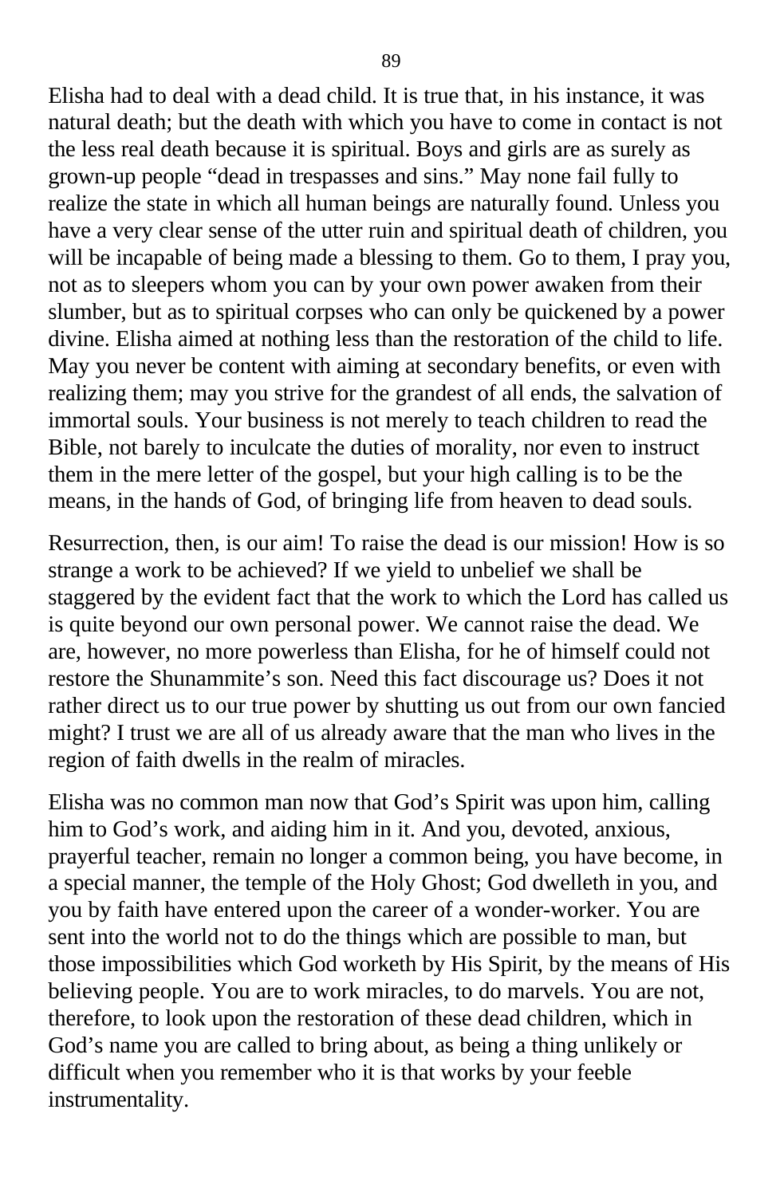Elisha had to deal with a dead child. It is true that, in his instance, it was natural death; but the death with which you have to come in contact is not the less real death because it is spiritual. Boys and girls are as surely as grown-up people "dead in trespasses and sins." May none fail fully to realize the state in which all human beings are naturally found. Unless you have a very clear sense of the utter ruin and spiritual death of children, you will be incapable of being made a blessing to them. Go to them, I pray you, not as to sleepers whom you can by your own power awaken from their slumber, but as to spiritual corpses who can only be quickened by a power divine. Elisha aimed at nothing less than the restoration of the child to life. May you never be content with aiming at secondary benefits, or even with realizing them; may you strive for the grandest of all ends, the salvation of immortal souls. Your business is not merely to teach children to read the Bible, not barely to inculcate the duties of morality, nor even to instruct them in the mere letter of the gospel, but your high calling is to be the means, in the hands of God, of bringing life from heaven to dead souls.

Resurrection, then, is our aim! To raise the dead is our mission! How is so strange a work to be achieved? If we yield to unbelief we shall be staggered by the evident fact that the work to which the Lord has called us is quite beyond our own personal power. We cannot raise the dead. We are, however, no more powerless than Elisha, for he of himself could not restore the Shunammite's son. Need this fact discourage us? Does it not rather direct us to our true power by shutting us out from our own fancied might? I trust we are all of us already aware that the man who lives in the region of faith dwells in the realm of miracles.

Elisha was no common man now that God's Spirit was upon him, calling him to God's work, and aiding him in it. And you, devoted, anxious, prayerful teacher, remain no longer a common being, you have become, in a special manner, the temple of the Holy Ghost; God dwelleth in you, and you by faith have entered upon the career of a wonder-worker. You are sent into the world not to do the things which are possible to man, but those impossibilities which God worketh by His Spirit, by the means of His believing people. You are to work miracles, to do marvels. You are not, therefore, to look upon the restoration of these dead children, which in God's name you are called to bring about, as being a thing unlikely or difficult when you remember who it is that works by your feeble instrumentality.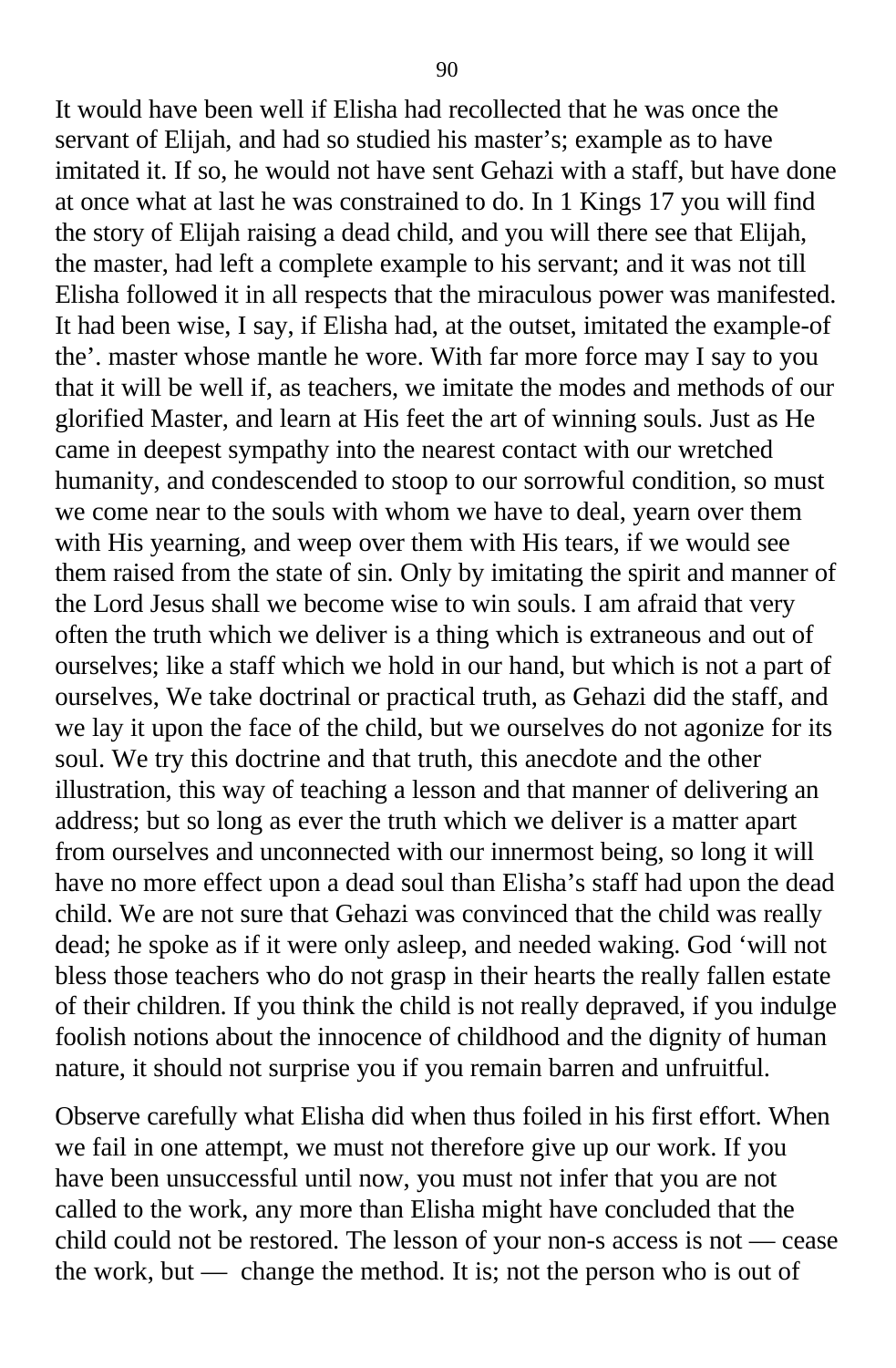It would have been well if Elisha had recollected that he was once the servant of Elijah, and had so studied his master's; example as to have imitated it. If so, he would not have sent Gehazi with a staff, but have done at once what at last he was constrained to do. In 1 Kings 17 you will find the story of Elijah raising a dead child, and you will there see that Elijah, the master, had left a complete example to his servant; and it was not till Elisha followed it in all respects that the miraculous power was manifested. It had been wise, I say, if Elisha had, at the outset, imitated the example-of the'. master whose mantle he wore. With far more force may I say to you that it will be well if, as teachers, we imitate the modes and methods of our glorified Master, and learn at His feet the art of winning souls. Just as He came in deepest sympathy into the nearest contact with our wretched humanity, and condescended to stoop to our sorrowful condition, so must we come near to the souls with whom we have to deal, yearn over them with His yearning, and weep over them with His tears, if we would see them raised from the state of sin. Only by imitating the spirit and manner of the Lord Jesus shall we become wise to win souls. I am afraid that very often the truth which we deliver is a thing which is extraneous and out of ourselves; like a staff which we hold in our hand, but which is not a part of ourselves, We take doctrinal or practical truth, as Gehazi did the staff, and we lay it upon the face of the child, but we ourselves do not agonize for its soul. We try this doctrine and that truth, this anecdote and the other illustration, this way of teaching a lesson and that manner of delivering an address; but so long as ever the truth which we deliver is a matter apart from ourselves and unconnected with our innermost being, so long it will have no more effect upon a dead soul than Elisha's staff had upon the dead child. We are not sure that Gehazi was convinced that the child was really dead; he spoke as if it were only asleep, and needed waking. God 'will not bless those teachers who do not grasp in their hearts the really fallen estate of their children. If you think the child is not really depraved, if you indulge foolish notions about the innocence of childhood and the dignity of human nature, it should not surprise you if you remain barren and unfruitful.

Observe carefully what Elisha did when thus foiled in his first effort. When we fail in one attempt, we must not therefore give up our work. If you have been unsuccessful until now, you must not infer that you are not called to the work, any more than Elisha might have concluded that the child could not be restored. The lesson of your non-s access is not — cease the work, but — change the method. It is; not the person who is out of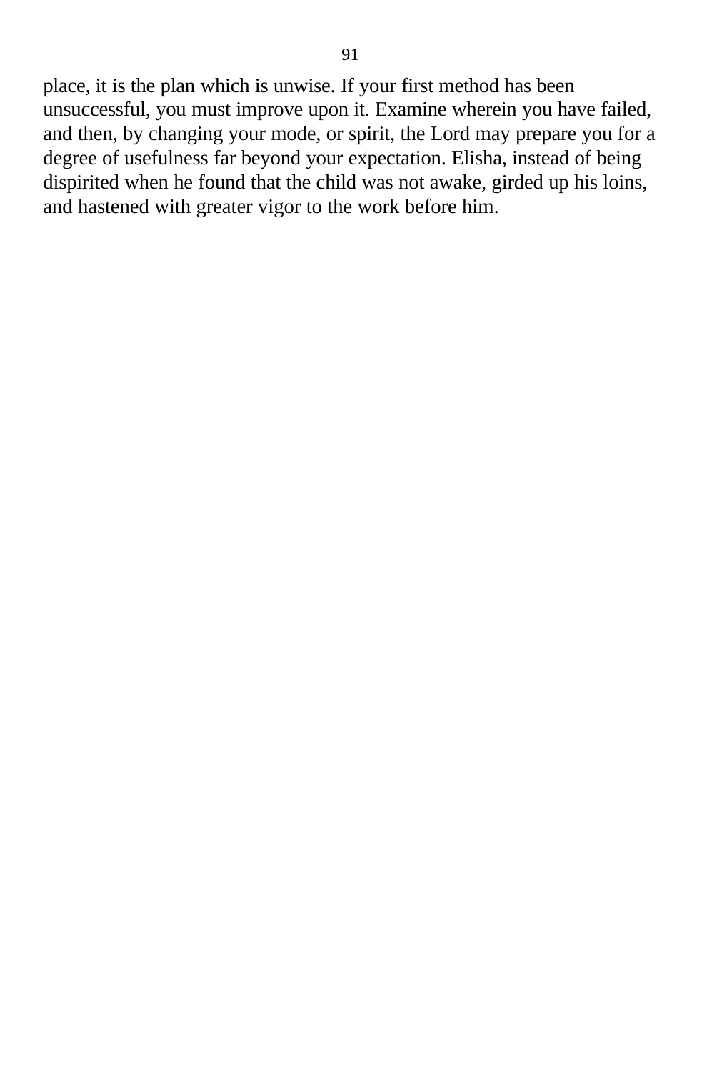place, it is the plan which is unwise. If your first method has been unsuccessful, you must improve upon it. Examine wherein you have failed, and then, by changing your mode, or spirit, the Lord may prepare you for a degree of usefulness far beyond your expectation. Elisha, instead of being dispirited when he found that the child was not awake, girded up his loins, and hastened with greater vigor to the work before him.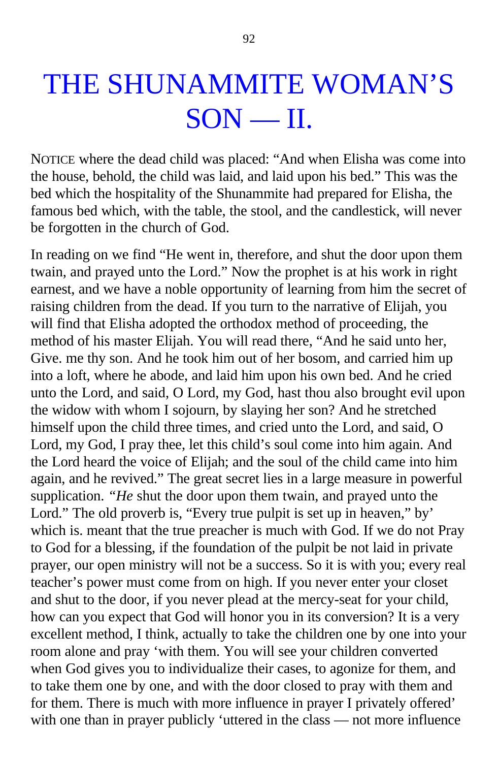# THE SHUNAMMITE WOMAN'S SON — II.

NOTICE where the dead child was placed: "And when Elisha was come into the house, behold, the child was laid, and laid upon his bed." This was the bed which the hospitality of the Shunammite had prepared for Elisha, the famous bed which, with the table, the stool, and the candlestick, will never be forgotten in the church of God.

In reading on we find "He went in, therefore, and shut the door upon them twain, and prayed unto the Lord." Now the prophet is at his work in right earnest, and we have a noble opportunity of learning from him the secret of raising children from the dead. If you turn to the narrative of Elijah, you will find that Elisha adopted the orthodox method of proceeding, the method of his master Elijah. You will read there, "And he said unto her, Give. me thy son. And he took him out of her bosom, and carried him up into a loft, where he abode, and laid him upon his own bed. And he cried unto the Lord, and said, O Lord, my God, hast thou also brought evil upon the widow with whom I sojourn, by slaying her son? And he stretched himself upon the child three times, and cried unto the Lord, and said, O Lord, my God, I pray thee, let this child's soul come into him again. And the Lord heard the voice of Elijah; and the soul of the child came into him again, and he revived." The great secret lies in a large measure in powerful supplication. "*He* shut the door upon them twain, and prayed unto the Lord." The old proverb is, "Every true pulpit is set up in heaven," by' which is. meant that the true preacher is much with God. If we do not Pray to God for a blessing, if the foundation of the pulpit be not laid in private prayer, our open ministry will not be a success. So it is with you; every real teacher's power must come from on high. If you never enter your closet and shut to the door, if you never plead at the mercy-seat for your child, how can you expect that God will honor you in its conversion? It is a very excellent method, I think, actually to take the children one by one into your room alone and pray 'with them. You will see your children converted when God gives you to individualize their cases, to agonize for them, and to take them one by one, and with the door closed to pray with them and for them. There is much with more influence in prayer I privately offered' with one than in prayer publicly 'uttered in the class — not more influence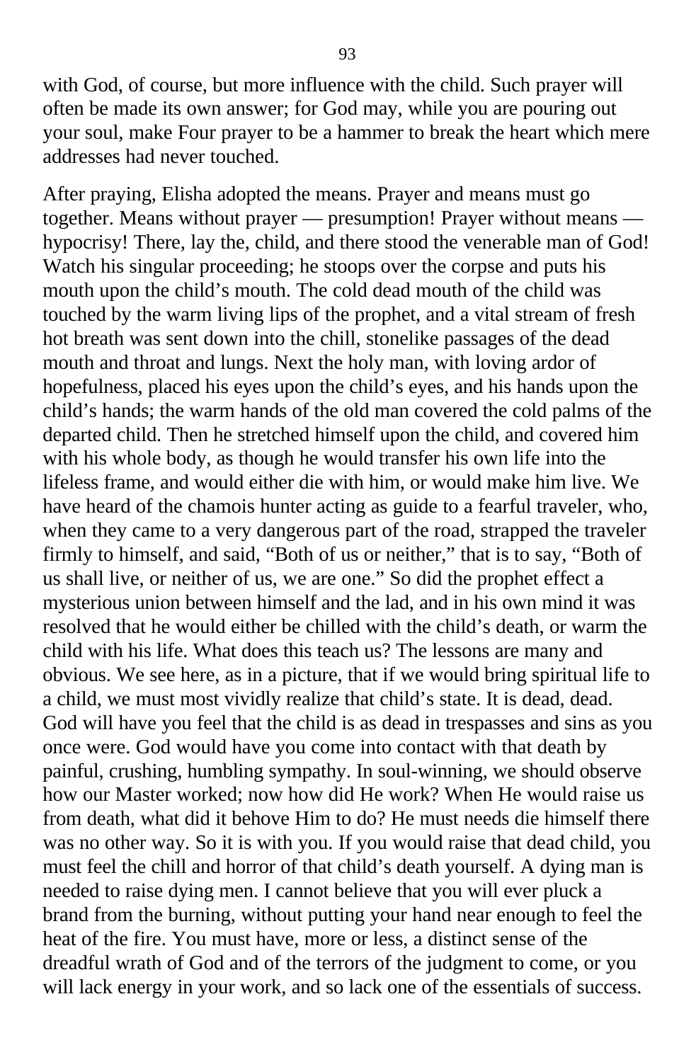with God, of course, but more influence with the child. Such prayer will often be made its own answer; for God may, while you are pouring out your soul, make Four prayer to be a hammer to break the heart which mere addresses had never touched.

After praying, Elisha adopted the means. Prayer and means must go together. Means without prayer — presumption! Prayer without means — hypocrisy! There, lay the, child, and there stood the venerable man of God! Watch his singular proceeding; he stoops over the corpse and puts his mouth upon the child's mouth. The cold dead mouth of the child was touched by the warm living lips of the prophet, and a vital stream of fresh hot breath was sent down into the chill, stonelike passages of the dead mouth and throat and lungs. Next the holy man, with loving ardor of hopefulness, placed his eyes upon the child's eyes, and his hands upon the child's hands; the warm hands of the old man covered the cold palms of the departed child. Then he stretched himself upon the child, and covered him with his whole body, as though he would transfer his own life into the lifeless frame, and would either die with him, or would make him live. We have heard of the chamois hunter acting as guide to a fearful traveler, who, when they came to a very dangerous part of the road, strapped the traveler firmly to himself, and said, "Both of us or neither," that is to say, "Both of us shall live, or neither of us, we are one." So did the prophet effect a mysterious union between himself and the lad, and in his own mind it was resolved that he would either be chilled with the child's death, or warm the child with his life. What does this teach us? The lessons are many and obvious. We see here, as in a picture, that if we would bring spiritual life to a child, we must most vividly realize that child's state. It is dead, dead. God will have you feel that the child is as dead in trespasses and sins as you once were. God would have you come into contact with that death by painful, crushing, humbling sympathy. In soul-winning, we should observe how our Master worked; now how did He work? When He would raise us from death, what did it behove Him to do? He must needs die himself there was no other way. So it is with you. If you would raise that dead child, you must feel the chill and horror of that child's death yourself. A dying man is needed to raise dying men. I cannot believe that you will ever pluck a brand from the burning, without putting your hand near enough to feel the heat of the fire. You must have, more or less, a distinct sense of the dreadful wrath of God and of the terrors of the judgment to come, or you will lack energy in your work, and so lack one of the essentials of success.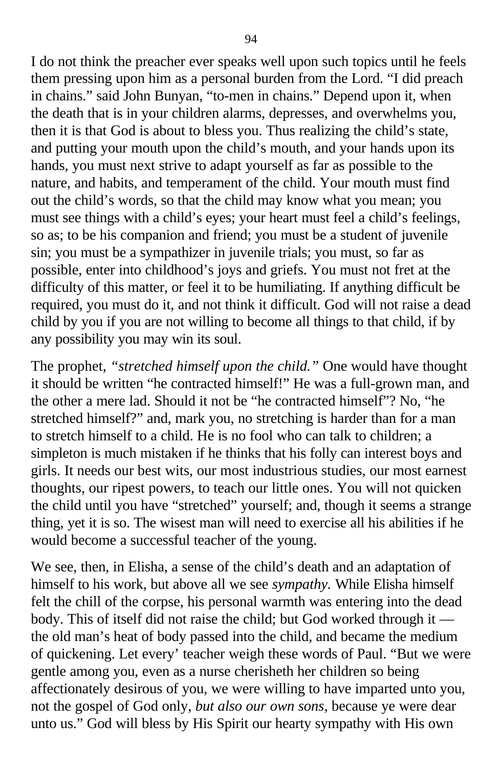I do not think the preacher ever speaks well upon such topics until he feels them pressing upon him as a personal burden from the Lord. “I did preach in chains.” said John Bunyan, “to-men in chains.” Depend upon it, when the death that is in your children alarms, depresses, and overwhelms you, then it is that God is about to bless you. Thus realizing the child’s state, and putting your mouth upon the child’s mouth, and your hands upon its hands, you must next strive to adapt yourself as far as possible to the nature, and habits, and temperament of the child. Your mouth must find out the child’s words, so that the child may know what you mean; you must see things with a child’s eyes; your heart must feel a child’s feelings, so as; to be his companion and friend; you must be a student of juvenile sin; you must be a sympathizer in juvenile trials; you must, so far as possible, enter into childhood’s joys and griefs. You must not fret at the difficulty of this matter, or feel it to be humiliating. If anything difficult be required, you must do it, and not think it difficult. God will not raise a dead child by you if you are not willing to become all things to that child, if by any possibility you may win its soul.

The prophet, *“stretched himself upon the child.”* One would have thought it should be written “he contracted himself!” He was a full-grown man, and the other a mere lad. Should it not be “he contracted himself”? No, “he stretched himself?” and, mark you, no stretching is harder than for a man to stretch himself to a child. He is no fool who can talk to children; a simpleton is much mistaken if he thinks that his folly can interest boys and girls. It needs our best wits, our most industrious studies, our most earnest thoughts, our ripest powers, to teach our little ones. You will not quicken the child until you have “stretched” yourself; and, though it seems a strange thing, yet it is so. The wisest man will need to exercise all his abilities if he would become a successful teacher of the young.

We see, then, in Elisha, a sense of the child’s death and an adaptation of himself to his work, but above all we see *sympathy.* While Elisha himself felt the chill of the corpse, his personal warmth was entering into the dead body. This of itself did not raise the child; but God worked through it — the old man’s heat of body passed into the child, and became the medium of quickening. Let every’ teacher weigh these words of Paul. “But we were gentle among you, even as a nurse cherisheth her children so being affectionately desirous of you, we were willing to have imparted unto you, not the gospel of God only, *but also our own sons,* because ye were dear unto us.” God will bless by His Spirit our hearty sympathy with His own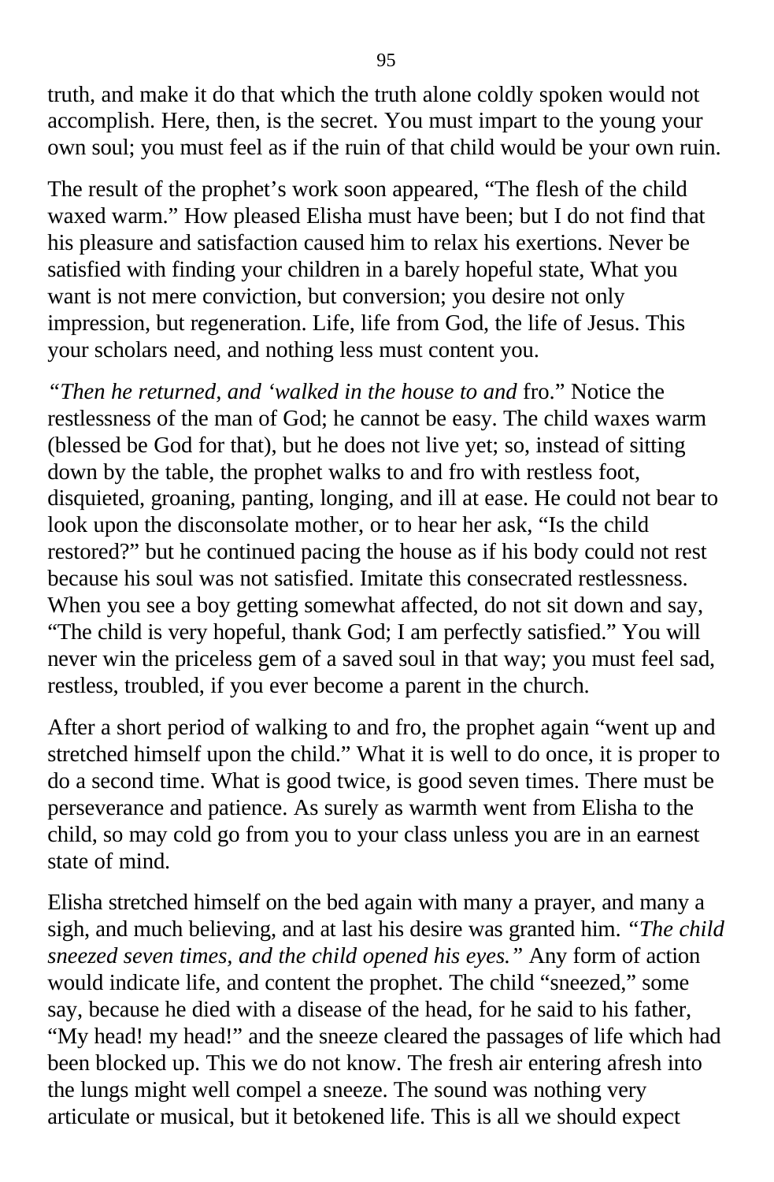truth, and make it do that which the truth alone coldly spoken would not accomplish. Here, then, is the secret. You must impart to the young your own soul; you must feel as if the ruin of that child would be your own ruin.

The result of the prophet's work soon appeared, "The flesh of the child waxed warm." How pleased Elisha must have been; but I do not find that his pleasure and satisfaction caused him to relax his exertions. Never be satisfied with finding your children in a barely hopeful state, What you want is not mere conviction, but conversion; you desire not only impression, but regeneration. Life, life from God, the life of Jesus. This your scholars need, and nothing less must content you.

*"Then he returned, and 'walked in the house to and* fro." Notice the restlessness of the man of God; he cannot be easy. The child waxes warm (blessed be God for that), but he does not live yet; so, instead of sitting down by the table, the prophet walks to and fro with restless foot, disquieted, groaning, panting, longing, and ill at ease. He could not bear to look upon the disconsolate mother, or to hear her ask, "Is the child restored?" but he continued pacing the house as if his body could not rest because his soul was not satisfied. Imitate this consecrated restlessness. When you see a boy getting somewhat affected, do not sit down and say, "The child is very hopeful, thank God; I am perfectly satisfied." You will never win the priceless gem of a saved soul in that way; you must feel sad, restless, troubled, if you ever become a parent in the church.

After a short period of walking to and fro, the prophet again "went up and stretched himself upon the child." What it is well to do once, it is proper to do a second time. What is good twice, is good seven times. There must be perseverance and patience. As surely as warmth went from Elisha to the child, so may cold go from you to your class unless you are in an earnest state of mind.

Elisha stretched himself on the bed again with many a prayer, and many a sigh, and much believing, and at last his desire was granted him. *"The child sneezed seven times, and the child opened his eyes."* Any form of action would indicate life, and content the prophet. The child "sneezed," some say, because he died with a disease of the head, for he said to his father, "My head! my head!" and the sneeze cleared the passages of life which had been blocked up. This we do not know. The fresh air entering afresh into the lungs might well compel a sneeze. The sound was nothing very articulate or musical, but it betokened life. This is all we should expect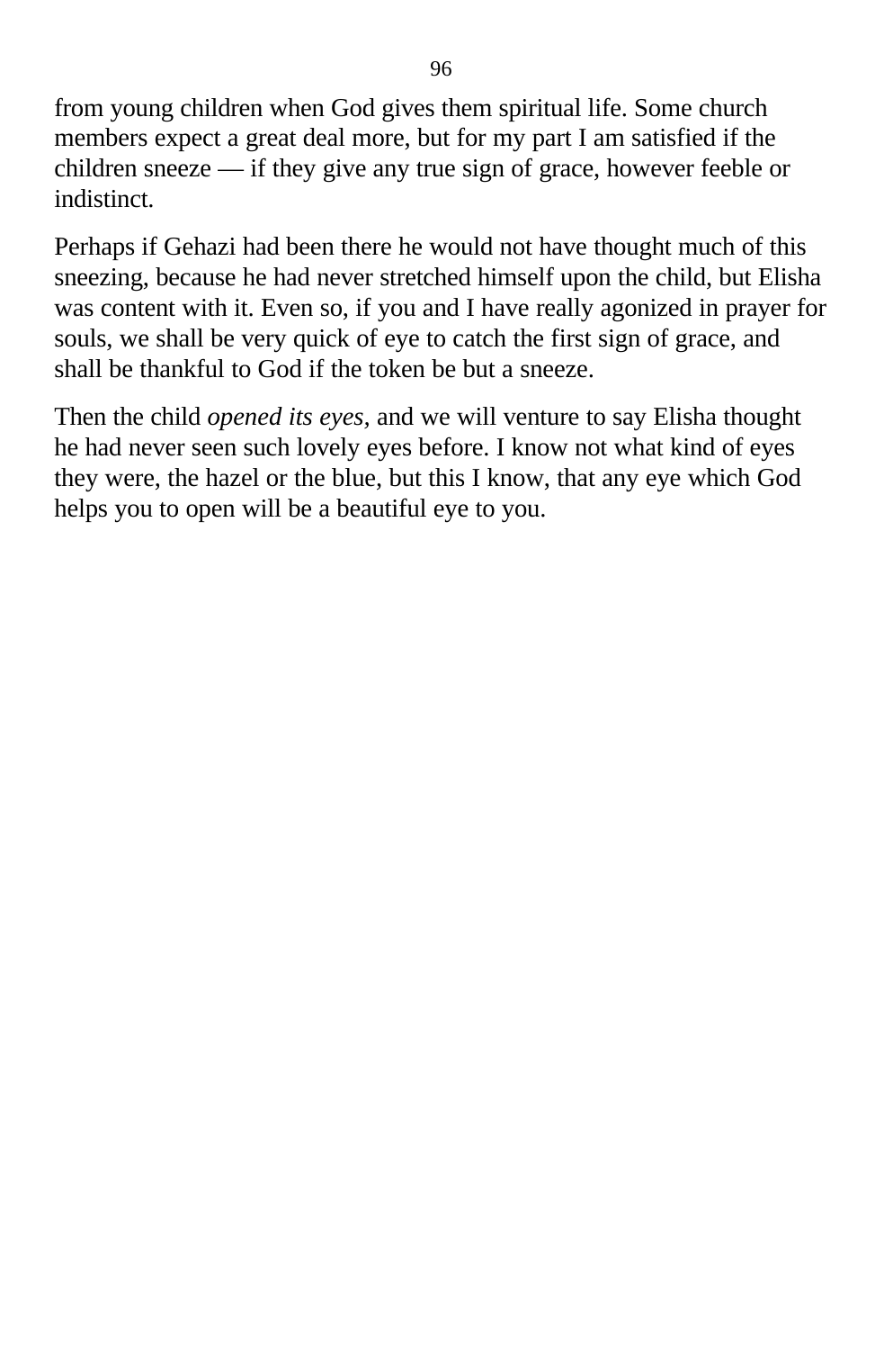from young children when God gives them spiritual life. Some church members expect a great deal more, but for my part I am satisfied if the children sneeze — if they give any true sign of grace, however feeble or indistinct.

Perhaps if Gehazi had been there he would not have thought much of this sneezing, because he had never stretched himself upon the child, but Elisha was content with it. Even so, if you and I have really agonized in prayer for souls, we shall be very quick of eye to catch the first sign of grace, and shall be thankful to God if the token be but a sneeze.

Then the child *opened its eyes*, and we will venture to say Elisha thought he had never seen such lovely eyes before. I know not what kind of eyes they were, the hazel or the blue, but this I know, that any eye which God helps you to open will be a beautiful eye to you.